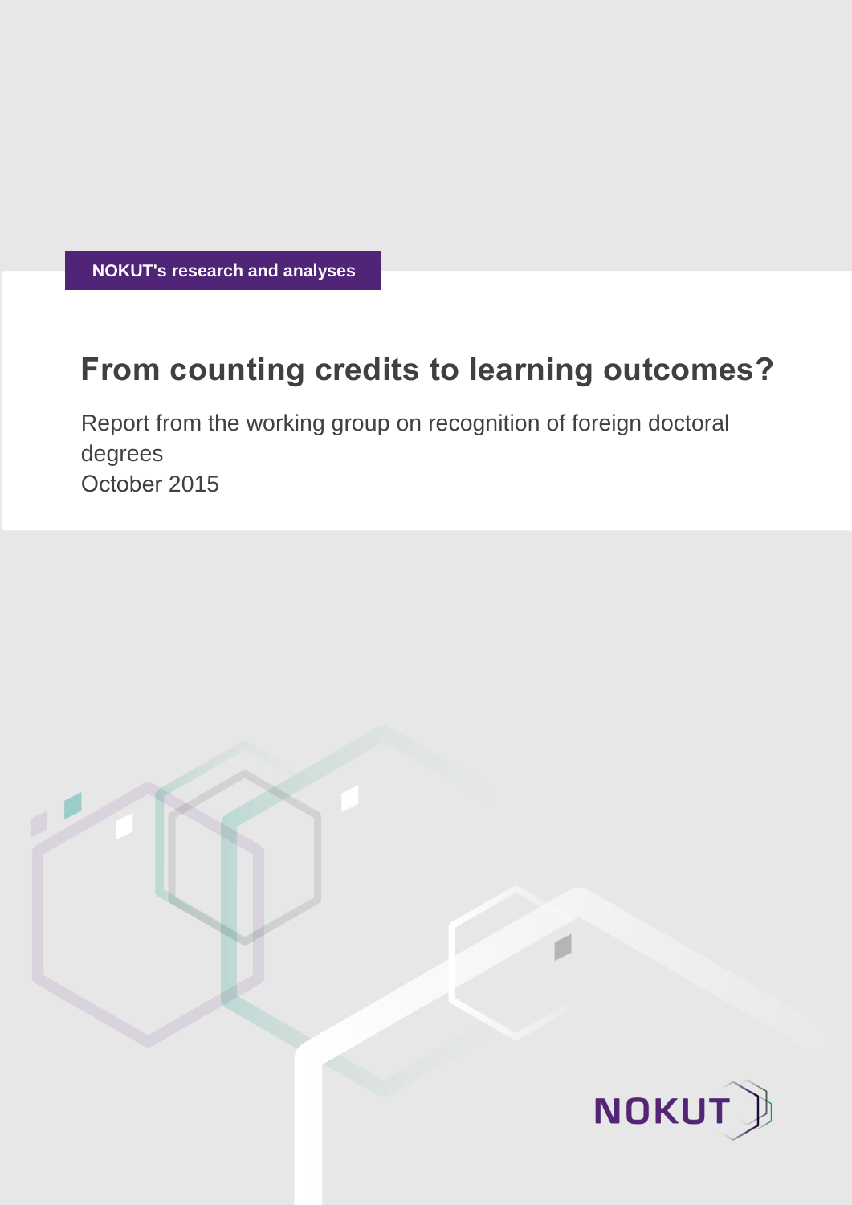NOKUT's research and analyses

# From counting credits to learning outcomes?

Report from the working group on recognition of foreign doctoral degrees
October 2015

NOKUT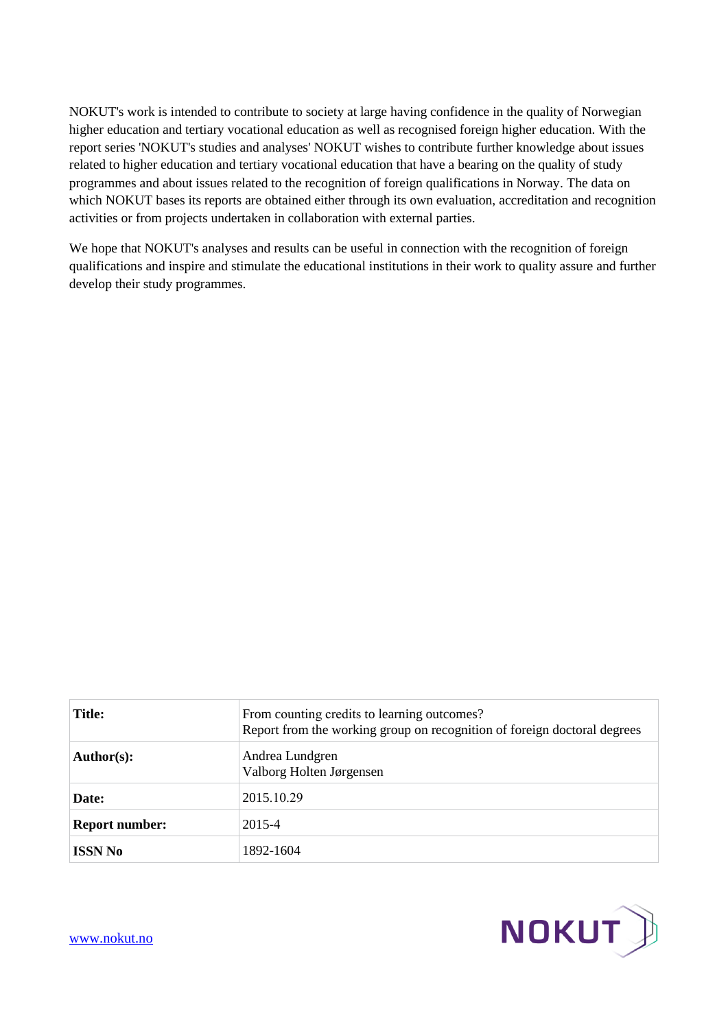NOKUT's work is intended to contribute to society at large having confidence in the quality of Norwegian higher education and tertiary vocational education as well as recognised foreign higher education. With the report series 'NOKUT's studies and analyses' NOKUT wishes to contribute further knowledge about issues related to higher education and tertiary vocational education that have a bearing on the quality of study programmes and about issues related to the recognition of foreign qualifications in Norway. The data on which NOKUT bases its reports are obtained either through its own evaluation, accreditation and recognition activities or from projects undertaken in collaboration with external parties.

We hope that NOKUT's analyses and results can be useful in connection with the recognition of foreign qualifications and inspire and stimulate the educational institutions in their work to quality assure and further develop their study programmes.

| | |
|---|---|
| **Title:** | From counting credits to learning outcomes?<br>Report from the working group on recognition of foreign doctoral degrees |
| **Author(s):** | Andrea Lundgren<br>Valborg Holten Jørgensen |
| **Date:** | 2015.10.29 |
| **Report number:** | 2015-4 |
| **ISSN No** | 1892-1604 |

www.nokut.no

NOKUT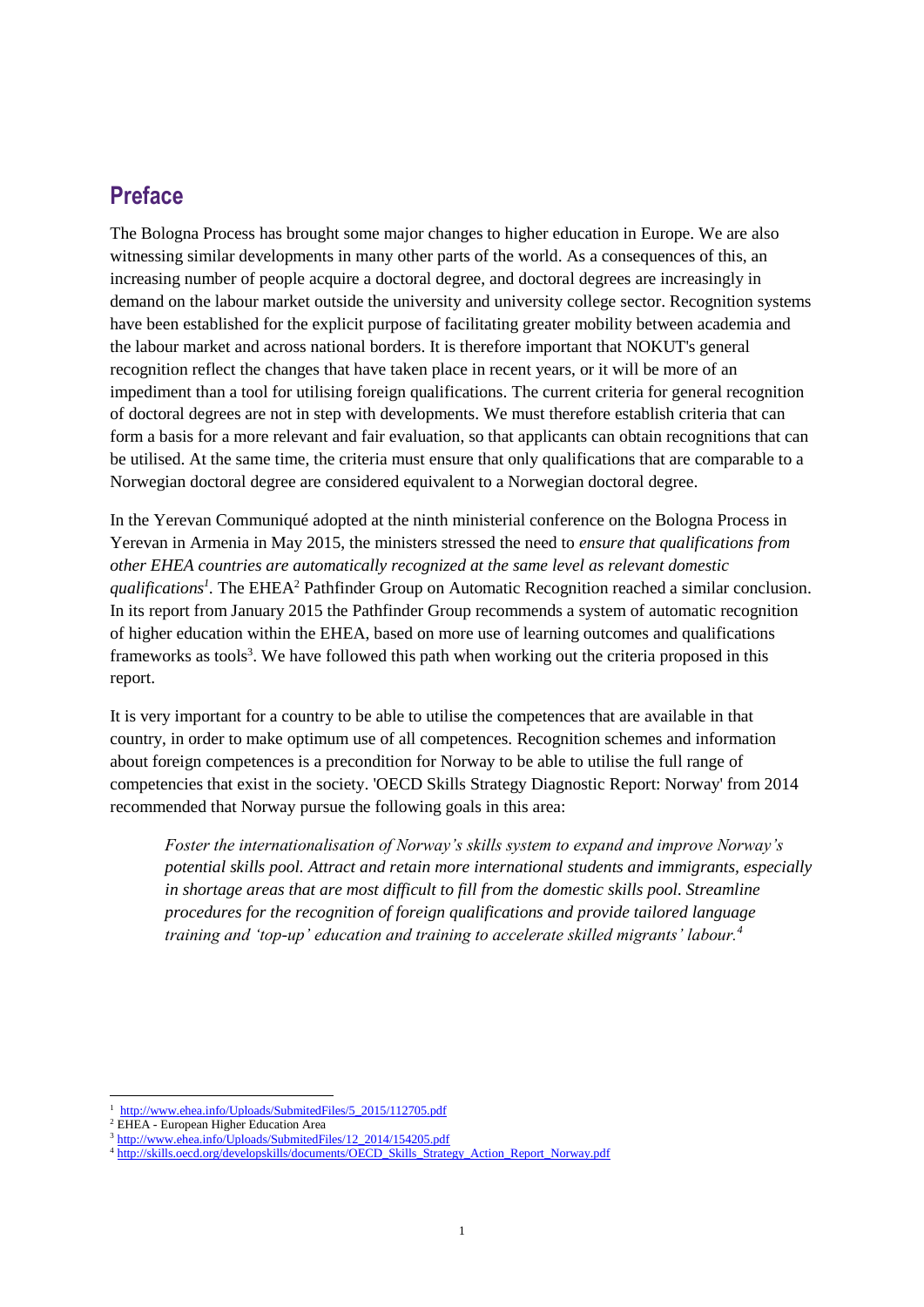## Preface

The Bologna Process has brought some major changes to higher education in Europe. We are also witnessing similar developments in many other parts of the world. As a consequences of this, an increasing number of people acquire a doctoral degree, and doctoral degrees are increasingly in demand on the labour market outside the university and university college sector. Recognition systems have been established for the explicit purpose of facilitating greater mobility between academia and the labour market and across national borders. It is therefore important that NOKUT's general recognition reflect the changes that have taken place in recent years, or it will be more of an impediment than a tool for utilising foreign qualifications. The current criteria for general recognition of doctoral degrees are not in step with developments. We must therefore establish criteria that can form a basis for a more relevant and fair evaluation, so that applicants can obtain recognitions that can be utilised. At the same time, the criteria must ensure that only qualifications that are comparable to a Norwegian doctoral degree are considered equivalent to a Norwegian doctoral degree.

In the Yerevan Communiqué adopted at the ninth ministerial conference on the Bologna Process in Yerevan in Armenia in May 2015, the ministers stressed the need to *ensure that qualifications from other EHEA countries are automatically recognized at the same level as relevant domestic qualifications*[1]. The EHEA[2] Pathfinder Group on Automatic Recognition reached a similar conclusion. In its report from January 2015 the Pathfinder Group recommends a system of automatic recognition of higher education within the EHEA, based on more use of learning outcomes and qualifications frameworks as tools[3]. We have followed this path when working out the criteria proposed in this report.

It is very important for a country to be able to utilise the competences that are available in that country, in order to make optimum use of all competences. Recognition schemes and information about foreign competences is a precondition for Norway to be able to utilise the full range of competencies that exist in the society. 'OECD Skills Strategy Diagnostic Report: Norway' from 2014 recommended that Norway pursue the following goals in this area:

> *Foster the internationalisation of Norway's skills system to expand and improve Norway's potential skills pool. Attract and retain more international students and immigrants, especially in shortage areas that are most difficult to fill from the domestic skills pool. Streamline procedures for the recognition of foreign qualifications and provide tailored language training and 'top-up' education and training to accelerate skilled migrants' labour.*[4]

---

[1] http://www.ehea.info/Uploads/SubmitedFiles/5_2015/112705.pdf
[2] EHEA - European Higher Education Area
[3] http://www.ehea.info/Uploads/SubmitedFiles/12_2014/154205.pdf
[4] http://skills.oecd.org/developskills/documents/OECD_Skills_Strategy_Action_Report_Norway.pdf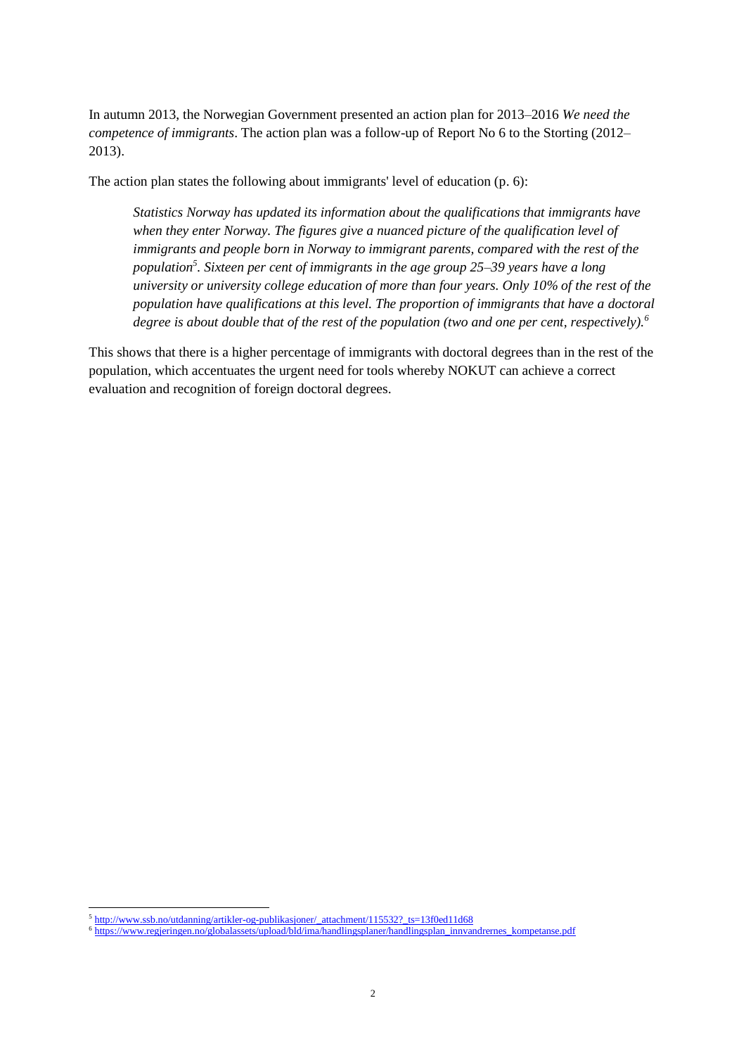In autumn 2013, the Norwegian Government presented an action plan for 2013–2016 *We need the competence of immigrants*. The action plan was a follow-up of Report No 6 to the Storting (2012–2013).

The action plan states the following about immigrants' level of education (p. 6):

> *Statistics Norway has updated its information about the qualifications that immigrants have when they enter Norway. The figures give a nuanced picture of the qualification level of immigrants and people born in Norway to immigrant parents, compared with the rest of the population[5]. Sixteen per cent of immigrants in the age group 25–39 years have a long university or university college education of more than four years. Only 10% of the rest of the population have qualifications at this level. The proportion of immigrants that have a doctoral degree is about double that of the rest of the population (two and one per cent, respectively).[6]*

This shows that there is a higher percentage of immigrants with doctoral degrees than in the rest of the population, which accentuates the urgent need for tools whereby NOKUT can achieve a correct evaluation and recognition of foreign doctoral degrees.

---

[5] http://www.ssb.no/utdanning/artikler-og-publikasjoner/_attachment/115532?_ts=13f0ed11d68

[6] https://www.regjeringen.no/globalassets/upload/bld/ima/handlingsplaner/handlingsplan_innvandrernes_kompetanse.pdf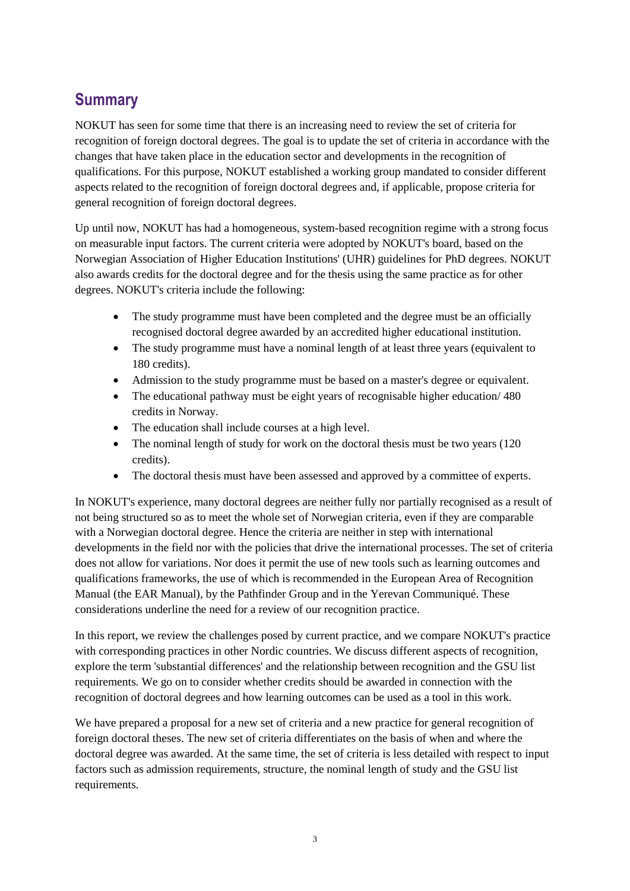## Summary

NOKUT has seen for some time that there is an increasing need to review the set of criteria for recognition of foreign doctoral degrees. The goal is to update the set of criteria in accordance with the changes that have taken place in the education sector and developments in the recognition of qualifications. For this purpose, NOKUT established a working group mandated to consider different aspects related to the recognition of foreign doctoral degrees and, if applicable, propose criteria for general recognition of foreign doctoral degrees.

Up until now, NOKUT has had a homogeneous, system-based recognition regime with a strong focus on measurable input factors. The current criteria were adopted by NOKUT's board, based on the Norwegian Association of Higher Education Institutions' (UHR) guidelines for PhD degrees. NOKUT also awards credits for the doctoral degree and for the thesis using the same practice as for other degrees. NOKUT's criteria include the following:

- The study programme must have been completed and the degree must be an officially recognised doctoral degree awarded by an accredited higher educational institution.
- The study programme must have a nominal length of at least three years (equivalent to 180 credits).
- Admission to the study programme must be based on a master's degree or equivalent.
- The educational pathway must be eight years of recognisable higher education/ 480 credits in Norway.
- The education shall include courses at a high level.
- The nominal length of study for work on the doctoral thesis must be two years (120 credits).
- The doctoral thesis must have been assessed and approved by a committee of experts.

In NOKUT's experience, many doctoral degrees are neither fully nor partially recognised as a result of not being structured so as to meet the whole set of Norwegian criteria, even if they are comparable with a Norwegian doctoral degree. Hence the criteria are neither in step with international developments in the field nor with the policies that drive the international processes. The set of criteria does not allow for variations. Nor does it permit the use of new tools such as learning outcomes and qualifications frameworks, the use of which is recommended in the European Area of Recognition Manual (the EAR Manual), by the Pathfinder Group and in the Yerevan Communiqué. These considerations underline the need for a review of our recognition practice.

In this report, we review the challenges posed by current practice, and we compare NOKUT's practice with corresponding practices in other Nordic countries. We discuss different aspects of recognition, explore the term 'substantial differences' and the relationship between recognition and the GSU list requirements. We go on to consider whether credits should be awarded in connection with the recognition of doctoral degrees and how learning outcomes can be used as a tool in this work.

We have prepared a proposal for a new set of criteria and a new practice for general recognition of foreign doctoral theses. The new set of criteria differentiates on the basis of when and where the doctoral degree was awarded. At the same time, the set of criteria is less detailed with respect to input factors such as admission requirements, structure, the nominal length of study and the GSU list requirements.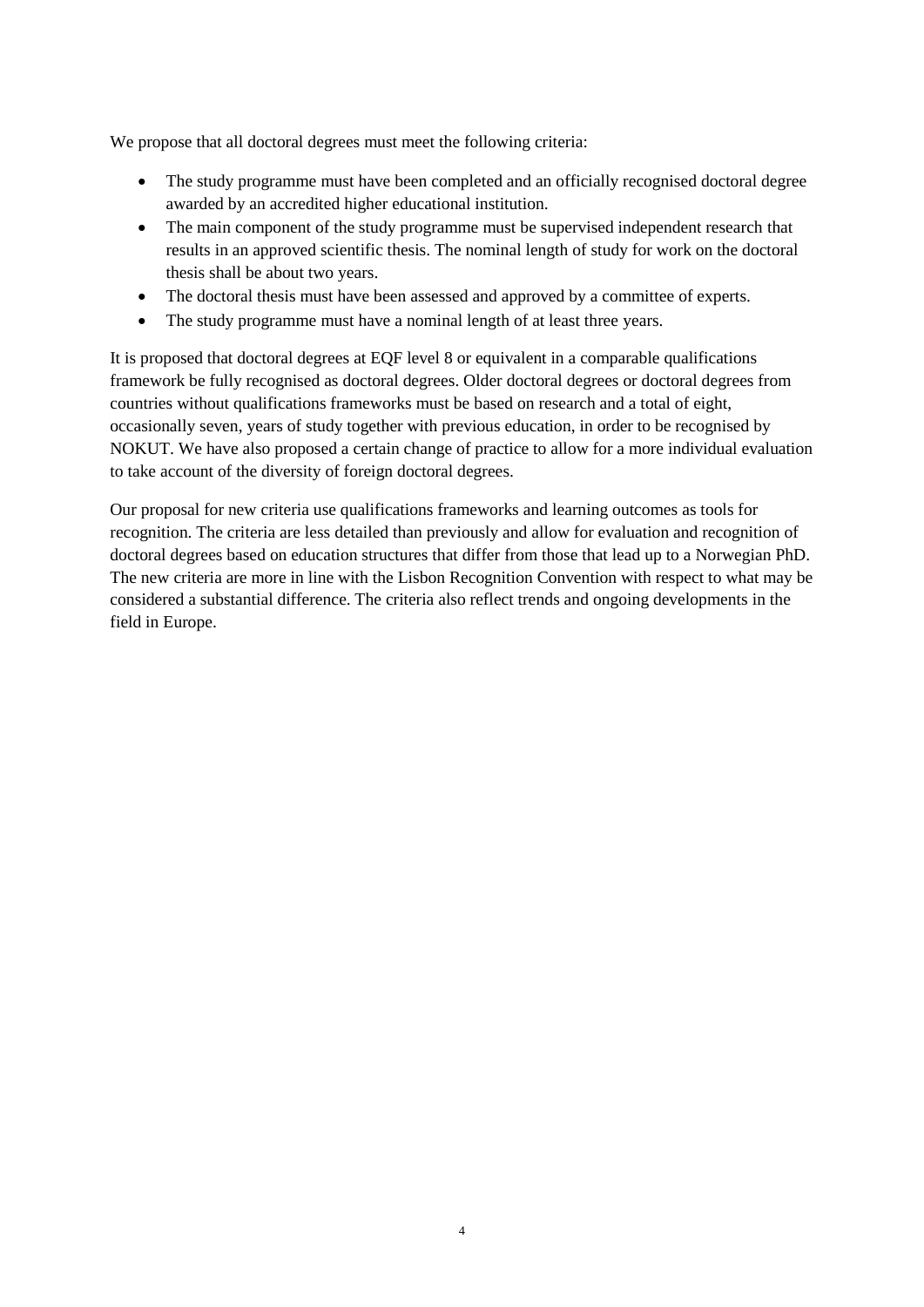We propose that all doctoral degrees must meet the following criteria:

- The study programme must have been completed and an officially recognised doctoral degree awarded by an accredited higher educational institution.
- The main component of the study programme must be supervised independent research that results in an approved scientific thesis. The nominal length of study for work on the doctoral thesis shall be about two years.
- The doctoral thesis must have been assessed and approved by a committee of experts.
- The study programme must have a nominal length of at least three years.

It is proposed that doctoral degrees at EQF level 8 or equivalent in a comparable qualifications framework be fully recognised as doctoral degrees. Older doctoral degrees or doctoral degrees from countries without qualifications frameworks must be based on research and a total of eight, occasionally seven, years of study together with previous education, in order to be recognised by NOKUT. We have also proposed a certain change of practice to allow for a more individual evaluation to take account of the diversity of foreign doctoral degrees.

Our proposal for new criteria use qualifications frameworks and learning outcomes as tools for recognition. The criteria are less detailed than previously and allow for evaluation and recognition of doctoral degrees based on education structures that differ from those that lead up to a Norwegian PhD. The new criteria are more in line with the Lisbon Recognition Convention with respect to what may be considered a substantial difference. The criteria also reflect trends and ongoing developments in the field in Europe.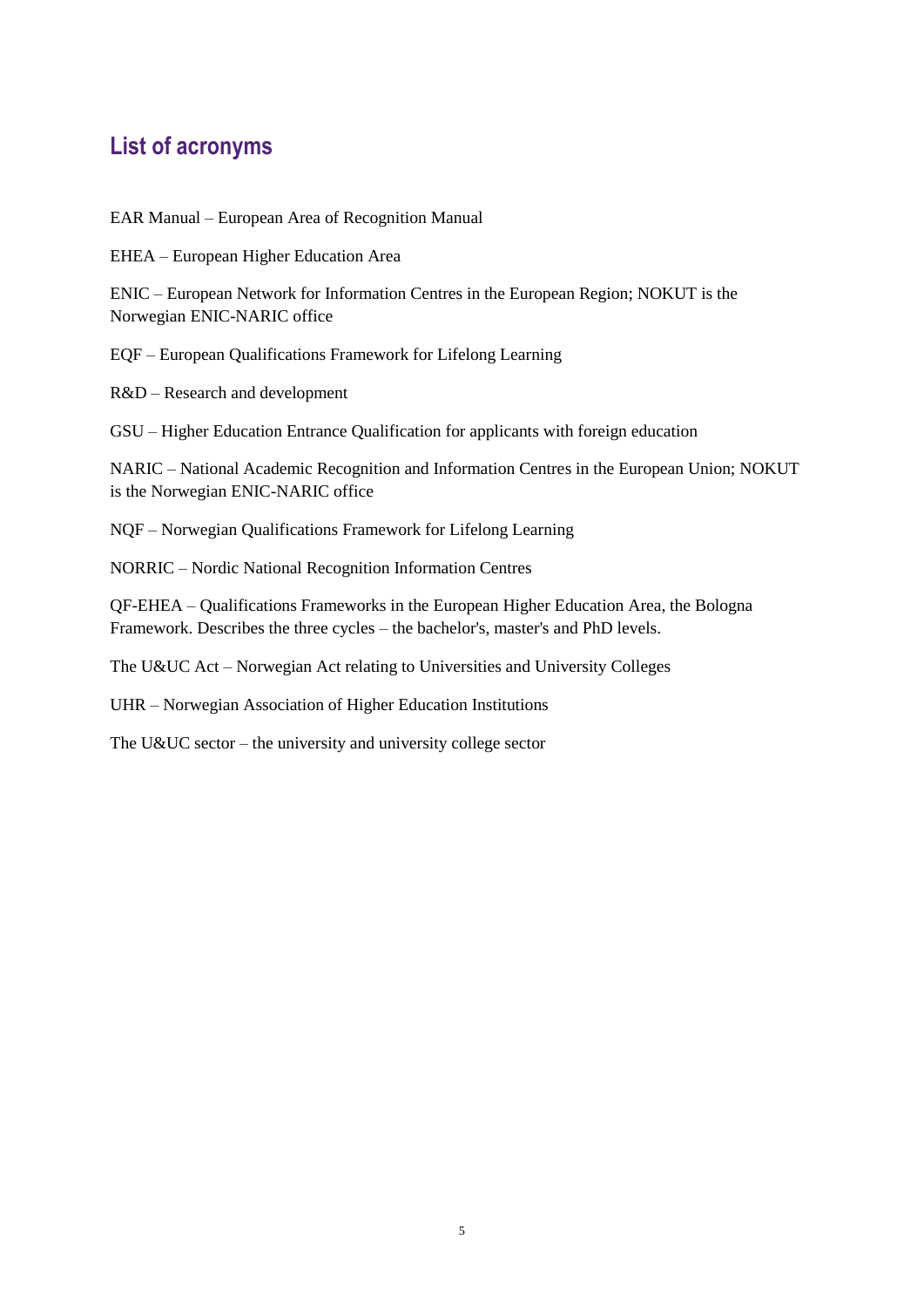## List of acronyms

EAR Manual – European Area of Recognition Manual

EHEA – European Higher Education Area

ENIC – European Network for Information Centres in the European Region; NOKUT is the Norwegian ENIC-NARIC office

EQF – European Qualifications Framework for Lifelong Learning

R&D – Research and development

GSU – Higher Education Entrance Qualification for applicants with foreign education

NARIC – National Academic Recognition and Information Centres in the European Union; NOKUT is the Norwegian ENIC-NARIC office

NQF – Norwegian Qualifications Framework for Lifelong Learning

NORRIC – Nordic National Recognition Information Centres

QF-EHEA – Qualifications Frameworks in the European Higher Education Area, the Bologna Framework. Describes the three cycles – the bachelor's, master's and PhD levels.

The U&UC Act – Norwegian Act relating to Universities and University Colleges

UHR – Norwegian Association of Higher Education Institutions

The U&UC sector – the university and university college sector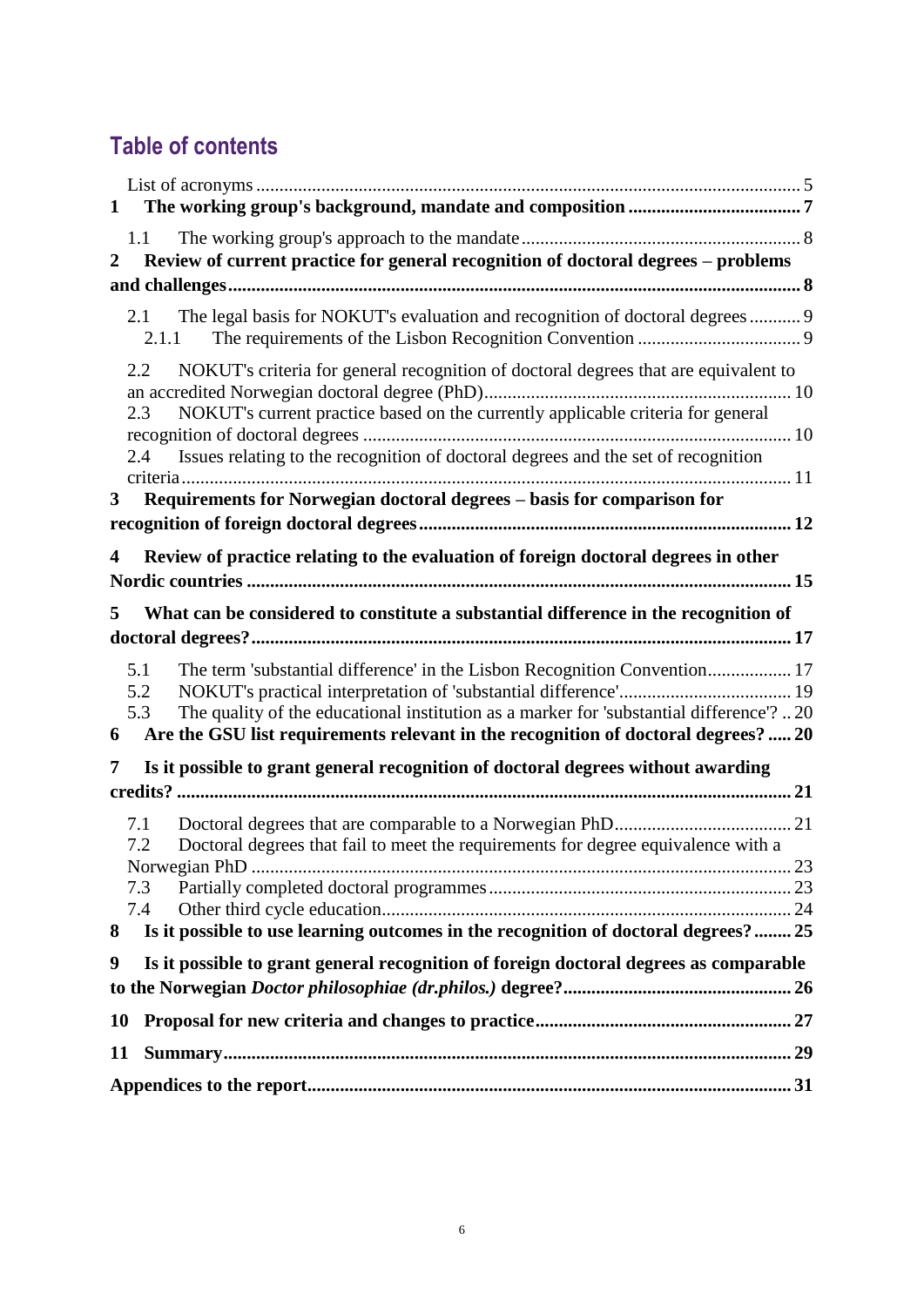## Table of contents

List of acronyms ... 5

**1 The working group's background, mandate and composition ... 7**

1.1 The working group's approach to the mandate ... 8

**2 Review of current practice for general recognition of doctoral degrees – problems and challenges ... 8**

2.1 The legal basis for NOKUT's evaluation and recognition of doctoral degrees ... 9

2.1.1 The requirements of the Lisbon Recognition Convention ... 9

2.2 NOKUT's criteria for general recognition of doctoral degrees that are equivalent to an accredited Norwegian doctoral degree (PhD) ... 10

2.3 NOKUT's current practice based on the currently applicable criteria for general recognition of doctoral degrees ... 10

2.4 Issues relating to the recognition of doctoral degrees and the set of recognition criteria ... 11

**3 Requirements for Norwegian doctoral degrees – basis for comparison for recognition of foreign doctoral degrees ... 12**

**4 Review of practice relating to the evaluation of foreign doctoral degrees in other Nordic countries ... 15**

**5 What can be considered to constitute a substantial difference in the recognition of doctoral degrees? ... 17**

5.1 The term 'substantial difference' in the Lisbon Recognition Convention ... 17

5.2 NOKUT's practical interpretation of 'substantial difference' ... 19

5.3 The quality of the educational institution as a marker for 'substantial difference'? .. 20

**6 Are the GSU list requirements relevant in the recognition of doctoral degrees? ... 20**

**7 Is it possible to grant general recognition of doctoral degrees without awarding credits? ... 21**

7.1 Doctoral degrees that are comparable to a Norwegian PhD ... 21

7.2 Doctoral degrees that fail to meet the requirements for degree equivalence with a Norwegian PhD ... 23

7.3 Partially completed doctoral programmes ... 23

7.4 Other third cycle education ... 24

**8 Is it possible to use learning outcomes in the recognition of doctoral degrees? ... 25**

**9 Is it possible to grant general recognition of foreign doctoral degrees as comparable to the Norwegian *Doctor philosophiae (dr.philos.)* degree? ... 26**

**10 Proposal for new criteria and changes to practice ... 27**

**11 Summary ... 29**

**Appendices to the report ... 31**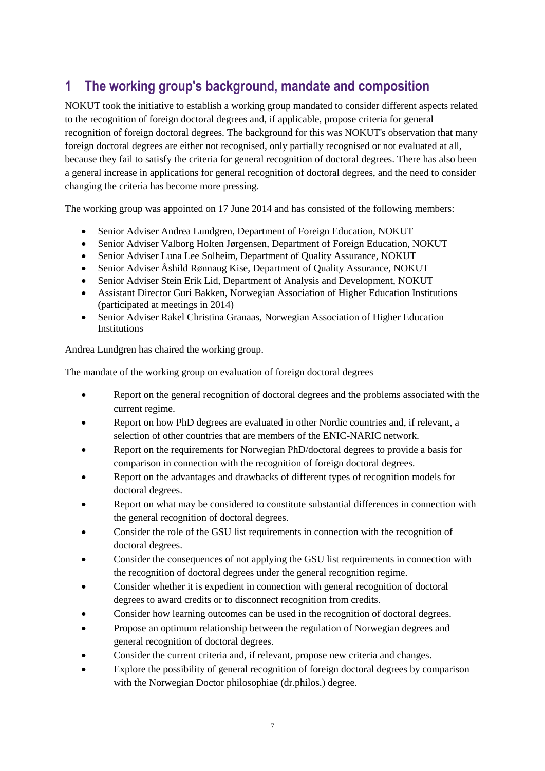# 1 The working group's background, mandate and composition

NOKUT took the initiative to establish a working group mandated to consider different aspects related to the recognition of foreign doctoral degrees and, if applicable, propose criteria for general recognition of foreign doctoral degrees. The background for this was NOKUT's observation that many foreign doctoral degrees are either not recognised, only partially recognised or not evaluated at all, because they fail to satisfy the criteria for general recognition of doctoral degrees. There has also been a general increase in applications for general recognition of doctoral degrees, and the need to consider changing the criteria has become more pressing.

The working group was appointed on 17 June 2014 and has consisted of the following members:

- Senior Adviser Andrea Lundgren, Department of Foreign Education, NOKUT
- Senior Adviser Valborg Holten Jørgensen, Department of Foreign Education, NOKUT
- Senior Adviser Luna Lee Solheim, Department of Quality Assurance, NOKUT
- Senior Adviser Åshild Rønnaug Kise, Department of Quality Assurance, NOKUT
- Senior Adviser Stein Erik Lid, Department of Analysis and Development, NOKUT
- Assistant Director Guri Bakken, Norwegian Association of Higher Education Institutions (participated at meetings in 2014)
- Senior Adviser Rakel Christina Granaas, Norwegian Association of Higher Education Institutions

Andrea Lundgren has chaired the working group.

The mandate of the working group on evaluation of foreign doctoral degrees

- Report on the general recognition of doctoral degrees and the problems associated with the current regime.
- Report on how PhD degrees are evaluated in other Nordic countries and, if relevant, a selection of other countries that are members of the ENIC-NARIC network.
- Report on the requirements for Norwegian PhD/doctoral degrees to provide a basis for comparison in connection with the recognition of foreign doctoral degrees.
- Report on the advantages and drawbacks of different types of recognition models for doctoral degrees.
- Report on what may be considered to constitute substantial differences in connection with the general recognition of doctoral degrees.
- Consider the role of the GSU list requirements in connection with the recognition of doctoral degrees.
- Consider the consequences of not applying the GSU list requirements in connection with the recognition of doctoral degrees under the general recognition regime.
- Consider whether it is expedient in connection with general recognition of doctoral degrees to award credits or to disconnect recognition from credits.
- Consider how learning outcomes can be used in the recognition of doctoral degrees.
- Propose an optimum relationship between the regulation of Norwegian degrees and general recognition of doctoral degrees.
- Consider the current criteria and, if relevant, propose new criteria and changes.
- Explore the possibility of general recognition of foreign doctoral degrees by comparison with the Norwegian Doctor philosophiae (dr.philos.) degree.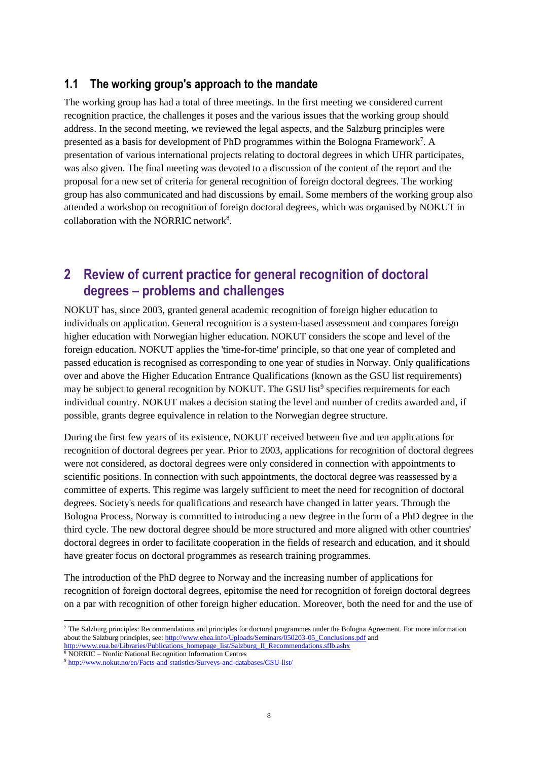## 1.1 The working group's approach to the mandate

The working group has had a total of three meetings. In the first meeting we considered current recognition practice, the challenges it poses and the various issues that the working group should address. In the second meeting, we reviewed the legal aspects, and the Salzburg principles were presented as a basis for development of PhD programmes within the Bologna Framework[7]. A presentation of various international projects relating to doctoral degrees in which UHR participates, was also given. The final meeting was devoted to a discussion of the content of the report and the proposal for a new set of criteria for general recognition of foreign doctoral degrees. The working group has also communicated and had discussions by email. Some members of the working group also attended a workshop on recognition of foreign doctoral degrees, which was organised by NOKUT in collaboration with the NORRIC network[8].

# 2 Review of current practice for general recognition of doctoral degrees – problems and challenges

NOKUT has, since 2003, granted general academic recognition of foreign higher education to individuals on application. General recognition is a system-based assessment and compares foreign higher education with Norwegian higher education. NOKUT considers the scope and level of the foreign education. NOKUT applies the 'time-for-time' principle, so that one year of completed and passed education is recognised as corresponding to one year of studies in Norway. Only qualifications over and above the Higher Education Entrance Qualifications (known as the GSU list requirements) may be subject to general recognition by NOKUT. The GSU list[9] specifies requirements for each individual country. NOKUT makes a decision stating the level and number of credits awarded and, if possible, grants degree equivalence in relation to the Norwegian degree structure.

During the first few years of its existence, NOKUT received between five and ten applications for recognition of doctoral degrees per year. Prior to 2003, applications for recognition of doctoral degrees were not considered, as doctoral degrees were only considered in connection with appointments to scientific positions. In connection with such appointments, the doctoral degree was reassessed by a committee of experts. This regime was largely sufficient to meet the need for recognition of doctoral degrees. Society's needs for qualifications and research have changed in latter years. Through the Bologna Process, Norway is committed to introducing a new degree in the form of a PhD degree in the third cycle. The new doctoral degree should be more structured and more aligned with other countries' doctoral degrees in order to facilitate cooperation in the fields of research and education, and it should have greater focus on doctoral programmes as research training programmes.

The introduction of the PhD degree to Norway and the increasing number of applications for recognition of foreign doctoral degrees, epitomise the need for recognition of foreign doctoral degrees on a par with recognition of other foreign higher education. Moreover, both the need for and the use of

---

[7] The Salzburg principles: Recommendations and principles for doctoral programmes under the Bologna Agreement. For more information about the Salzburg principles, see: http://www.ehea.info/Uploads/Seminars/050203-05_Conclusions.pdf and http://www.eua.be/Libraries/Publications_homepage_list/Salzburg_II_Recommendations.sflb.ashx

[8] NORRIC – Nordic National Recognition Information Centres

[9] http://www.nokut.no/en/Facts-and-statistics/Surveys-and-databases/GSU-list/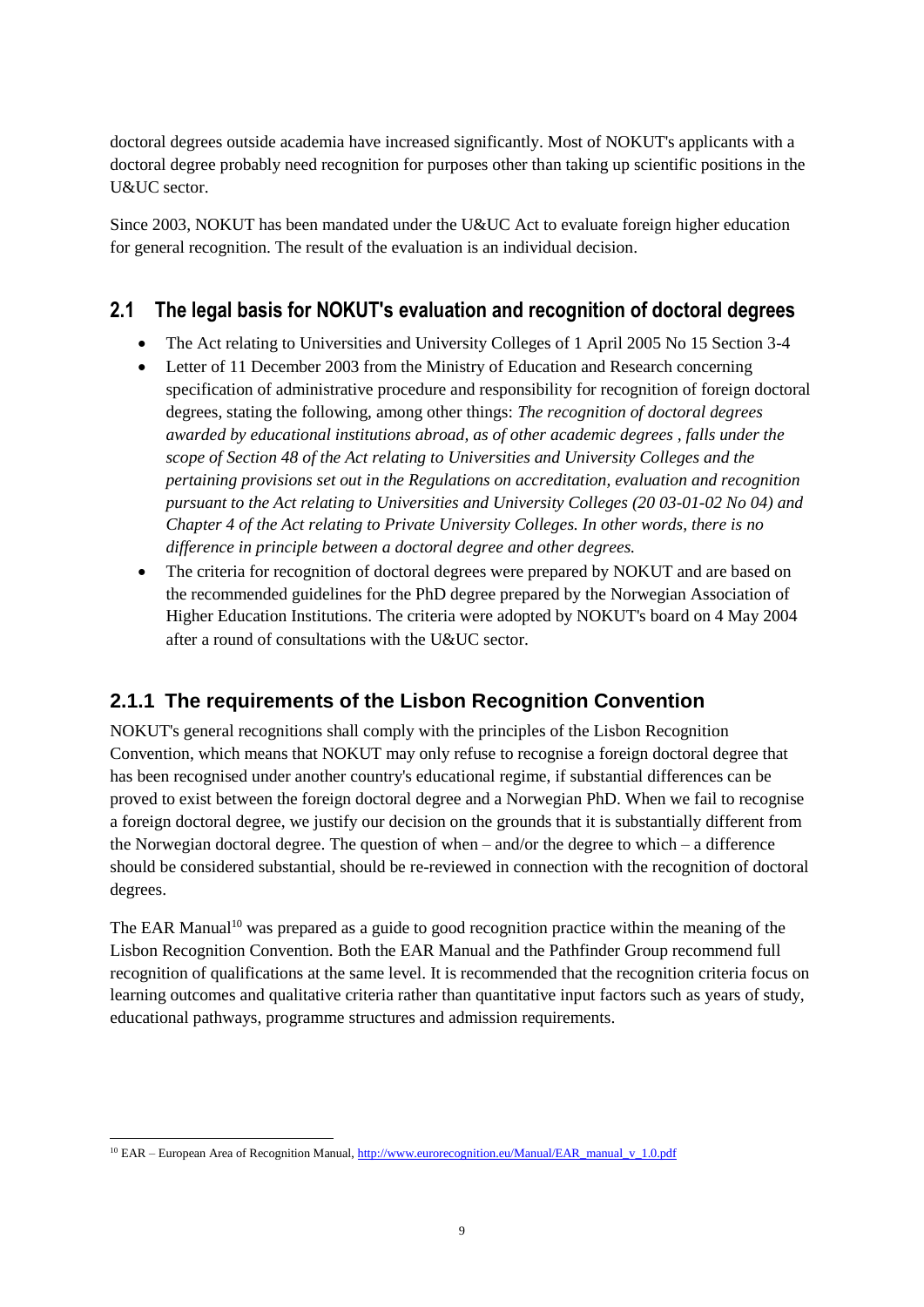doctoral degrees outside academia have increased significantly. Most of NOKUT's applicants with a doctoral degree probably need recognition for purposes other than taking up scientific positions in the U&UC sector.

Since 2003, NOKUT has been mandated under the U&UC Act to evaluate foreign higher education for general recognition. The result of the evaluation is an individual decision.

## 2.1 The legal basis for NOKUT's evaluation and recognition of doctoral degrees

- The Act relating to Universities and University Colleges of 1 April 2005 No 15 Section 3-4
- Letter of 11 December 2003 from the Ministry of Education and Research concerning specification of administrative procedure and responsibility for recognition of foreign doctoral degrees, stating the following, among other things: *The recognition of doctoral degrees awarded by educational institutions abroad, as of other academic degrees , falls under the scope of Section 48 of the Act relating to Universities and University Colleges and the pertaining provisions set out in the Regulations on accreditation, evaluation and recognition pursuant to the Act relating to Universities and University Colleges (20 03-01-02 No 04) and Chapter 4 of the Act relating to Private University Colleges. In other words, there is no difference in principle between a doctoral degree and other degrees.*
- The criteria for recognition of doctoral degrees were prepared by NOKUT and are based on the recommended guidelines for the PhD degree prepared by the Norwegian Association of Higher Education Institutions. The criteria were adopted by NOKUT's board on 4 May 2004 after a round of consultations with the U&UC sector.

### 2.1.1 The requirements of the Lisbon Recognition Convention

NOKUT's general recognitions shall comply with the principles of the Lisbon Recognition Convention, which means that NOKUT may only refuse to recognise a foreign doctoral degree that has been recognised under another country's educational regime, if substantial differences can be proved to exist between the foreign doctoral degree and a Norwegian PhD. When we fail to recognise a foreign doctoral degree, we justify our decision on the grounds that it is substantially different from the Norwegian doctoral degree. The question of when – and/or the degree to which – a difference should be considered substantial, should be re-reviewed in connection with the recognition of doctoral degrees.

The EAR Manual[10] was prepared as a guide to good recognition practice within the meaning of the Lisbon Recognition Convention. Both the EAR Manual and the Pathfinder Group recommend full recognition of qualifications at the same level. It is recommended that the recognition criteria focus on learning outcomes and qualitative criteria rather than quantitative input factors such as years of study, educational pathways, programme structures and admission requirements.

[10] EAR – European Area of Recognition Manual, http://www.eurorecognition.eu/Manual/EAR_manual_v_1.0.pdf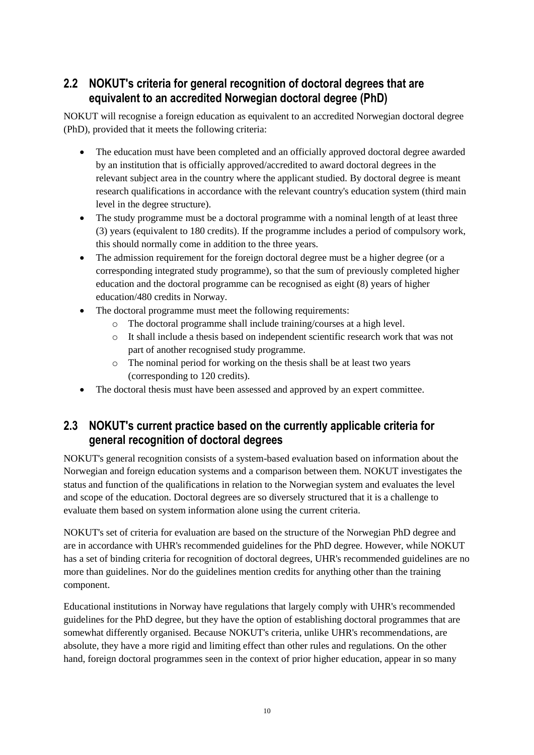## 2.2 NOKUT's criteria for general recognition of doctoral degrees that are equivalent to an accredited Norwegian doctoral degree (PhD)

NOKUT will recognise a foreign education as equivalent to an accredited Norwegian doctoral degree (PhD), provided that it meets the following criteria:

- The education must have been completed and an officially approved doctoral degree awarded by an institution that is officially approved/accredited to award doctoral degrees in the relevant subject area in the country where the applicant studied. By doctoral degree is meant research qualifications in accordance with the relevant country's education system (third main level in the degree structure).
- The study programme must be a doctoral programme with a nominal length of at least three (3) years (equivalent to 180 credits). If the programme includes a period of compulsory work, this should normally come in addition to the three years.
- The admission requirement for the foreign doctoral degree must be a higher degree (or a corresponding integrated study programme), so that the sum of previously completed higher education and the doctoral programme can be recognised as eight (8) years of higher education/480 credits in Norway.
- The doctoral programme must meet the following requirements:
    - The doctoral programme shall include training/courses at a high level.
    - It shall include a thesis based on independent scientific research work that was not part of another recognised study programme.
    - The nominal period for working on the thesis shall be at least two years (corresponding to 120 credits).
- The doctoral thesis must have been assessed and approved by an expert committee.

## 2.3 NOKUT's current practice based on the currently applicable criteria for general recognition of doctoral degrees

NOKUT's general recognition consists of a system-based evaluation based on information about the Norwegian and foreign education systems and a comparison between them. NOKUT investigates the status and function of the qualifications in relation to the Norwegian system and evaluates the level and scope of the education. Doctoral degrees are so diversely structured that it is a challenge to evaluate them based on system information alone using the current criteria.

NOKUT's set of criteria for evaluation are based on the structure of the Norwegian PhD degree and are in accordance with UHR's recommended guidelines for the PhD degree. However, while NOKUT has a set of binding criteria for recognition of doctoral degrees, UHR's recommended guidelines are no more than guidelines. Nor do the guidelines mention credits for anything other than the training component.

Educational institutions in Norway have regulations that largely comply with UHR's recommended guidelines for the PhD degree, but they have the option of establishing doctoral programmes that are somewhat differently organised. Because NOKUT's criteria, unlike UHR's recommendations, are absolute, they have a more rigid and limiting effect than other rules and regulations. On the other hand, foreign doctoral programmes seen in the context of prior higher education, appear in so many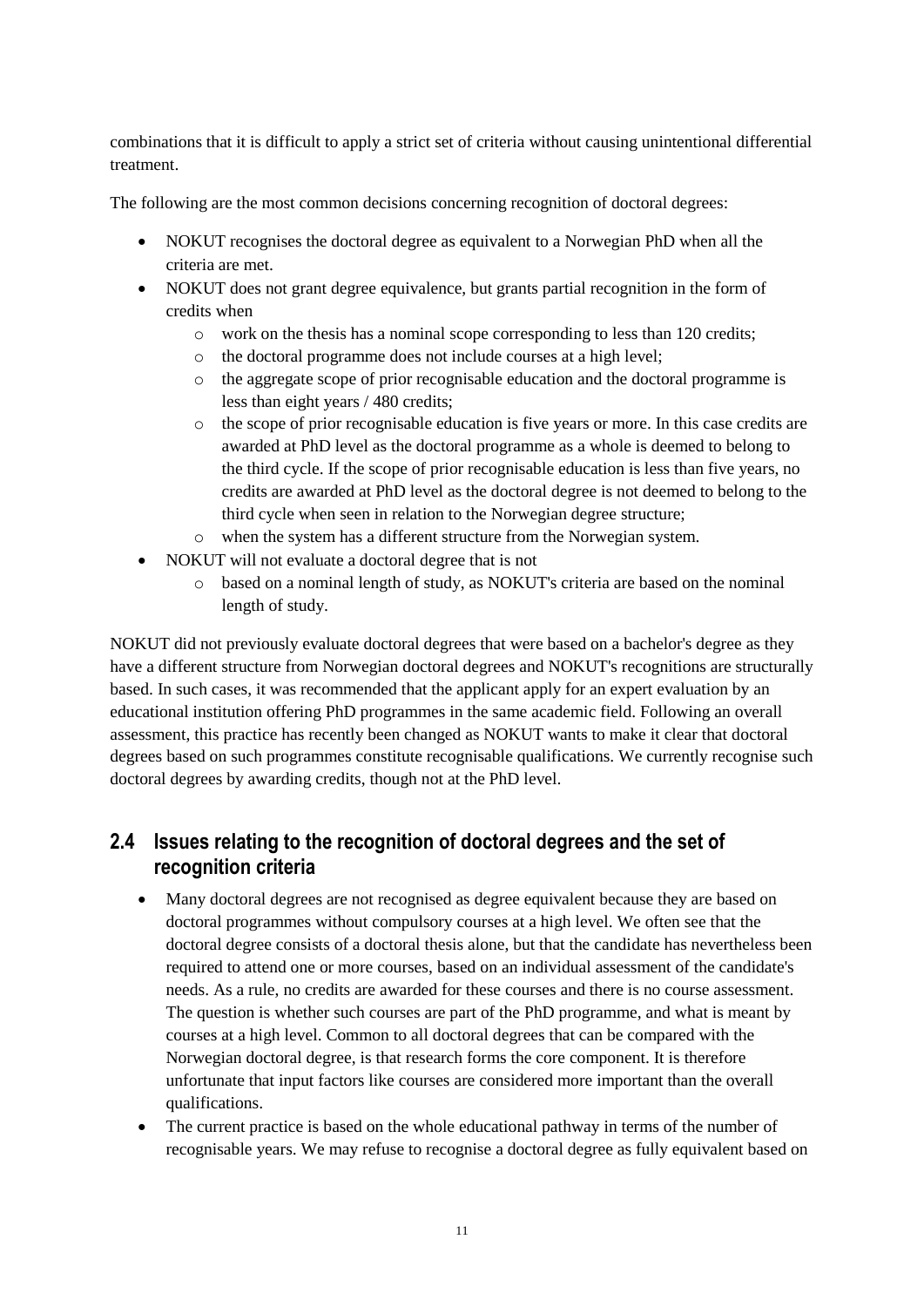combinations that it is difficult to apply a strict set of criteria without causing unintentional differential treatment.

The following are the most common decisions concerning recognition of doctoral degrees:

- NOKUT recognises the doctoral degree as equivalent to a Norwegian PhD when all the criteria are met.
- NOKUT does not grant degree equivalence, but grants partial recognition in the form of credits when
    - work on the thesis has a nominal scope corresponding to less than 120 credits;
    - the doctoral programme does not include courses at a high level;
    - the aggregate scope of prior recognisable education and the doctoral programme is less than eight years / 480 credits;
    - the scope of prior recognisable education is five years or more. In this case credits are awarded at PhD level as the doctoral programme as a whole is deemed to belong to the third cycle. If the scope of prior recognisable education is less than five years, no credits are awarded at PhD level as the doctoral degree is not deemed to belong to the third cycle when seen in relation to the Norwegian degree structure;
    - when the system has a different structure from the Norwegian system.
- NOKUT will not evaluate a doctoral degree that is not
    - based on a nominal length of study, as NOKUT's criteria are based on the nominal length of study.

NOKUT did not previously evaluate doctoral degrees that were based on a bachelor's degree as they have a different structure from Norwegian doctoral degrees and NOKUT's recognitions are structurally based. In such cases, it was recommended that the applicant apply for an expert evaluation by an educational institution offering PhD programmes in the same academic field. Following an overall assessment, this practice has recently been changed as NOKUT wants to make it clear that doctoral degrees based on such programmes constitute recognisable qualifications. We currently recognise such doctoral degrees by awarding credits, though not at the PhD level.

## 2.4 Issues relating to the recognition of doctoral degrees and the set of recognition criteria

- Many doctoral degrees are not recognised as degree equivalent because they are based on doctoral programmes without compulsory courses at a high level. We often see that the doctoral degree consists of a doctoral thesis alone, but that the candidate has nevertheless been required to attend one or more courses, based on an individual assessment of the candidate's needs. As a rule, no credits are awarded for these courses and there is no course assessment. The question is whether such courses are part of the PhD programme, and what is meant by courses at a high level. Common to all doctoral degrees that can be compared with the Norwegian doctoral degree, is that research forms the core component. It is therefore unfortunate that input factors like courses are considered more important than the overall qualifications.
- The current practice is based on the whole educational pathway in terms of the number of recognisable years. We may refuse to recognise a doctoral degree as fully equivalent based on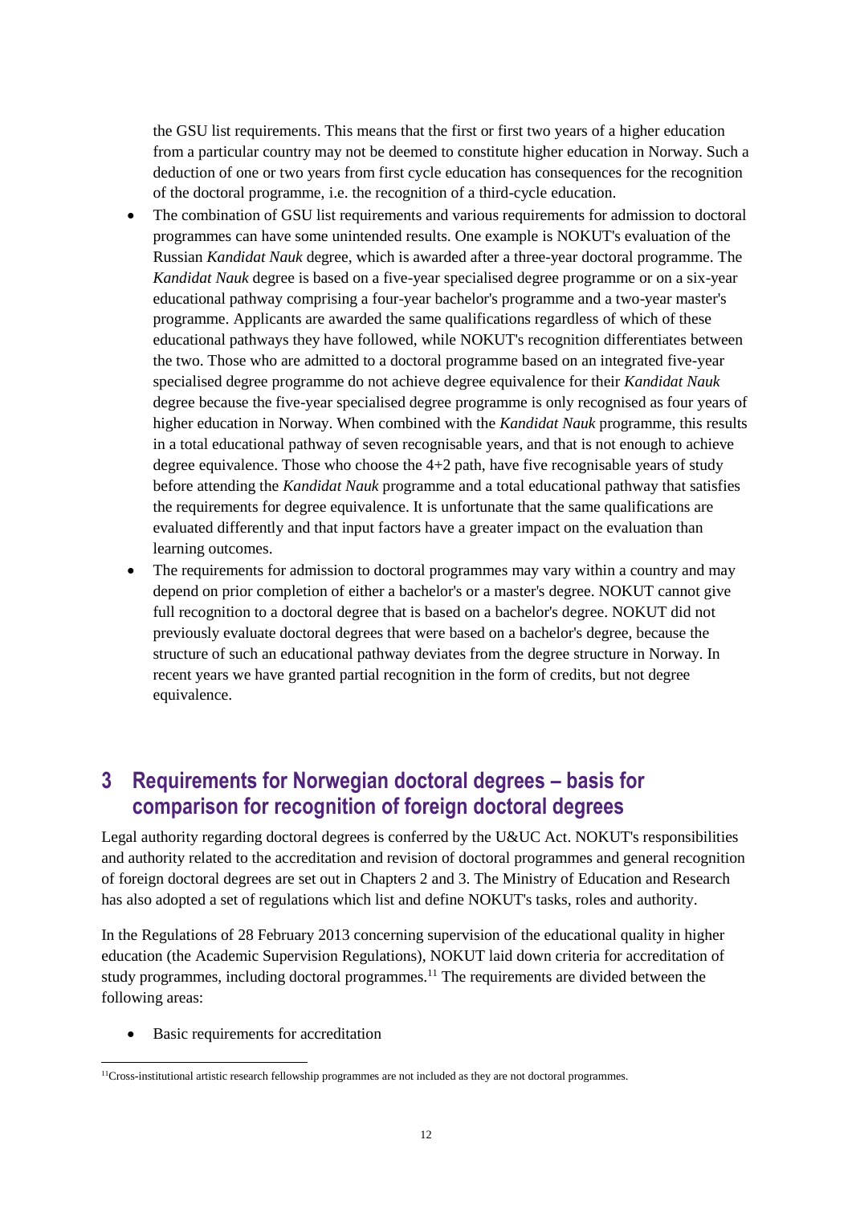the GSU list requirements. This means that the first or first two years of a higher education from a particular country may not be deemed to constitute higher education in Norway. Such a deduction of one or two years from first cycle education has consequences for the recognition of the doctoral programme, i.e. the recognition of a third-cycle education.

- The combination of GSU list requirements and various requirements for admission to doctoral programmes can have some unintended results. One example is NOKUT's evaluation of the Russian *Kandidat Nauk* degree, which is awarded after a three-year doctoral programme. The *Kandidat Nauk* degree is based on a five-year specialised degree programme or on a six-year educational pathway comprising a four-year bachelor's programme and a two-year master's programme. Applicants are awarded the same qualifications regardless of which of these educational pathways they have followed, while NOKUT's recognition differentiates between the two. Those who are admitted to a doctoral programme based on an integrated five-year specialised degree programme do not achieve degree equivalence for their *Kandidat Nauk* degree because the five-year specialised degree programme is only recognised as four years of higher education in Norway. When combined with the *Kandidat Nauk* programme, this results in a total educational pathway of seven recognisable years, and that is not enough to achieve degree equivalence. Those who choose the 4+2 path, have five recognisable years of study before attending the *Kandidat Nauk* programme and a total educational pathway that satisfies the requirements for degree equivalence. It is unfortunate that the same qualifications are evaluated differently and that input factors have a greater impact on the evaluation than learning outcomes.
- The requirements for admission to doctoral programmes may vary within a country and may depend on prior completion of either a bachelor's or a master's degree. NOKUT cannot give full recognition to a doctoral degree that is based on a bachelor's degree. NOKUT did not previously evaluate doctoral degrees that were based on a bachelor's degree, because the structure of such an educational pathway deviates from the degree structure in Norway. In recent years we have granted partial recognition in the form of credits, but not degree equivalence.

# 3 Requirements for Norwegian doctoral degrees – basis for comparison for recognition of foreign doctoral degrees

Legal authority regarding doctoral degrees is conferred by the U&UC Act. NOKUT's responsibilities and authority related to the accreditation and revision of doctoral programmes and general recognition of foreign doctoral degrees are set out in Chapters 2 and 3. The Ministry of Education and Research has also adopted a set of regulations which list and define NOKUT's tasks, roles and authority.

In the Regulations of 28 February 2013 concerning supervision of the educational quality in higher education (the Academic Supervision Regulations), NOKUT laid down criteria for accreditation of study programmes, including doctoral programmes.[11] The requirements are divided between the following areas:

- Basic requirements for accreditation

[11] Cross-institutional artistic research fellowship programmes are not included as they are not doctoral programmes.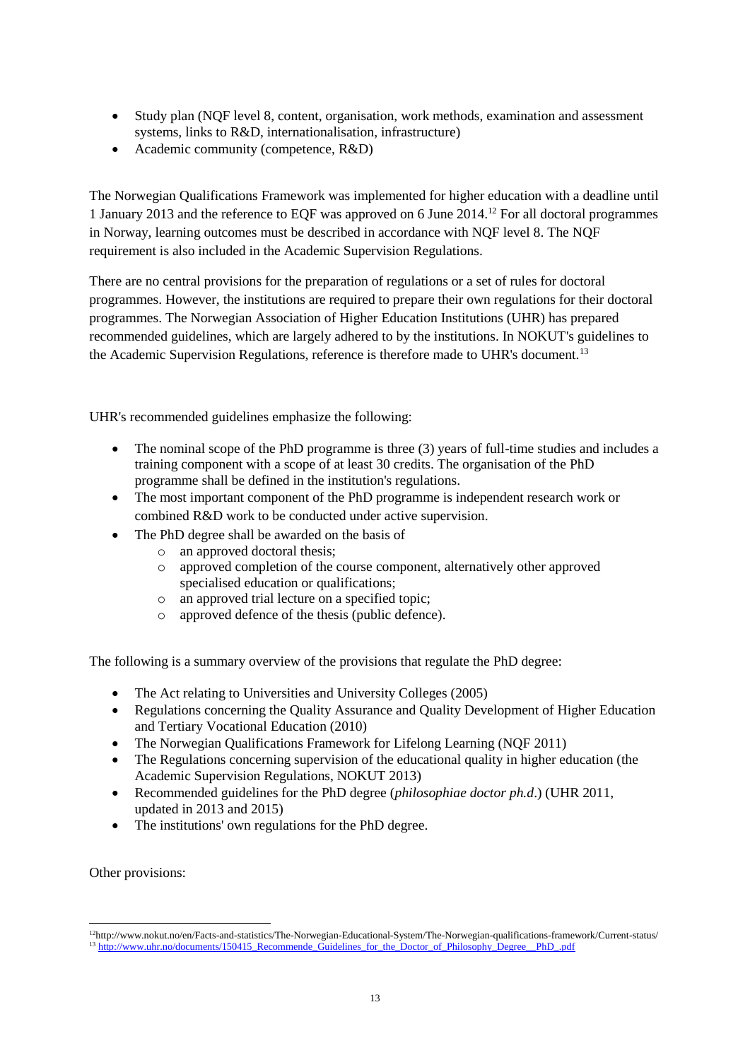- Study plan (NQF level 8, content, organisation, work methods, examination and assessment systems, links to R&D, internationalisation, infrastructure)
- Academic community (competence, R&D)

The Norwegian Qualifications Framework was implemented for higher education with a deadline until 1 January 2013 and the reference to EQF was approved on 6 June 2014.[12] For all doctoral programmes in Norway, learning outcomes must be described in accordance with NQF level 8. The NQF requirement is also included in the Academic Supervision Regulations.

There are no central provisions for the preparation of regulations or a set of rules for doctoral programmes. However, the institutions are required to prepare their own regulations for their doctoral programmes. The Norwegian Association of Higher Education Institutions (UHR) has prepared recommended guidelines, which are largely adhered to by the institutions. In NOKUT's guidelines to the Academic Supervision Regulations, reference is therefore made to UHR's document.[13]

UHR's recommended guidelines emphasize the following:

- The nominal scope of the PhD programme is three (3) years of full-time studies and includes a training component with a scope of at least 30 credits. The organisation of the PhD programme shall be defined in the institution's regulations.
- The most important component of the PhD programme is independent research work or combined R&D work to be conducted under active supervision.
- The PhD degree shall be awarded on the basis of
    - an approved doctoral thesis;
    - approved completion of the course component, alternatively other approved specialised education or qualifications;
    - an approved trial lecture on a specified topic;
    - approved defence of the thesis (public defence).

The following is a summary overview of the provisions that regulate the PhD degree:

- The Act relating to Universities and University Colleges (2005)
- Regulations concerning the Quality Assurance and Quality Development of Higher Education and Tertiary Vocational Education (2010)
- The Norwegian Qualifications Framework for Lifelong Learning (NQF 2011)
- The Regulations concerning supervision of the educational quality in higher education (the Academic Supervision Regulations, NOKUT 2013)
- Recommended guidelines for the PhD degree (*philosophiae doctor ph.d*.) (UHR 2011, updated in 2013 and 2015)
- The institutions' own regulations for the PhD degree.

Other provisions:

[12] http://www.nokut.no/en/Facts-and-statistics/The-Norwegian-Educational-System/The-Norwegian-qualifications-framework/Current-status/

[13] http://www.uhr.no/documents/150415_Recommende_Guidelines_for_the_Doctor_of_Philosophy_Degree__PhD_.pdf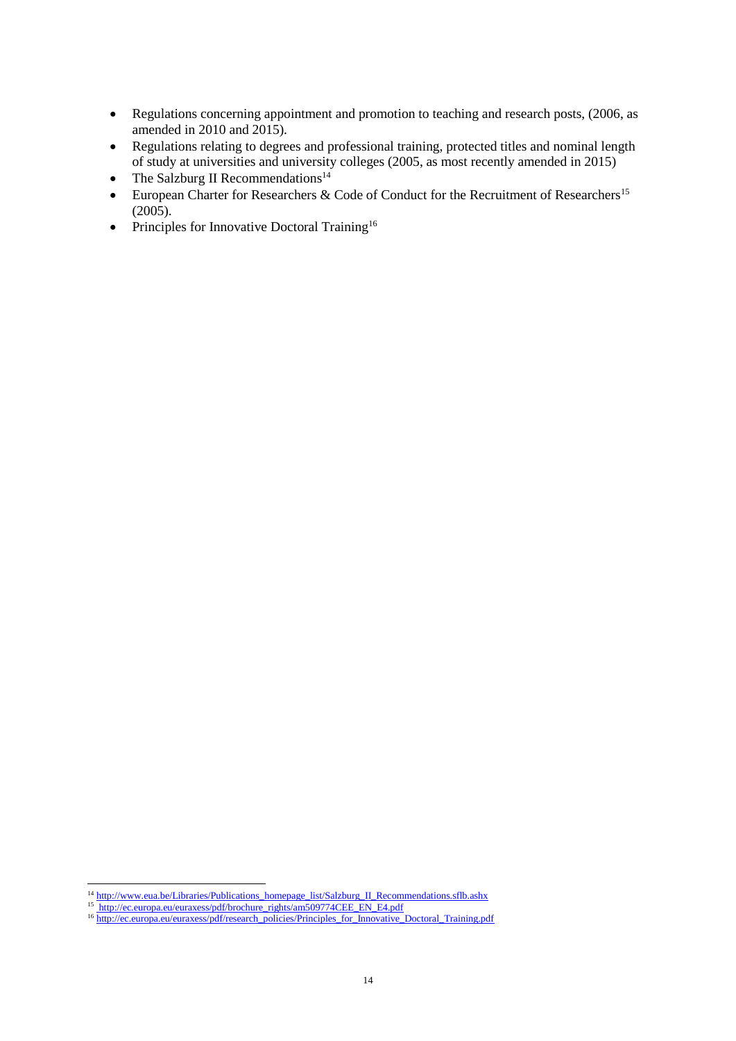- Regulations concerning appointment and promotion to teaching and research posts, (2006, as amended in 2010 and 2015).
- Regulations relating to degrees and professional training, protected titles and nominal length of study at universities and university colleges (2005, as most recently amended in 2015)
- The Salzburg II Recommendations[14]
- European Charter for Researchers & Code of Conduct for the Recruitment of Researchers[15] (2005).
- Principles for Innovative Doctoral Training[16]

---

[14] http://www.eua.be/Libraries/Publications_homepage_list/Salzburg_II_Recommendations.sflb.ashx

[15] http://ec.europa.eu/euraxess/pdf/brochure_rights/am509774CEE_EN_E4.pdf

[16] http://ec.europa.eu/euraxess/pdf/research_policies/Principles_for_Innovative_Doctoral_Training.pdf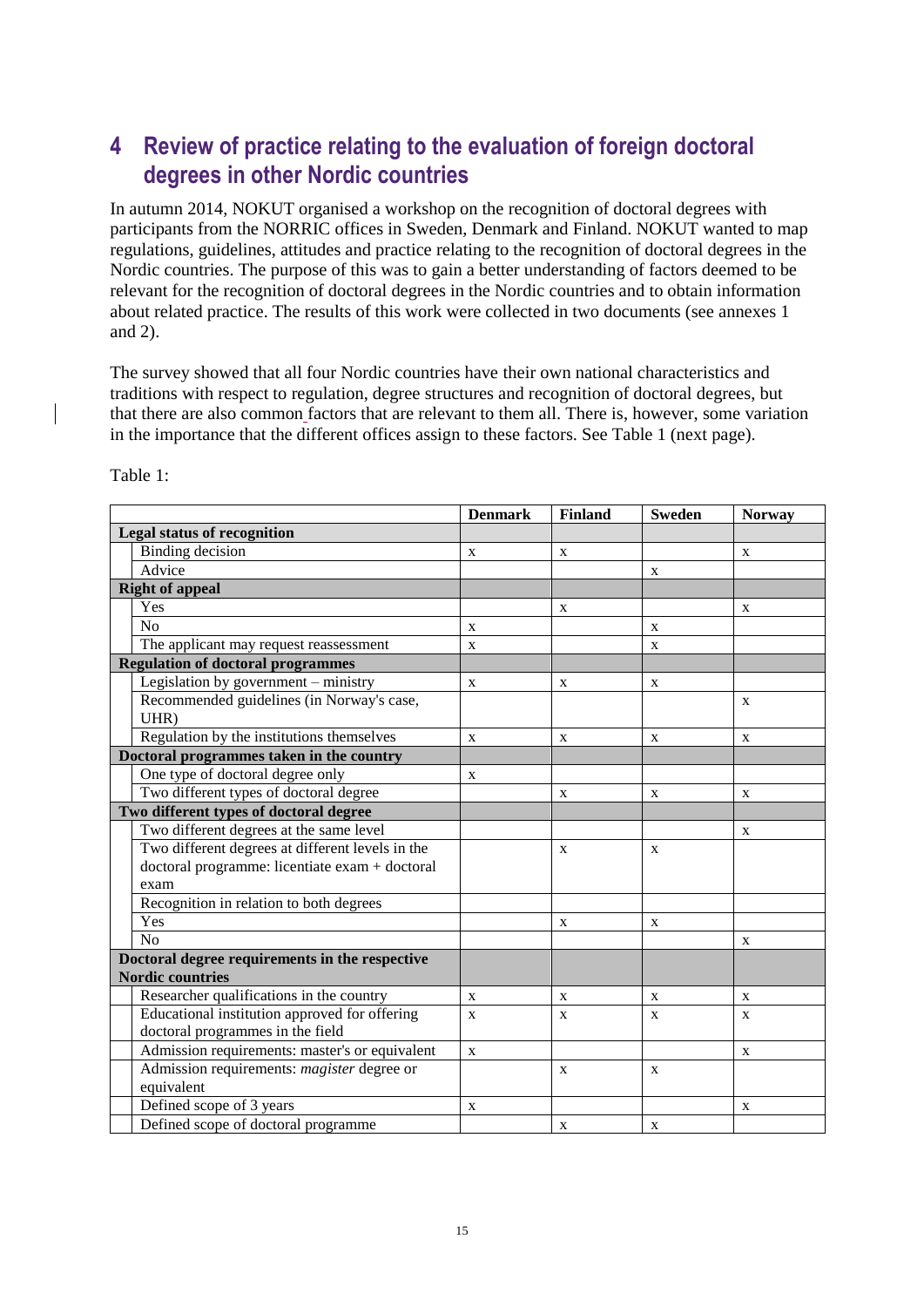## 4 Review of practice relating to the evaluation of foreign doctoral degrees in other Nordic countries

In autumn 2014, NOKUT organised a workshop on the recognition of doctoral degrees with participants from the NORRIC offices in Sweden, Denmark and Finland. NOKUT wanted to map regulations, guidelines, attitudes and practice relating to the recognition of doctoral degrees in the Nordic countries. The purpose of this was to gain a better understanding of factors deemed to be relevant for the recognition of doctoral degrees in the Nordic countries and to obtain information about related practice. The results of this work were collected in two documents (see annexes 1 and 2).

The survey showed that all four Nordic countries have their own national characteristics and traditions with respect to regulation, degree structures and recognition of doctoral degrees, but that there are also common factors that are relevant to them all. There is, however, some variation in the importance that the different offices assign to these factors. See Table 1 (next page).

Table 1:

| | Denmark | Finland | Sweden | Norway |
|---|---|---|---|---|
| **Legal status of recognition** | | | | |
| Binding decision | x | x | | x |
| Advice | | | x | |
| **Right of appeal** | | | | |
| Yes | | x | | x |
| No | x | | x | |
| The applicant may request reassessment | x | | x | |
| **Regulation of doctoral programmes** | | | | |
| Legislation by government – ministry | x | x | x | |
| Recommended guidelines (in Norway's case, UHR) | | | | x |
| Regulation by the institutions themselves | x | x | x | x |
| **Doctoral programmes taken in the country** | | | | |
| One type of doctoral degree only | x | | | |
| Two different types of doctoral degree | | x | x | x |
| **Two different types of doctoral degree** | | | | |
| Two different degrees at the same level | | | | x |
| Two different degrees at different levels in the doctoral programme: licentiate exam + doctoral exam | | x | x | |
| Recognition in relation to both degrees | | | | |
| Yes | | x | x | |
| No | | | | x |
| **Doctoral degree requirements in the respective Nordic countries** | | | | |
| Researcher qualifications in the country | x | x | x | x |
| Educational institution approved for offering doctoral programmes in the field | x | x | x | x |
| Admission requirements: master's or equivalent | x | | | x |
| Admission requirements: *magister* degree or equivalent | | x | x | |
| Defined scope of 3 years | x | | | x |
| Defined scope of doctoral programme | | x | x | |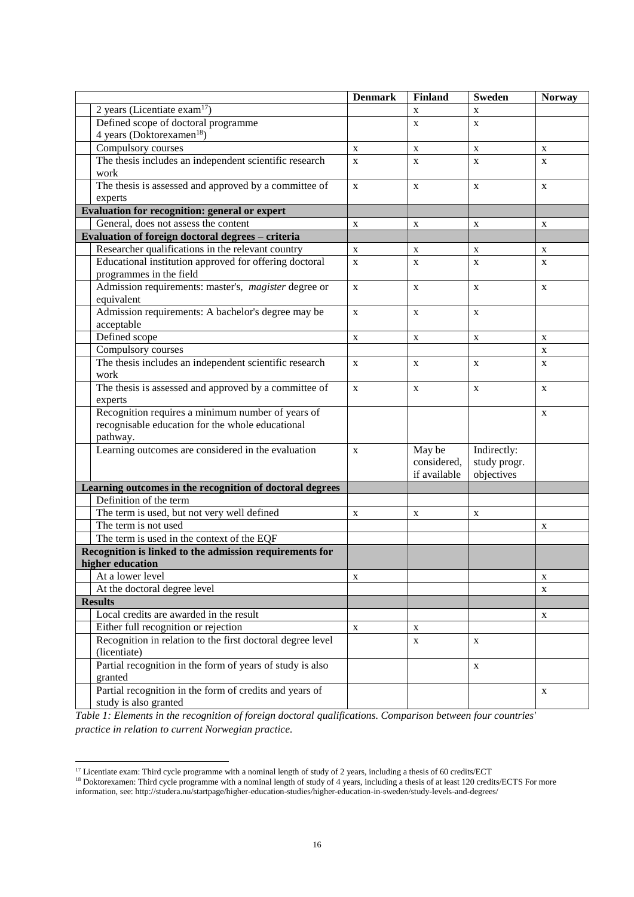| | | Denmark | Finland | Sweden | Norway |
|---|---|---|---|---|---|
| | 2 years (Licentiate exam[17]) | | x | x | |
| | Defined scope of doctoral programme 4 years (Doktorexamen[18]) | | x | x | |
| | Compulsory courses | x | x | x | x |
| | The thesis includes an independent scientific research work | x | x | x | x |
| | The thesis is assessed and approved by a committee of experts | x | x | x | x |
| **Evaluation for recognition: general or expert** | | | | | |
| | General, does not assess the content | x | x | x | x |
| **Evaluation of foreign doctoral degrees – criteria** | | | | | |
| | Researcher qualifications in the relevant country | x | x | x | x |
| | Educational institution approved for offering doctoral programmes in the field | x | x | x | x |
| | Admission requirements: master's, *magister* degree or equivalent | x | x | x | x |
| | Admission requirements: A bachelor's degree may be acceptable | x | x | x | |
| | Defined scope | x | x | x | x |
| | Compulsory courses | | | | x |
| | The thesis includes an independent scientific research work | x | x | x | x |
| | The thesis is assessed and approved by a committee of experts | x | x | x | x |
| | Recognition requires a minimum number of years of recognisable education for the whole educational pathway. | | | | x |
| | Learning outcomes are considered in the evaluation | x | May be considered, if available | Indirectly: study progr. objectives | |
| **Learning outcomes in the recognition of doctoral degrees** | | | | | |
| | Definition of the term | | | | |
| | The term is used, but not very well defined | x | x | x | |
| | The term is not used | | | | x |
| | The term is used in the context of the EQF | | | | |
| **Recognition is linked to the admission requirements for higher education** | | | | | |
| | At a lower level | x | | | x |
| | At the doctoral degree level | | | | x |
| **Results** | | | | | |
| | Local credits are awarded in the result | | | | x |
| | Either full recognition or rejection | x | x | | |
| | Recognition in relation to the first doctoral degree level (licentiate) | | x | x | |
| | Partial recognition in the form of years of study is also granted | | | x | |
| | Partial recognition in the form of credits and years of study is also granted | | | | x |

*Table 1: Elements in the recognition of foreign doctoral qualifications. Comparison between four countries' practice in relation to current Norwegian practice.*

[17] Licentiate exam: Third cycle programme with a nominal length of study of 2 years, including a thesis of 60 credits/ECT

[18] Doktorexamen: Third cycle programme with a nominal length of study of 4 years, including a thesis of at least 120 credits/ECTS For more information, see: http://studera.nu/startpage/higher-education-studies/higher-education-in-sweden/study-levels-and-degrees/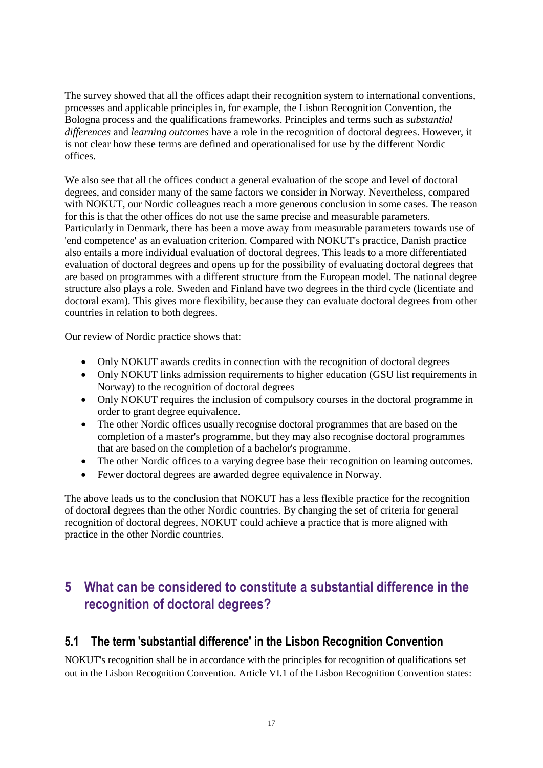The survey showed that all the offices adapt their recognition system to international conventions, processes and applicable principles in, for example, the Lisbon Recognition Convention, the Bologna process and the qualifications frameworks. Principles and terms such as *substantial differences* and *learning outcomes* have a role in the recognition of doctoral degrees. However, it is not clear how these terms are defined and operationalised for use by the different Nordic offices.

We also see that all the offices conduct a general evaluation of the scope and level of doctoral degrees, and consider many of the same factors we consider in Norway. Nevertheless, compared with NOKUT, our Nordic colleagues reach a more generous conclusion in some cases. The reason for this is that the other offices do not use the same precise and measurable parameters. Particularly in Denmark, there has been a move away from measurable parameters towards use of 'end competence' as an evaluation criterion. Compared with NOKUT's practice, Danish practice also entails a more individual evaluation of doctoral degrees. This leads to a more differentiated evaluation of doctoral degrees and opens up for the possibility of evaluating doctoral degrees that are based on programmes with a different structure from the European model. The national degree structure also plays a role. Sweden and Finland have two degrees in the third cycle (licentiate and doctoral exam). This gives more flexibility, because they can evaluate doctoral degrees from other countries in relation to both degrees.

Our review of Nordic practice shows that:

- Only NOKUT awards credits in connection with the recognition of doctoral degrees
- Only NOKUT links admission requirements to higher education (GSU list requirements in Norway) to the recognition of doctoral degrees
- Only NOKUT requires the inclusion of compulsory courses in the doctoral programme in order to grant degree equivalence.
- The other Nordic offices usually recognise doctoral programmes that are based on the completion of a master's programme, but they may also recognise doctoral programmes that are based on the completion of a bachelor's programme.
- The other Nordic offices to a varying degree base their recognition on learning outcomes.
- Fewer doctoral degrees are awarded degree equivalence in Norway.

The above leads us to the conclusion that NOKUT has a less flexible practice for the recognition of doctoral degrees than the other Nordic countries. By changing the set of criteria for general recognition of doctoral degrees, NOKUT could achieve a practice that is more aligned with practice in the other Nordic countries.

# 5 What can be considered to constitute a substantial difference in the recognition of doctoral degrees?

## 5.1 The term 'substantial difference' in the Lisbon Recognition Convention

NOKUT's recognition shall be in accordance with the principles for recognition of qualifications set out in the Lisbon Recognition Convention. Article VI.1 of the Lisbon Recognition Convention states: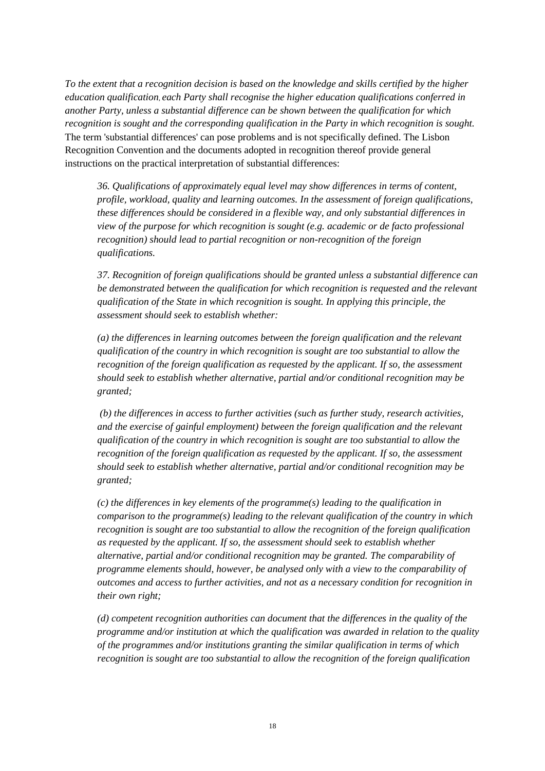*To the extent that a recognition decision is based on the knowledge and skills certified by the higher education qualification, each Party shall recognise the higher education qualifications conferred in another Party, unless a substantial difference can be shown between the qualification for which recognition is sought and the corresponding qualification in the Party in which recognition is sought.* The term 'substantial differences' can pose problems and is not specifically defined. The Lisbon Recognition Convention and the documents adopted in recognition thereof provide general instructions on the practical interpretation of substantial differences:

> *36. Qualifications of approximately equal level may show differences in terms of content, profile, workload, quality and learning outcomes. In the assessment of foreign qualifications, these differences should be considered in a flexible way, and only substantial differences in view of the purpose for which recognition is sought (e.g. academic or de facto professional recognition) should lead to partial recognition or non-recognition of the foreign qualifications.*
>
> *37. Recognition of foreign qualifications should be granted unless a substantial difference can be demonstrated between the qualification for which recognition is requested and the relevant qualification of the State in which recognition is sought. In applying this principle, the assessment should seek to establish whether:*
>
> *(a) the differences in learning outcomes between the foreign qualification and the relevant qualification of the country in which recognition is sought are too substantial to allow the recognition of the foreign qualification as requested by the applicant. If so, the assessment should seek to establish whether alternative, partial and/or conditional recognition may be granted;*
>
> *(b) the differences in access to further activities (such as further study, research activities, and the exercise of gainful employment) between the foreign qualification and the relevant qualification of the country in which recognition is sought are too substantial to allow the recognition of the foreign qualification as requested by the applicant. If so, the assessment should seek to establish whether alternative, partial and/or conditional recognition may be granted;*
>
> *(c) the differences in key elements of the programme(s) leading to the qualification in comparison to the programme(s) leading to the relevant qualification of the country in which recognition is sought are too substantial to allow the recognition of the foreign qualification as requested by the applicant. If so, the assessment should seek to establish whether alternative, partial and/or conditional recognition may be granted. The comparability of programme elements should, however, be analysed only with a view to the comparability of outcomes and access to further activities, and not as a necessary condition for recognition in their own right;*
>
> *(d) competent recognition authorities can document that the differences in the quality of the programme and/or institution at which the qualification was awarded in relation to the quality of the programmes and/or institutions granting the similar qualification in terms of which recognition is sought are too substantial to allow the recognition of the foreign qualification*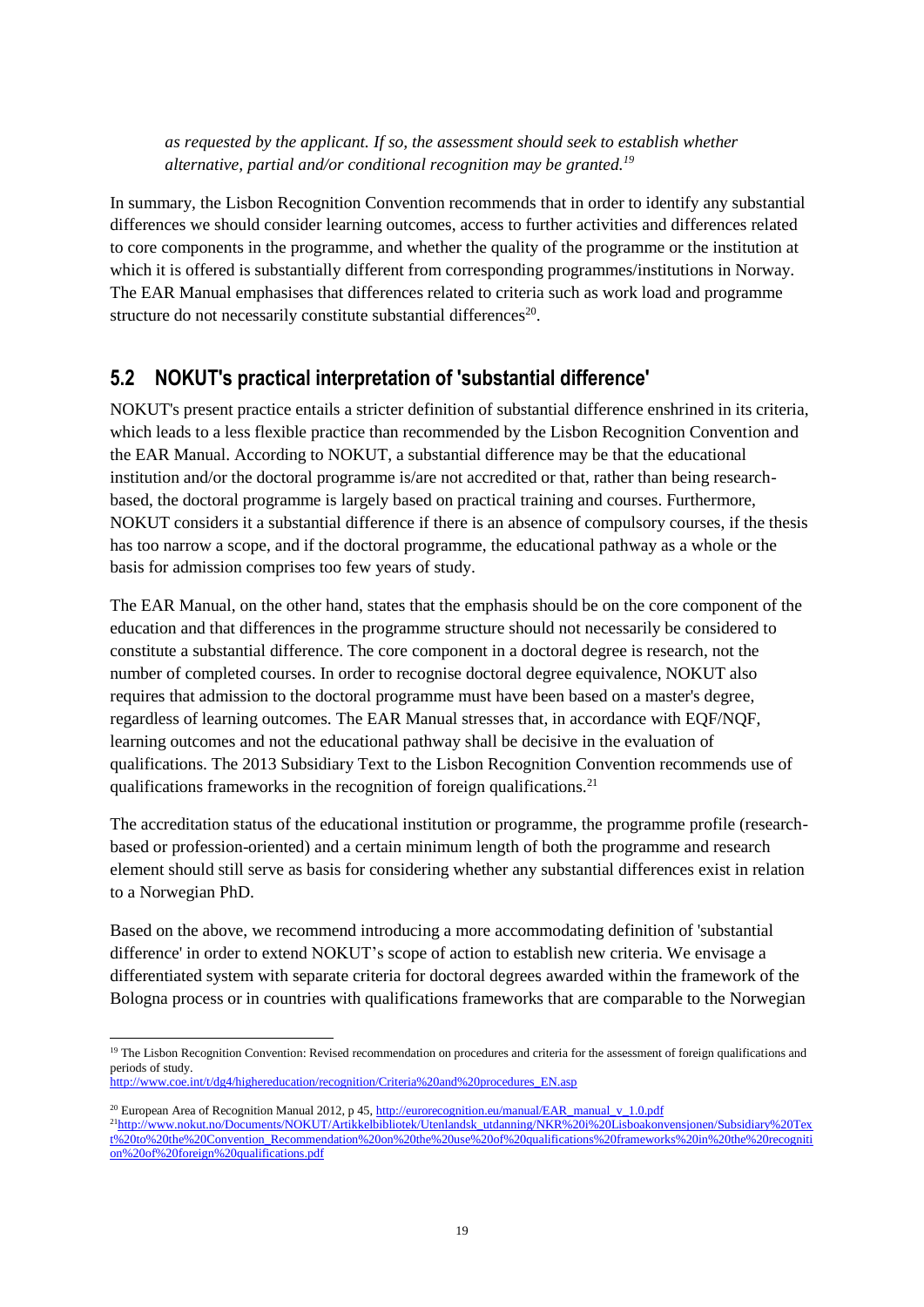*as requested by the applicant. If so, the assessment should seek to establish whether alternative, partial and/or conditional recognition may be granted.*[19]

In summary, the Lisbon Recognition Convention recommends that in order to identify any substantial differences we should consider learning outcomes, access to further activities and differences related to core components in the programme, and whether the quality of the programme or the institution at which it is offered is substantially different from corresponding programmes/institutions in Norway. The EAR Manual emphasises that differences related to criteria such as work load and programme structure do not necessarily constitute substantial differences[20].

## 5.2 NOKUT's practical interpretation of 'substantial difference'

NOKUT's present practice entails a stricter definition of substantial difference enshrined in its criteria, which leads to a less flexible practice than recommended by the Lisbon Recognition Convention and the EAR Manual. According to NOKUT, a substantial difference may be that the educational institution and/or the doctoral programme is/are not accredited or that, rather than being research-based, the doctoral programme is largely based on practical training and courses. Furthermore, NOKUT considers it a substantial difference if there is an absence of compulsory courses, if the thesis has too narrow a scope, and if the doctoral programme, the educational pathway as a whole or the basis for admission comprises too few years of study.

The EAR Manual, on the other hand, states that the emphasis should be on the core component of the education and that differences in the programme structure should not necessarily be considered to constitute a substantial difference. The core component in a doctoral degree is research, not the number of completed courses. In order to recognise doctoral degree equivalence, NOKUT also requires that admission to the doctoral programme must have been based on a master's degree, regardless of learning outcomes. The EAR Manual stresses that, in accordance with EQF/NQF, learning outcomes and not the educational pathway shall be decisive in the evaluation of qualifications. The 2013 Subsidiary Text to the Lisbon Recognition Convention recommends use of qualifications frameworks in the recognition of foreign qualifications.[21]

The accreditation status of the educational institution or programme, the programme profile (research-based or profession-oriented) and a certain minimum length of both the programme and research element should still serve as basis for considering whether any substantial differences exist in relation to a Norwegian PhD.

Based on the above, we recommend introducing a more accommodating definition of 'substantial difference' in order to extend NOKUT's scope of action to establish new criteria. We envisage a differentiated system with separate criteria for doctoral degrees awarded within the framework of the Bologna process or in countries with qualifications frameworks that are comparable to the Norwegian

---

[19] The Lisbon Recognition Convention: Revised recommendation on procedures and criteria for the assessment of foreign qualifications and periods of study.
http://www.coe.int/t/dg4/highereducation/recognition/Criteria%20and%20procedures_EN.asp

[20] European Area of Recognition Manual 2012, p 45, http://eurorecognition.eu/manual/EAR_manual_v_1.0.pdf

[21] http://www.nokut.no/Documents/NOKUT/Artikkelbibliotek/Utenlandsk_utdanning/NKR%20i%20Lisboakonvensjonen/Subsidiary%20Text%20to%20the%20Convention_Recommendation%20on%20the%20use%20of%20qualifications%20frameworks%20in%20the%20recognition%20of%20foreign%20qualifications.pdf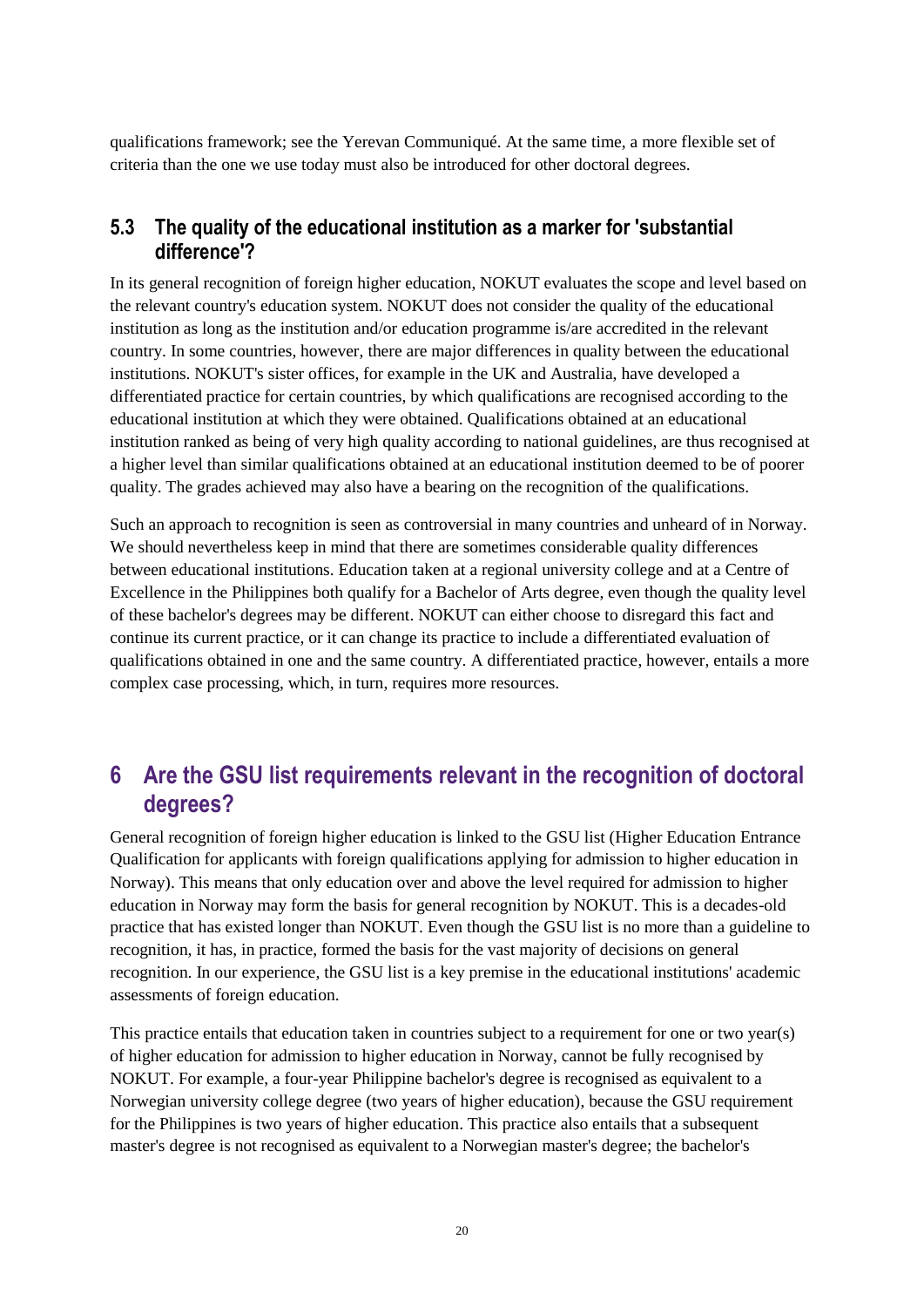qualifications framework; see the Yerevan Communiqué. At the same time, a more flexible set of criteria than the one we use today must also be introduced for other doctoral degrees.

### 5.3 The quality of the educational institution as a marker for 'substantial difference'?

In its general recognition of foreign higher education, NOKUT evaluates the scope and level based on the relevant country's education system. NOKUT does not consider the quality of the educational institution as long as the institution and/or education programme is/are accredited in the relevant country. In some countries, however, there are major differences in quality between the educational institutions. NOKUT's sister offices, for example in the UK and Australia, have developed a differentiated practice for certain countries, by which qualifications are recognised according to the educational institution at which they were obtained. Qualifications obtained at an educational institution ranked as being of very high quality according to national guidelines, are thus recognised at a higher level than similar qualifications obtained at an educational institution deemed to be of poorer quality. The grades achieved may also have a bearing on the recognition of the qualifications.

Such an approach to recognition is seen as controversial in many countries and unheard of in Norway. We should nevertheless keep in mind that there are sometimes considerable quality differences between educational institutions. Education taken at a regional university college and at a Centre of Excellence in the Philippines both qualify for a Bachelor of Arts degree, even though the quality level of these bachelor's degrees may be different. NOKUT can either choose to disregard this fact and continue its current practice, or it can change its practice to include a differentiated evaluation of qualifications obtained in one and the same country. A differentiated practice, however, entails a more complex case processing, which, in turn, requires more resources.

## 6 Are the GSU list requirements relevant in the recognition of doctoral degrees?

General recognition of foreign higher education is linked to the GSU list (Higher Education Entrance Qualification for applicants with foreign qualifications applying for admission to higher education in Norway). This means that only education over and above the level required for admission to higher education in Norway may form the basis for general recognition by NOKUT. This is a decades-old practice that has existed longer than NOKUT. Even though the GSU list is no more than a guideline to recognition, it has, in practice, formed the basis for the vast majority of decisions on general recognition. In our experience, the GSU list is a key premise in the educational institutions' academic assessments of foreign education.

This practice entails that education taken in countries subject to a requirement for one or two year(s) of higher education for admission to higher education in Norway, cannot be fully recognised by NOKUT. For example, a four-year Philippine bachelor's degree is recognised as equivalent to a Norwegian university college degree (two years of higher education), because the GSU requirement for the Philippines is two years of higher education. This practice also entails that a subsequent master's degree is not recognised as equivalent to a Norwegian master's degree; the bachelor's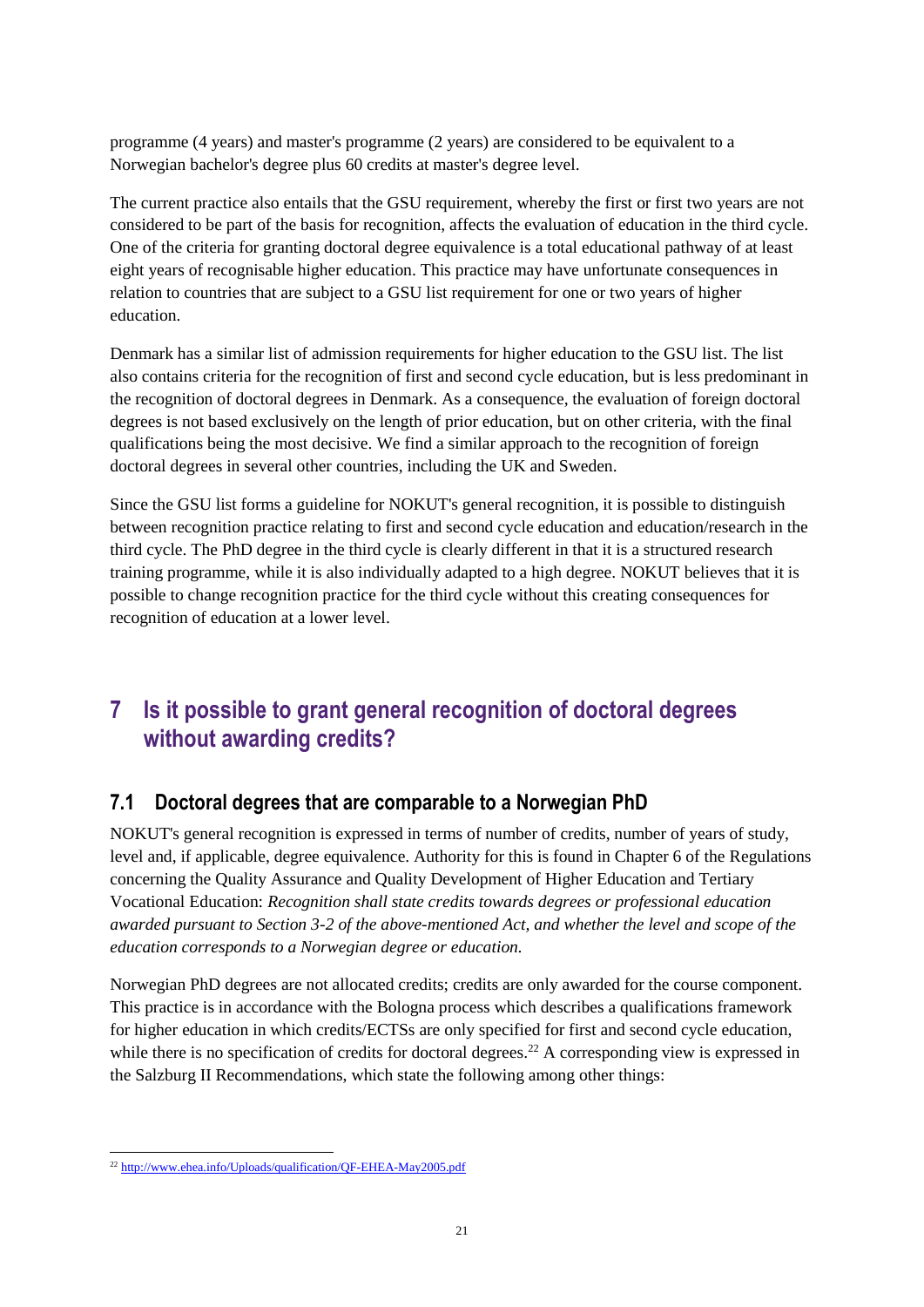programme (4 years) and master's programme (2 years) are considered to be equivalent to a Norwegian bachelor's degree plus 60 credits at master's degree level.

The current practice also entails that the GSU requirement, whereby the first or first two years are not considered to be part of the basis for recognition, affects the evaluation of education in the third cycle. One of the criteria for granting doctoral degree equivalence is a total educational pathway of at least eight years of recognisable higher education. This practice may have unfortunate consequences in relation to countries that are subject to a GSU list requirement for one or two years of higher education.

Denmark has a similar list of admission requirements for higher education to the GSU list. The list also contains criteria for the recognition of first and second cycle education, but is less predominant in the recognition of doctoral degrees in Denmark. As a consequence, the evaluation of foreign doctoral degrees is not based exclusively on the length of prior education, but on other criteria, with the final qualifications being the most decisive. We find a similar approach to the recognition of foreign doctoral degrees in several other countries, including the UK and Sweden.

Since the GSU list forms a guideline for NOKUT's general recognition, it is possible to distinguish between recognition practice relating to first and second cycle education and education/research in the third cycle. The PhD degree in the third cycle is clearly different in that it is a structured research training programme, while it is also individually adapted to a high degree. NOKUT believes that it is possible to change recognition practice for the third cycle without this creating consequences for recognition of education at a lower level.

# 7 Is it possible to grant general recognition of doctoral degrees without awarding credits?

## 7.1 Doctoral degrees that are comparable to a Norwegian PhD

NOKUT's general recognition is expressed in terms of number of credits, number of years of study, level and, if applicable, degree equivalence. Authority for this is found in Chapter 6 of the Regulations concerning the Quality Assurance and Quality Development of Higher Education and Tertiary Vocational Education: *Recognition shall state credits towards degrees or professional education awarded pursuant to Section 3-2 of the above-mentioned Act, and whether the level and scope of the education corresponds to a Norwegian degree or education.*

Norwegian PhD degrees are not allocated credits; credits are only awarded for the course component. This practice is in accordance with the Bologna process which describes a qualifications framework for higher education in which credits/ECTSs are only specified for first and second cycle education, while there is no specification of credits for doctoral degrees.[22] A corresponding view is expressed in the Salzburg II Recommendations, which state the following among other things:

[22] http://www.ehea.info/Uploads/qualification/QF-EHEA-May2005.pdf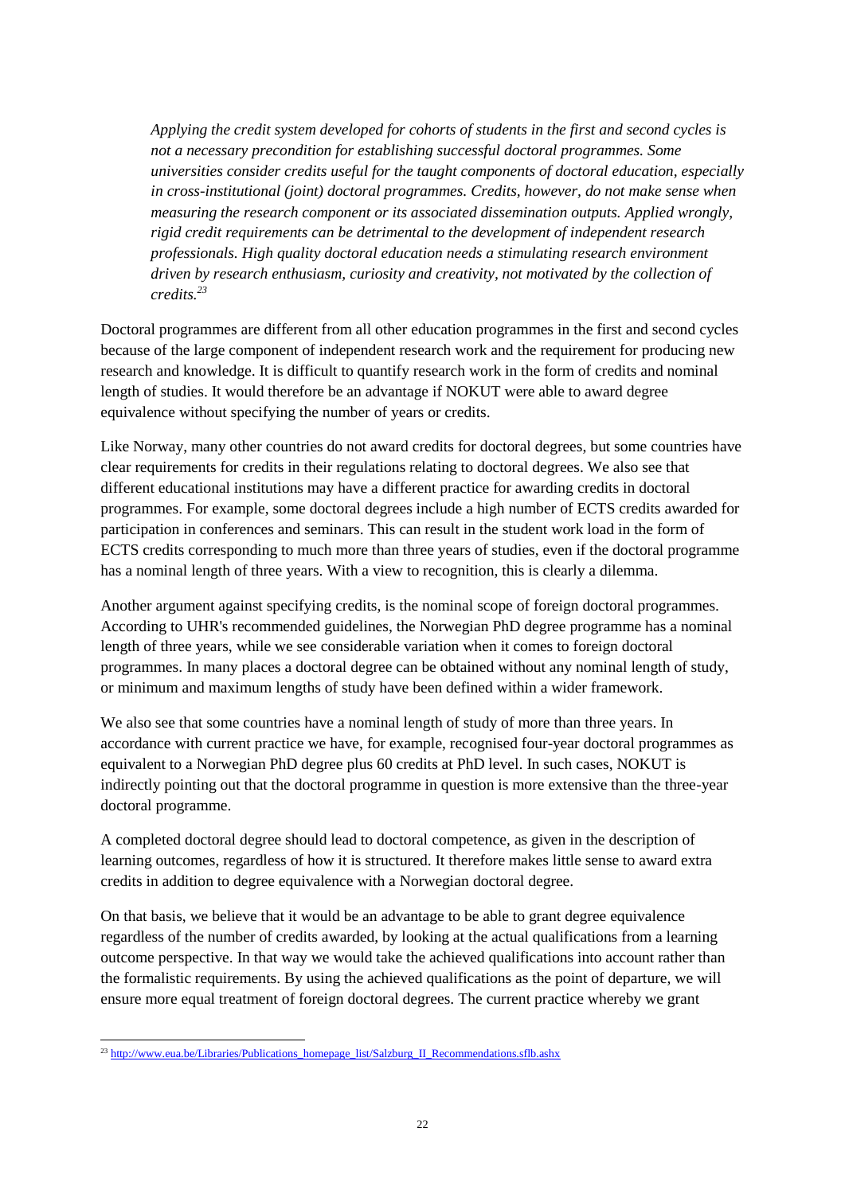*Applying the credit system developed for cohorts of students in the first and second cycles is not a necessary precondition for establishing successful doctoral programmes. Some universities consider credits useful for the taught components of doctoral education, especially in cross-institutional (joint) doctoral programmes. Credits, however, do not make sense when measuring the research component or its associated dissemination outputs. Applied wrongly, rigid credit requirements can be detrimental to the development of independent research professionals. High quality doctoral education needs a stimulating research environment driven by research enthusiasm, curiosity and creativity, not motivated by the collection of credits.*[23]

Doctoral programmes are different from all other education programmes in the first and second cycles because of the large component of independent research work and the requirement for producing new research and knowledge. It is difficult to quantify research work in the form of credits and nominal length of studies. It would therefore be an advantage if NOKUT were able to award degree equivalence without specifying the number of years or credits.

Like Norway, many other countries do not award credits for doctoral degrees, but some countries have clear requirements for credits in their regulations relating to doctoral degrees. We also see that different educational institutions may have a different practice for awarding credits in doctoral programmes. For example, some doctoral degrees include a high number of ECTS credits awarded for participation in conferences and seminars. This can result in the student work load in the form of ECTS credits corresponding to much more than three years of studies, even if the doctoral programme has a nominal length of three years. With a view to recognition, this is clearly a dilemma.

Another argument against specifying credits, is the nominal scope of foreign doctoral programmes. According to UHR's recommended guidelines, the Norwegian PhD degree programme has a nominal length of three years, while we see considerable variation when it comes to foreign doctoral programmes. In many places a doctoral degree can be obtained without any nominal length of study, or minimum and maximum lengths of study have been defined within a wider framework.

We also see that some countries have a nominal length of study of more than three years. In accordance with current practice we have, for example, recognised four-year doctoral programmes as equivalent to a Norwegian PhD degree plus 60 credits at PhD level. In such cases, NOKUT is indirectly pointing out that the doctoral programme in question is more extensive than the three-year doctoral programme.

A completed doctoral degree should lead to doctoral competence, as given in the description of learning outcomes, regardless of how it is structured. It therefore makes little sense to award extra credits in addition to degree equivalence with a Norwegian doctoral degree.

On that basis, we believe that it would be an advantage to be able to grant degree equivalence regardless of the number of credits awarded, by looking at the actual qualifications from a learning outcome perspective. In that way we would take the achieved qualifications into account rather than the formalistic requirements. By using the achieved qualifications as the point of departure, we will ensure more equal treatment of foreign doctoral degrees. The current practice whereby we grant

[23] http://www.eua.be/Libraries/Publications_homepage_list/Salzburg_II_Recommendations.sflb.ashx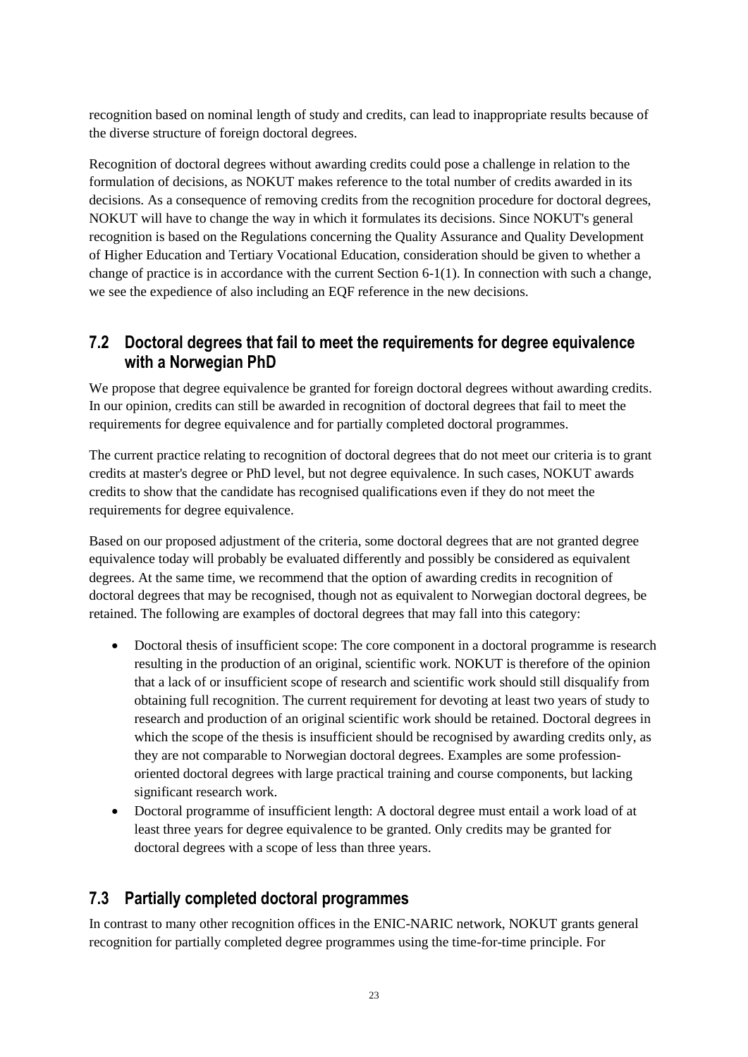recognition based on nominal length of study and credits, can lead to inappropriate results because of the diverse structure of foreign doctoral degrees.

Recognition of doctoral degrees without awarding credits could pose a challenge in relation to the formulation of decisions, as NOKUT makes reference to the total number of credits awarded in its decisions. As a consequence of removing credits from the recognition procedure for doctoral degrees, NOKUT will have to change the way in which it formulates its decisions. Since NOKUT's general recognition is based on the Regulations concerning the Quality Assurance and Quality Development of Higher Education and Tertiary Vocational Education, consideration should be given to whether a change of practice is in accordance with the current Section 6-1(1). In connection with such a change, we see the expedience of also including an EQF reference in the new decisions.

## 7.2 Doctoral degrees that fail to meet the requirements for degree equivalence with a Norwegian PhD

We propose that degree equivalence be granted for foreign doctoral degrees without awarding credits. In our opinion, credits can still be awarded in recognition of doctoral degrees that fail to meet the requirements for degree equivalence and for partially completed doctoral programmes.

The current practice relating to recognition of doctoral degrees that do not meet our criteria is to grant credits at master's degree or PhD level, but not degree equivalence. In such cases, NOKUT awards credits to show that the candidate has recognised qualifications even if they do not meet the requirements for degree equivalence.

Based on our proposed adjustment of the criteria, some doctoral degrees that are not granted degree equivalence today will probably be evaluated differently and possibly be considered as equivalent degrees. At the same time, we recommend that the option of awarding credits in recognition of doctoral degrees that may be recognised, though not as equivalent to Norwegian doctoral degrees, be retained. The following are examples of doctoral degrees that may fall into this category:

- Doctoral thesis of insufficient scope: The core component in a doctoral programme is research resulting in the production of an original, scientific work. NOKUT is therefore of the opinion that a lack of or insufficient scope of research and scientific work should still disqualify from obtaining full recognition. The current requirement for devoting at least two years of study to research and production of an original scientific work should be retained. Doctoral degrees in which the scope of the thesis is insufficient should be recognised by awarding credits only, as they are not comparable to Norwegian doctoral degrees. Examples are some profession-oriented doctoral degrees with large practical training and course components, but lacking significant research work.
- Doctoral programme of insufficient length: A doctoral degree must entail a work load of at least three years for degree equivalence to be granted. Only credits may be granted for doctoral degrees with a scope of less than three years.

## 7.3 Partially completed doctoral programmes

In contrast to many other recognition offices in the ENIC-NARIC network, NOKUT grants general recognition for partially completed degree programmes using the time-for-time principle. For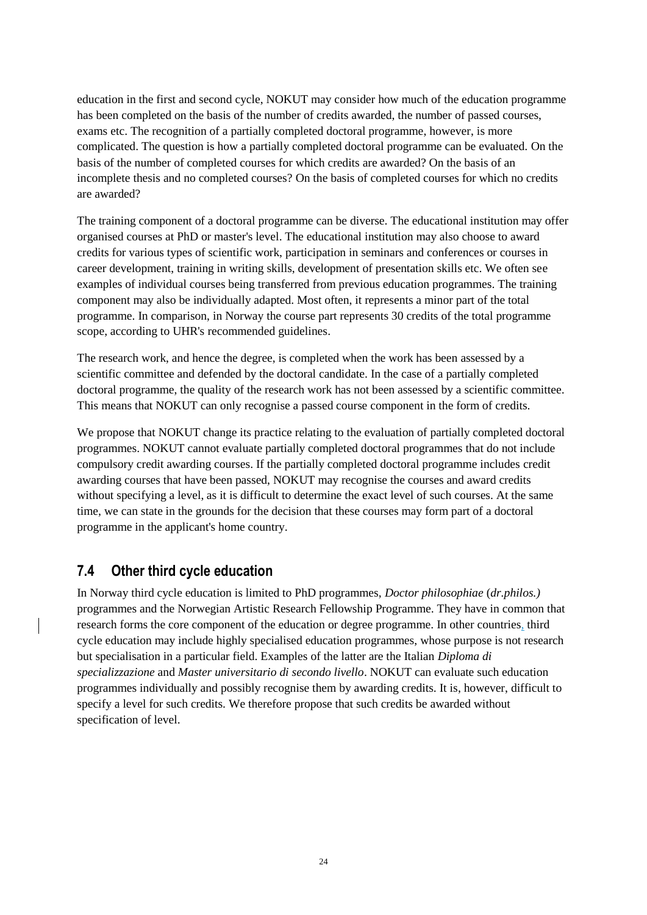education in the first and second cycle, NOKUT may consider how much of the education programme has been completed on the basis of the number of credits awarded, the number of passed courses, exams etc. The recognition of a partially completed doctoral programme, however, is more complicated. The question is how a partially completed doctoral programme can be evaluated. On the basis of the number of completed courses for which credits are awarded? On the basis of an incomplete thesis and no completed courses? On the basis of completed courses for which no credits are awarded?

The training component of a doctoral programme can be diverse. The educational institution may offer organised courses at PhD or master's level. The educational institution may also choose to award credits for various types of scientific work, participation in seminars and conferences or courses in career development, training in writing skills, development of presentation skills etc. We often see examples of individual courses being transferred from previous education programmes. The training component may also be individually adapted. Most often, it represents a minor part of the total programme. In comparison, in Norway the course part represents 30 credits of the total programme scope, according to UHR's recommended guidelines.

The research work, and hence the degree, is completed when the work has been assessed by a scientific committee and defended by the doctoral candidate. In the case of a partially completed doctoral programme, the quality of the research work has not been assessed by a scientific committee. This means that NOKUT can only recognise a passed course component in the form of credits.

We propose that NOKUT change its practice relating to the evaluation of partially completed doctoral programmes. NOKUT cannot evaluate partially completed doctoral programmes that do not include compulsory credit awarding courses. If the partially completed doctoral programme includes credit awarding courses that have been passed, NOKUT may recognise the courses and award credits without specifying a level, as it is difficult to determine the exact level of such courses. At the same time, we can state in the grounds for the decision that these courses may form part of a doctoral programme in the applicant's home country.

## 7.4 Other third cycle education

In Norway third cycle education is limited to PhD programmes, *Doctor philosophiae* (*dr.philos.)* programmes and the Norwegian Artistic Research Fellowship Programme. They have in common that research forms the core component of the education or degree programme. In other countries, third cycle education may include highly specialised education programmes, whose purpose is not research but specialisation in a particular field. Examples of the latter are the Italian *Diploma di specializzazione* and *Master universitario di secondo livello*. NOKUT can evaluate such education programmes individually and possibly recognise them by awarding credits. It is, however, difficult to specify a level for such credits. We therefore propose that such credits be awarded without specification of level.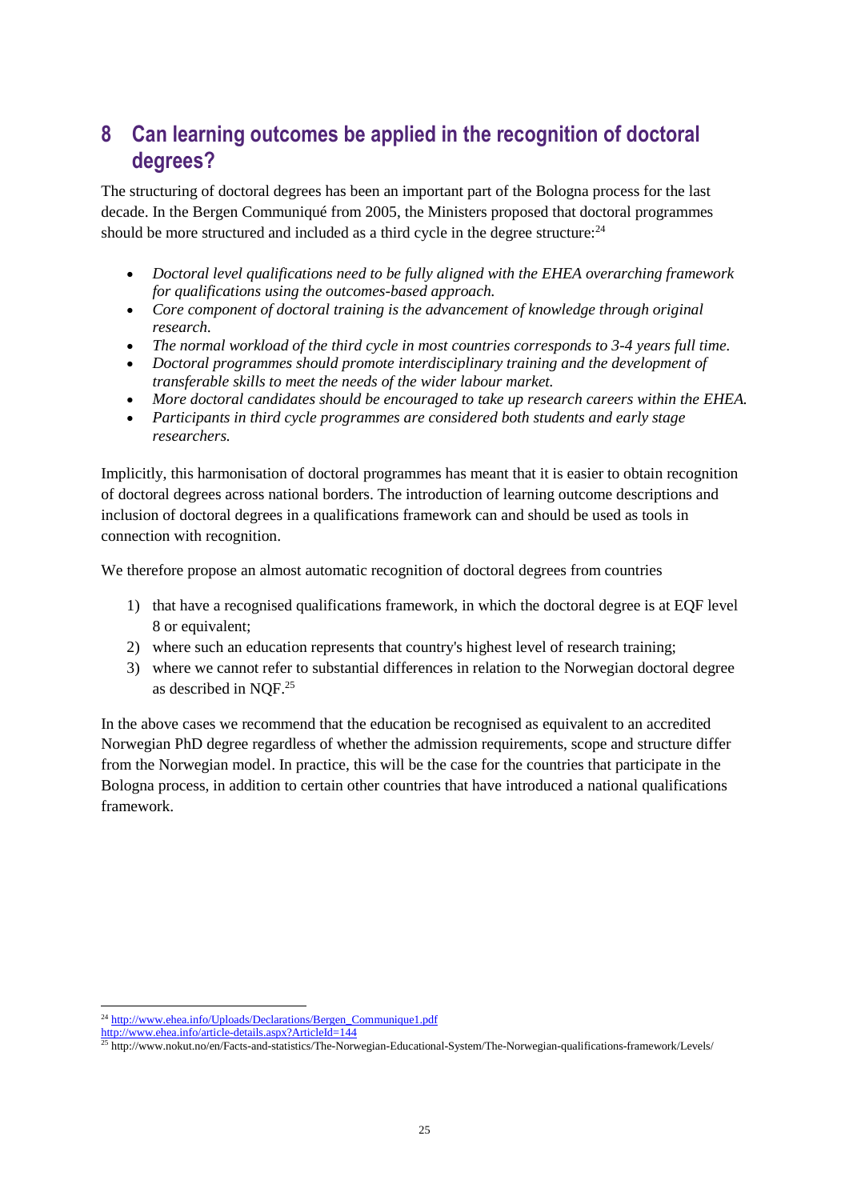## 8 Can learning outcomes be applied in the recognition of doctoral degrees?

The structuring of doctoral degrees has been an important part of the Bologna process for the last decade. In the Bergen Communiqué from 2005, the Ministers proposed that doctoral programmes should be more structured and included as a third cycle in the degree structure:[24]

- *Doctoral level qualifications need to be fully aligned with the EHEA overarching framework for qualifications using the outcomes-based approach.*
- *Core component of doctoral training is the advancement of knowledge through original research.*
- *The normal workload of the third cycle in most countries corresponds to 3-4 years full time.*
- *Doctoral programmes should promote interdisciplinary training and the development of transferable skills to meet the needs of the wider labour market.*
- *More doctoral candidates should be encouraged to take up research careers within the EHEA.*
- *Participants in third cycle programmes are considered both students and early stage researchers.*

Implicitly, this harmonisation of doctoral programmes has meant that it is easier to obtain recognition of doctoral degrees across national borders. The introduction of learning outcome descriptions and inclusion of doctoral degrees in a qualifications framework can and should be used as tools in connection with recognition.

We therefore propose an almost automatic recognition of doctoral degrees from countries

1) that have a recognised qualifications framework, in which the doctoral degree is at EQF level 8 or equivalent;
2) where such an education represents that country's highest level of research training;
3) where we cannot refer to substantial differences in relation to the Norwegian doctoral degree as described in NQF.[25]

In the above cases we recommend that the education be recognised as equivalent to an accredited Norwegian PhD degree regardless of whether the admission requirements, scope and structure differ from the Norwegian model. In practice, this will be the case for the countries that participate in the Bologna process, in addition to certain other countries that have introduced a national qualifications framework.

---

[24] http://www.ehea.info/Uploads/Declarations/Bergen_Communique1.pdf
http://www.ehea.info/article-details.aspx?ArticleId=144

[25] http://www.nokut.no/en/Facts-and-statistics/The-Norwegian-Educational-System/The-Norwegian-qualifications-framework/Levels/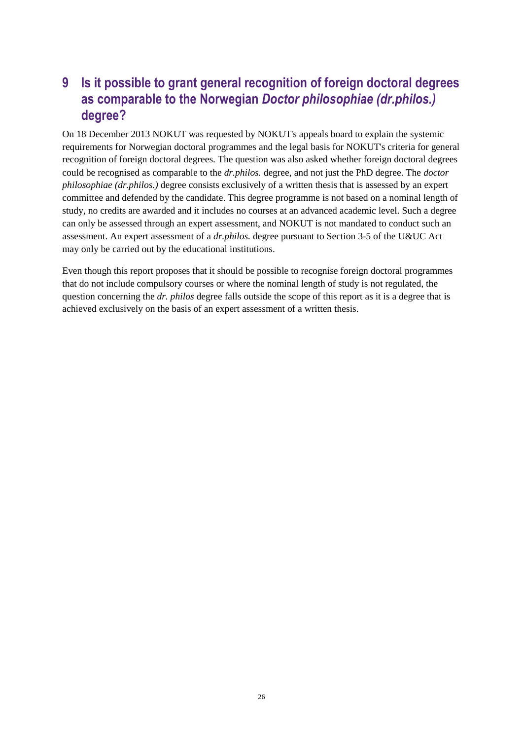# 9 Is it possible to grant general recognition of foreign doctoral degrees as comparable to the Norwegian *Doctor philosophiae (dr.philos.)* degree?

On 18 December 2013 NOKUT was requested by NOKUT's appeals board to explain the systemic requirements for Norwegian doctoral programmes and the legal basis for NOKUT's criteria for general recognition of foreign doctoral degrees. The question was also asked whether foreign doctoral degrees could be recognised as comparable to the *dr.philos.* degree, and not just the PhD degree. The *doctor philosophiae (dr.philos.)* degree consists exclusively of a written thesis that is assessed by an expert committee and defended by the candidate. This degree programme is not based on a nominal length of study, no credits are awarded and it includes no courses at an advanced academic level. Such a degree can only be assessed through an expert assessment, and NOKUT is not mandated to conduct such an assessment. An expert assessment of a *dr.philos.* degree pursuant to Section 3-5 of the U&UC Act may only be carried out by the educational institutions.

Even though this report proposes that it should be possible to recognise foreign doctoral programmes that do not include compulsory courses or where the nominal length of study is not regulated, the question concerning the *dr. philos* degree falls outside the scope of this report as it is a degree that is achieved exclusively on the basis of an expert assessment of a written thesis.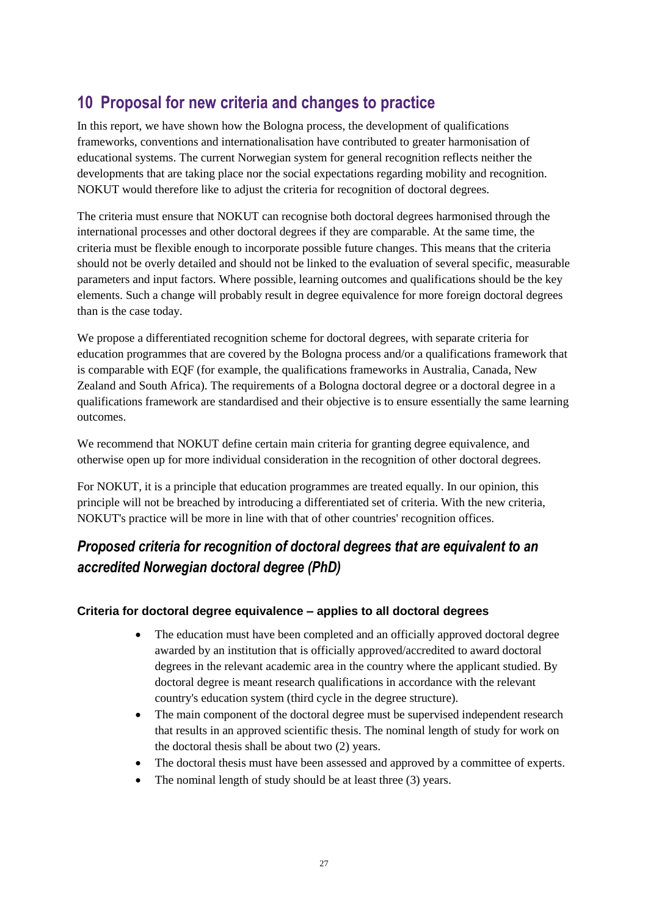# 10 Proposal for new criteria and changes to practice

In this report, we have shown how the Bologna process, the development of qualifications frameworks, conventions and internationalisation have contributed to greater harmonisation of educational systems. The current Norwegian system for general recognition reflects neither the developments that are taking place nor the social expectations regarding mobility and recognition. NOKUT would therefore like to adjust the criteria for recognition of doctoral degrees.

The criteria must ensure that NOKUT can recognise both doctoral degrees harmonised through the international processes and other doctoral degrees if they are comparable. At the same time, the criteria must be flexible enough to incorporate possible future changes. This means that the criteria should not be overly detailed and should not be linked to the evaluation of several specific, measurable parameters and input factors. Where possible, learning outcomes and qualifications should be the key elements. Such a change will probably result in degree equivalence for more foreign doctoral degrees than is the case today.

We propose a differentiated recognition scheme for doctoral degrees, with separate criteria for education programmes that are covered by the Bologna process and/or a qualifications framework that is comparable with EQF (for example, the qualifications frameworks in Australia, Canada, New Zealand and South Africa). The requirements of a Bologna doctoral degree or a doctoral degree in a qualifications framework are standardised and their objective is to ensure essentially the same learning outcomes.

We recommend that NOKUT define certain main criteria for granting degree equivalence, and otherwise open up for more individual consideration in the recognition of other doctoral degrees.

For NOKUT, it is a principle that education programmes are treated equally. In our opinion, this principle will not be breached by introducing a differentiated set of criteria. With the new criteria, NOKUT's practice will be more in line with that of other countries' recognition offices.

## *Proposed criteria for recognition of doctoral degrees that are equivalent to an accredited Norwegian doctoral degree (PhD)*

#### Criteria for doctoral degree equivalence – applies to all doctoral degrees

- The education must have been completed and an officially approved doctoral degree awarded by an institution that is officially approved/accredited to award doctoral degrees in the relevant academic area in the country where the applicant studied. By doctoral degree is meant research qualifications in accordance with the relevant country's education system (third cycle in the degree structure).
- The main component of the doctoral degree must be supervised independent research that results in an approved scientific thesis. The nominal length of study for work on the doctoral thesis shall be about two (2) years.
- The doctoral thesis must have been assessed and approved by a committee of experts.
- The nominal length of study should be at least three (3) years.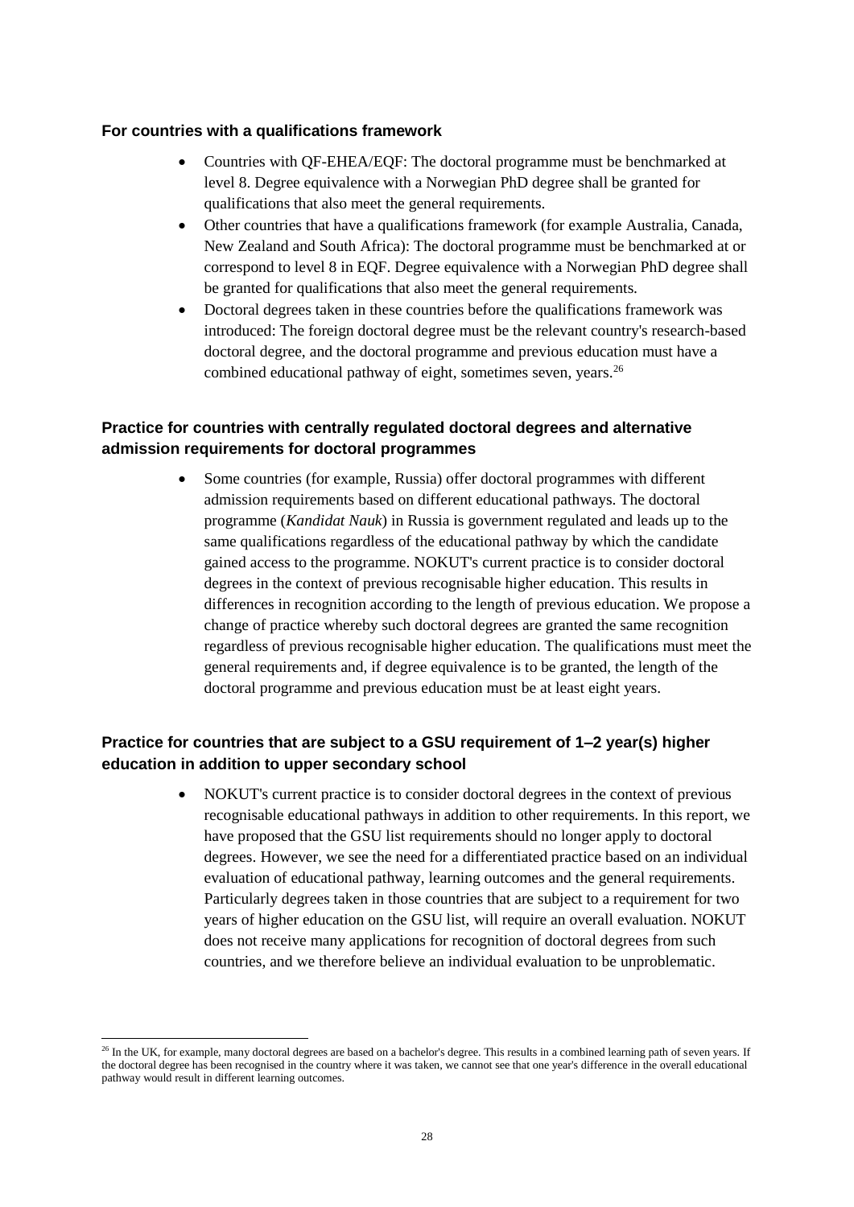### For countries with a qualifications framework

- Countries with QF-EHEA/EQF: The doctoral programme must be benchmarked at level 8. Degree equivalence with a Norwegian PhD degree shall be granted for qualifications that also meet the general requirements.
- Other countries that have a qualifications framework (for example Australia, Canada, New Zealand and South Africa): The doctoral programme must be benchmarked at or correspond to level 8 in EQF. Degree equivalence with a Norwegian PhD degree shall be granted for qualifications that also meet the general requirements.
- Doctoral degrees taken in these countries before the qualifications framework was introduced: The foreign doctoral degree must be the relevant country's research-based doctoral degree, and the doctoral programme and previous education must have a combined educational pathway of eight, sometimes seven, years.[26]

### Practice for countries with centrally regulated doctoral degrees and alternative admission requirements for doctoral programmes

- Some countries (for example, Russia) offer doctoral programmes with different admission requirements based on different educational pathways. The doctoral programme (*Kandidat Nauk*) in Russia is government regulated and leads up to the same qualifications regardless of the educational pathway by which the candidate gained access to the programme. NOKUT's current practice is to consider doctoral degrees in the context of previous recognisable higher education. This results in differences in recognition according to the length of previous education. We propose a change of practice whereby such doctoral degrees are granted the same recognition regardless of previous recognisable higher education. The qualifications must meet the general requirements and, if degree equivalence is to be granted, the length of the doctoral programme and previous education must be at least eight years.

### Practice for countries that are subject to a GSU requirement of 1–2 year(s) higher education in addition to upper secondary school

- NOKUT's current practice is to consider doctoral degrees in the context of previous recognisable educational pathways in addition to other requirements. In this report, we have proposed that the GSU list requirements should no longer apply to doctoral degrees. However, we see the need for a differentiated practice based on an individual evaluation of educational pathway, learning outcomes and the general requirements. Particularly degrees taken in those countries that are subject to a requirement for two years of higher education on the GSU list, will require an overall evaluation. NOKUT does not receive many applications for recognition of doctoral degrees from such countries, and we therefore believe an individual evaluation to be unproblematic.

---

[26] In the UK, for example, many doctoral degrees are based on a bachelor's degree. This results in a combined learning path of seven years. If the doctoral degree has been recognised in the country where it was taken, we cannot see that one year's difference in the overall educational pathway would result in different learning outcomes.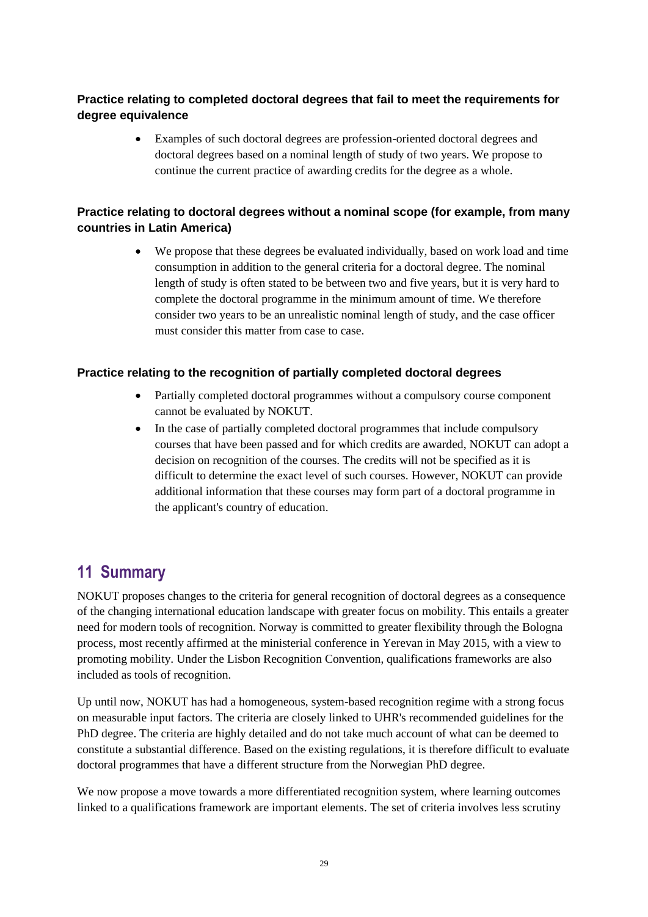**Practice relating to completed doctoral degrees that fail to meet the requirements for degree equivalence**

- Examples of such doctoral degrees are profession-oriented doctoral degrees and doctoral degrees based on a nominal length of study of two years. We propose to continue the current practice of awarding credits for the degree as a whole.

**Practice relating to doctoral degrees without a nominal scope (for example, from many countries in Latin America)**

- We propose that these degrees be evaluated individually, based on work load and time consumption in addition to the general criteria for a doctoral degree. The nominal length of study is often stated to be between two and five years, but it is very hard to complete the doctoral programme in the minimum amount of time. We therefore consider two years to be an unrealistic nominal length of study, and the case officer must consider this matter from case to case.

**Practice relating to the recognition of partially completed doctoral degrees**

- Partially completed doctoral programmes without a compulsory course component cannot be evaluated by NOKUT.
- In the case of partially completed doctoral programmes that include compulsory courses that have been passed and for which credits are awarded, NOKUT can adopt a decision on recognition of the courses. The credits will not be specified as it is difficult to determine the exact level of such courses. However, NOKUT can provide additional information that these courses may form part of a doctoral programme in the applicant's country of education.

# 11 Summary

NOKUT proposes changes to the criteria for general recognition of doctoral degrees as a consequence of the changing international education landscape with greater focus on mobility. This entails a greater need for modern tools of recognition. Norway is committed to greater flexibility through the Bologna process, most recently affirmed at the ministerial conference in Yerevan in May 2015, with a view to promoting mobility. Under the Lisbon Recognition Convention, qualifications frameworks are also included as tools of recognition.

Up until now, NOKUT has had a homogeneous, system-based recognition regime with a strong focus on measurable input factors. The criteria are closely linked to UHR's recommended guidelines for the PhD degree. The criteria are highly detailed and do not take much account of what can be deemed to constitute a substantial difference. Based on the existing regulations, it is therefore difficult to evaluate doctoral programmes that have a different structure from the Norwegian PhD degree.

We now propose a move towards a more differentiated recognition system, where learning outcomes linked to a qualifications framework are important elements. The set of criteria involves less scrutiny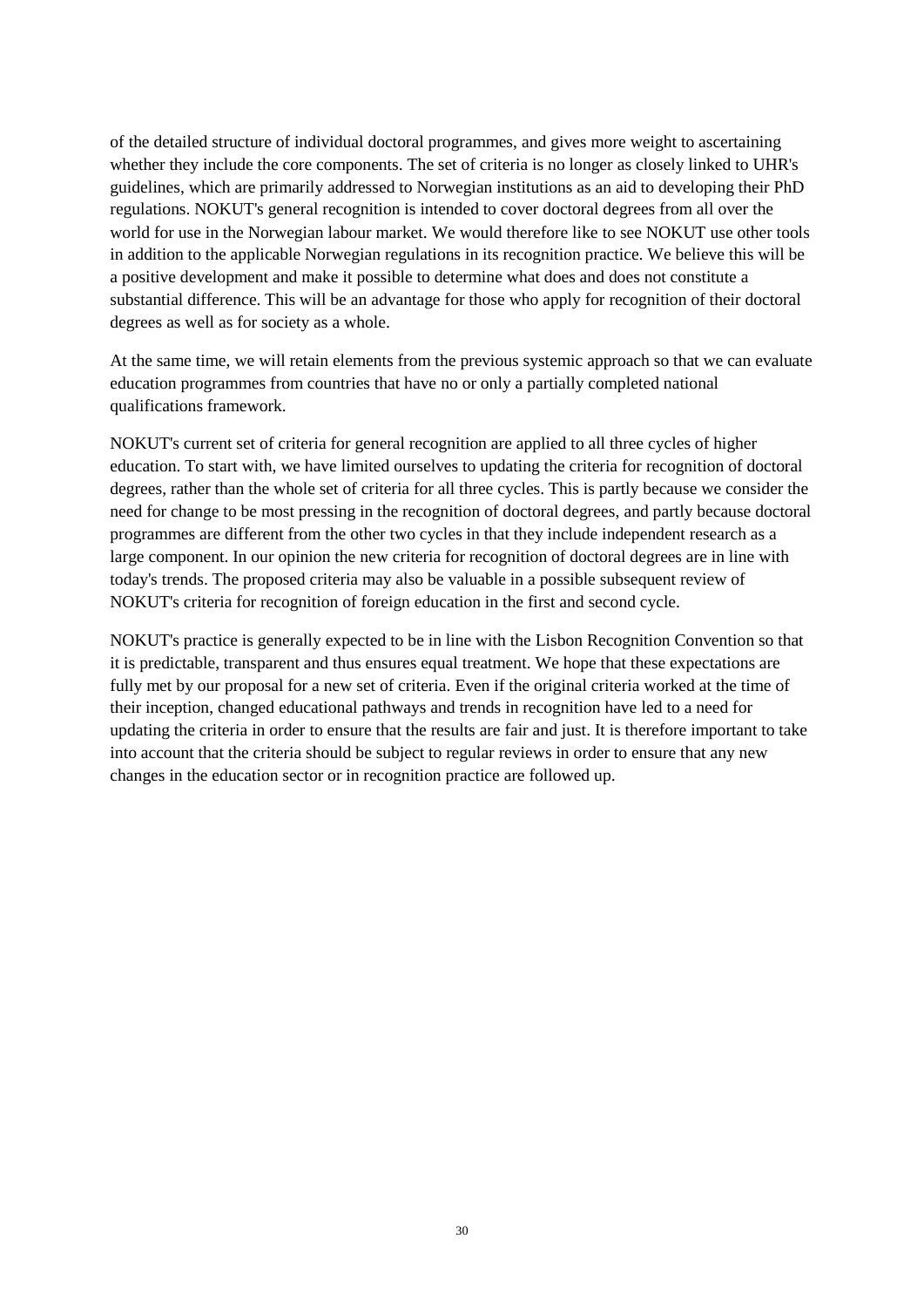of the detailed structure of individual doctoral programmes, and gives more weight to ascertaining whether they include the core components. The set of criteria is no longer as closely linked to UHR's guidelines, which are primarily addressed to Norwegian institutions as an aid to developing their PhD regulations. NOKUT's general recognition is intended to cover doctoral degrees from all over the world for use in the Norwegian labour market. We would therefore like to see NOKUT use other tools in addition to the applicable Norwegian regulations in its recognition practice. We believe this will be a positive development and make it possible to determine what does and does not constitute a substantial difference. This will be an advantage for those who apply for recognition of their doctoral degrees as well as for society as a whole.

At the same time, we will retain elements from the previous systemic approach so that we can evaluate education programmes from countries that have no or only a partially completed national qualifications framework.

NOKUT's current set of criteria for general recognition are applied to all three cycles of higher education. To start with, we have limited ourselves to updating the criteria for recognition of doctoral degrees, rather than the whole set of criteria for all three cycles. This is partly because we consider the need for change to be most pressing in the recognition of doctoral degrees, and partly because doctoral programmes are different from the other two cycles in that they include independent research as a large component. In our opinion the new criteria for recognition of doctoral degrees are in line with today's trends. The proposed criteria may also be valuable in a possible subsequent review of NOKUT's criteria for recognition of foreign education in the first and second cycle.

NOKUT's practice is generally expected to be in line with the Lisbon Recognition Convention so that it is predictable, transparent and thus ensures equal treatment. We hope that these expectations are fully met by our proposal for a new set of criteria. Even if the original criteria worked at the time of their inception, changed educational pathways and trends in recognition have led to a need for updating the criteria in order to ensure that the results are fair and just. It is therefore important to take into account that the criteria should be subject to regular reviews in order to ensure that any new changes in the education sector or in recognition practice are followed up.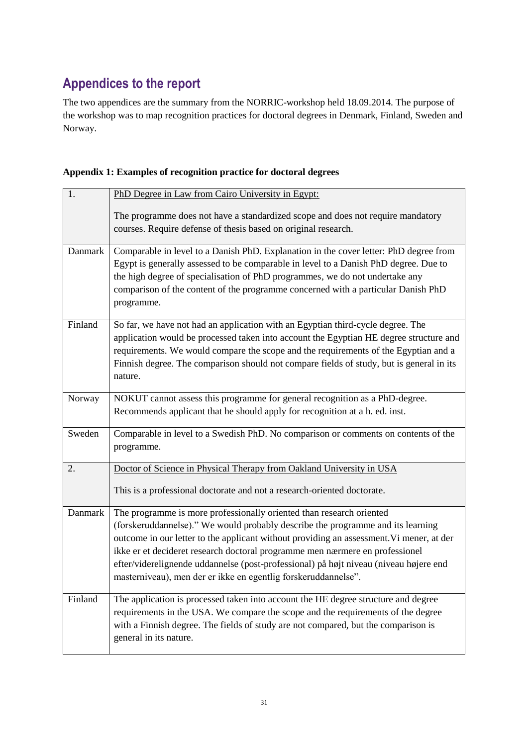## Appendices to the report

The two appendices are the summary from the NORRIC-workshop held 18.09.2014. The purpose of the workshop was to map recognition practices for doctoral degrees in Denmark, Finland, Sweden and Norway.

**Appendix 1: Examples of recognition practice for doctoral degrees**

| 1. | PhD Degree in Law from Cairo University in Egypt:<br><br>The programme does not have a standardized scope and does not require mandatory courses. Require defense of thesis based on original research. |
|---|---|
| Danmark | Comparable in level to a Danish PhD. Explanation in the cover letter: PhD degree from Egypt is generally assessed to be comparable in level to a Danish PhD degree. Due to the high degree of specialisation of PhD programmes, we do not undertake any comparison of the content of the programme concerned with a particular Danish PhD programme. |
| Finland | So far, we have not had an application with an Egyptian third-cycle degree. The application would be processed taken into account the Egyptian HE degree structure and requirements. We would compare the scope and the requirements of the Egyptian and a Finnish degree. The comparison should not compare fields of study, but is general in its nature. |
| Norway | NOKUT cannot assess this programme for general recognition as a PhD-degree. Recommends applicant that he should apply for recognition at a h. ed. inst. |
| Sweden | Comparable in level to a Swedish PhD. No comparison or comments on contents of the programme. |
| 2. | Doctor of Science in Physical Therapy from Oakland University in USA<br><br>This is a professional doctorate and not a research-oriented doctorate. |
| Danmark | The programme is more professionally oriented than research oriented (forskeruddannelse)." We would probably describe the programme and its learning outcome in our letter to the applicant without providing an assessment.Vi mener, at der ikke er et decideret research doctoral programme men nærmere en professionel efter/viderelignende uddannelse (post-professional) på højt niveau (niveau højere end masterniveau), men der er ikke en egentlig forskeruddannelse". |
| Finland | The application is processed taken into account the HE degree structure and degree requirements in the USA. We compare the scope and the requirements of the degree with a Finnish degree. The fields of study are not compared, but the comparison is general in its nature. |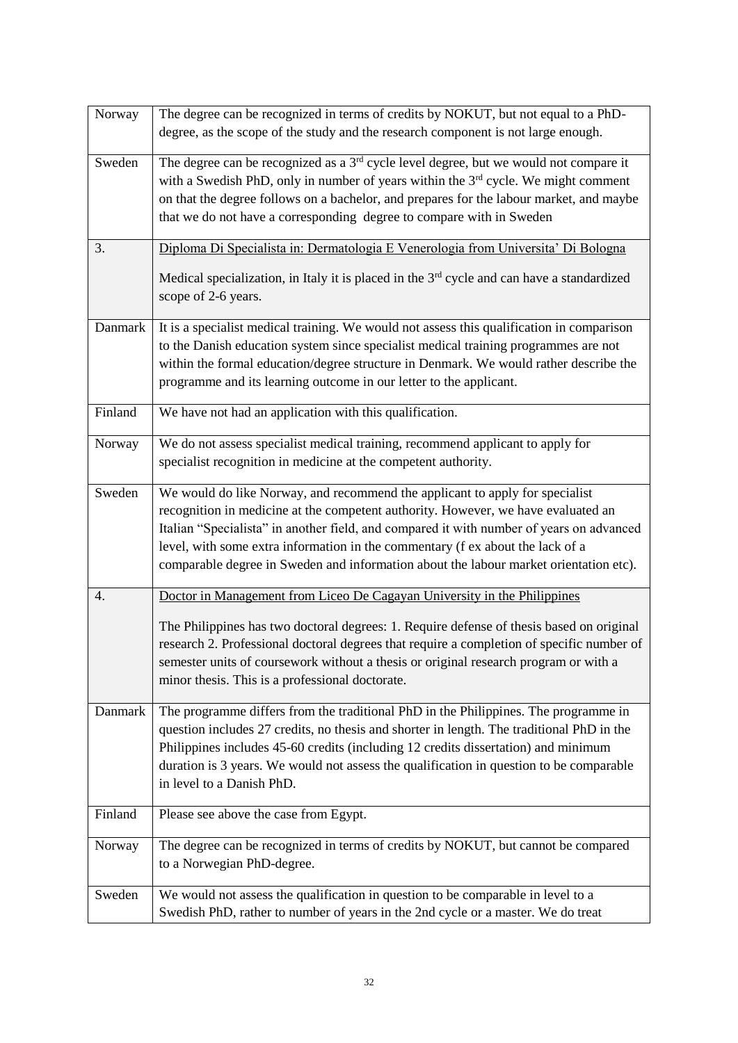| | |
|---|---|
| Norway | The degree can be recognized in terms of credits by NOKUT, but not equal to a PhD-degree, as the scope of the study and the research component is not large enough. |
| Sweden | The degree can be recognized as a 3rd cycle level degree, but we would not compare it with a Swedish PhD, only in number of years within the 3rd cycle. We might comment on that the degree follows on a bachelor, and prepares for the labour market, and maybe that we do not have a corresponding degree to compare with in Sweden |
| 3. | Diploma Di Specialista in: Dermatologia E Venerologia from Universita' Di Bologna<br><br>Medical specialization, in Italy it is placed in the 3rd cycle and can have a standardized scope of 2-6 years. |
| Danmark | It is a specialist medical training. We would not assess this qualification in comparison to the Danish education system since specialist medical training programmes are not within the formal education/degree structure in Denmark. We would rather describe the programme and its learning outcome in our letter to the applicant. |
| Finland | We have not had an application with this qualification. |
| Norway | We do not assess specialist medical training, recommend applicant to apply for specialist recognition in medicine at the competent authority. |
| Sweden | We would do like Norway, and recommend the applicant to apply for specialist recognition in medicine at the competent authority. However, we have evaluated an Italian "Specialista" in another field, and compared it with number of years on advanced level, with some extra information in the commentary (f ex about the lack of a comparable degree in Sweden and information about the labour market orientation etc). |
| 4. | Doctor in Management from Liceo De Cagayan University in the Philippines<br><br>The Philippines has two doctoral degrees: 1. Require defense of thesis based on original research 2. Professional doctoral degrees that require a completion of specific number of semester units of coursework without a thesis or original research program or with a minor thesis. This is a professional doctorate. |
| Danmark | The programme differs from the traditional PhD in the Philippines. The programme in question includes 27 credits, no thesis and shorter in length. The traditional PhD in the Philippines includes 45-60 credits (including 12 credits dissertation) and minimum duration is 3 years. We would not assess the qualification in question to be comparable in level to a Danish PhD. |
| Finland | Please see above the case from Egypt. |
| Norway | The degree can be recognized in terms of credits by NOKUT, but cannot be compared to a Norwegian PhD-degree. |
| Sweden | We would not assess the qualification in question to be comparable in level to a Swedish PhD, rather to number of years in the 2nd cycle or a master. We do treat |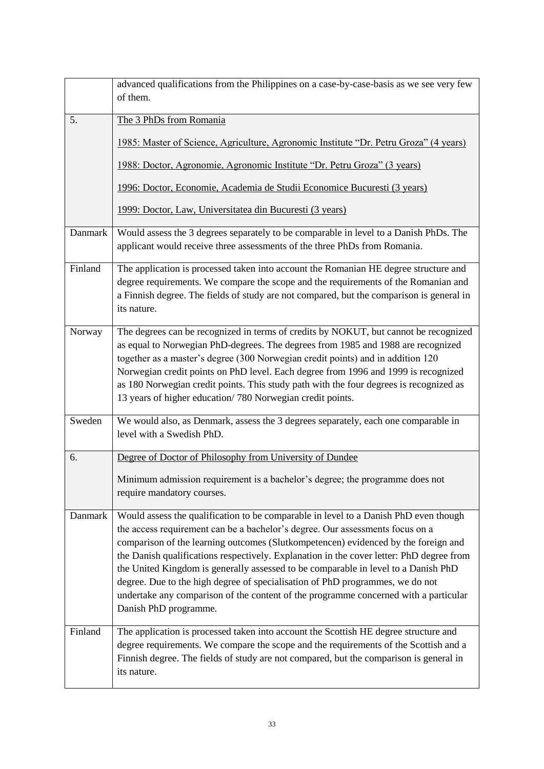| | |
|---|---|
| | advanced qualifications from the Philippines on a case-by-case-basis as we see very few of them. |
| 5. | The 3 PhDs from Romania<br><br>1985: Master of Science, Agriculture, Agronomic Institute "Dr. Petru Groza" (4 years)<br><br>1988: Doctor, Agronomie, Agronomic Institute "Dr. Petru Groza" (3 years)<br><br>1996: Doctor, Economie, Academia de Studii Economice Bucuresti (3 years)<br><br>1999: Doctor, Law, Universitatea din Bucuresti (3 years) |
| Danmark | Would assess the 3 degrees separately to be comparable in level to a Danish PhDs. The applicant would receive three assessments of the three PhDs from Romania. |
| Finland | The application is processed taken into account the Romanian HE degree structure and degree requirements. We compare the scope and the requirements of the Romanian and a Finnish degree. The fields of study are not compared, but the comparison is general in its nature. |
| Norway | The degrees can be recognized in terms of credits by NOKUT, but cannot be recognized as equal to Norwegian PhD-degrees. The degrees from 1985 and 1988 are recognized together as a master's degree (300 Norwegian credit points) and in addition 120 Norwegian credit points on PhD level. Each degree from 1996 and 1999 is recognized as 180 Norwegian credit points. This study path with the four degrees is recognized as 13 years of higher education/ 780 Norwegian credit points. |
| Sweden | We would also, as Denmark, assess the 3 degrees separately, each one comparable in level with a Swedish PhD. |
| 6. | Degree of Doctor of Philosophy from University of Dundee<br><br>Minimum admission requirement is a bachelor's degree; the programme does not require mandatory courses. |
| Danmark | Would assess the qualification to be comparable in level to a Danish PhD even though the access requirement can be a bachelor's degree. Our assessments focus on a comparison of the learning outcomes (Slutkompetencen) evidenced by the foreign and the Danish qualifications respectively. Explanation in the cover letter: PhD degree from the United Kingdom is generally assessed to be comparable in level to a Danish PhD degree. Due to the high degree of specialisation of PhD programmes, we do not undertake any comparison of the content of the programme concerned with a particular Danish PhD programme. |
| Finland | The application is processed taken into account the Scottish HE degree structure and degree requirements. We compare the scope and the requirements of the Scottish and a Finnish degree. The fields of study are not compared, but the comparison is general in its nature. |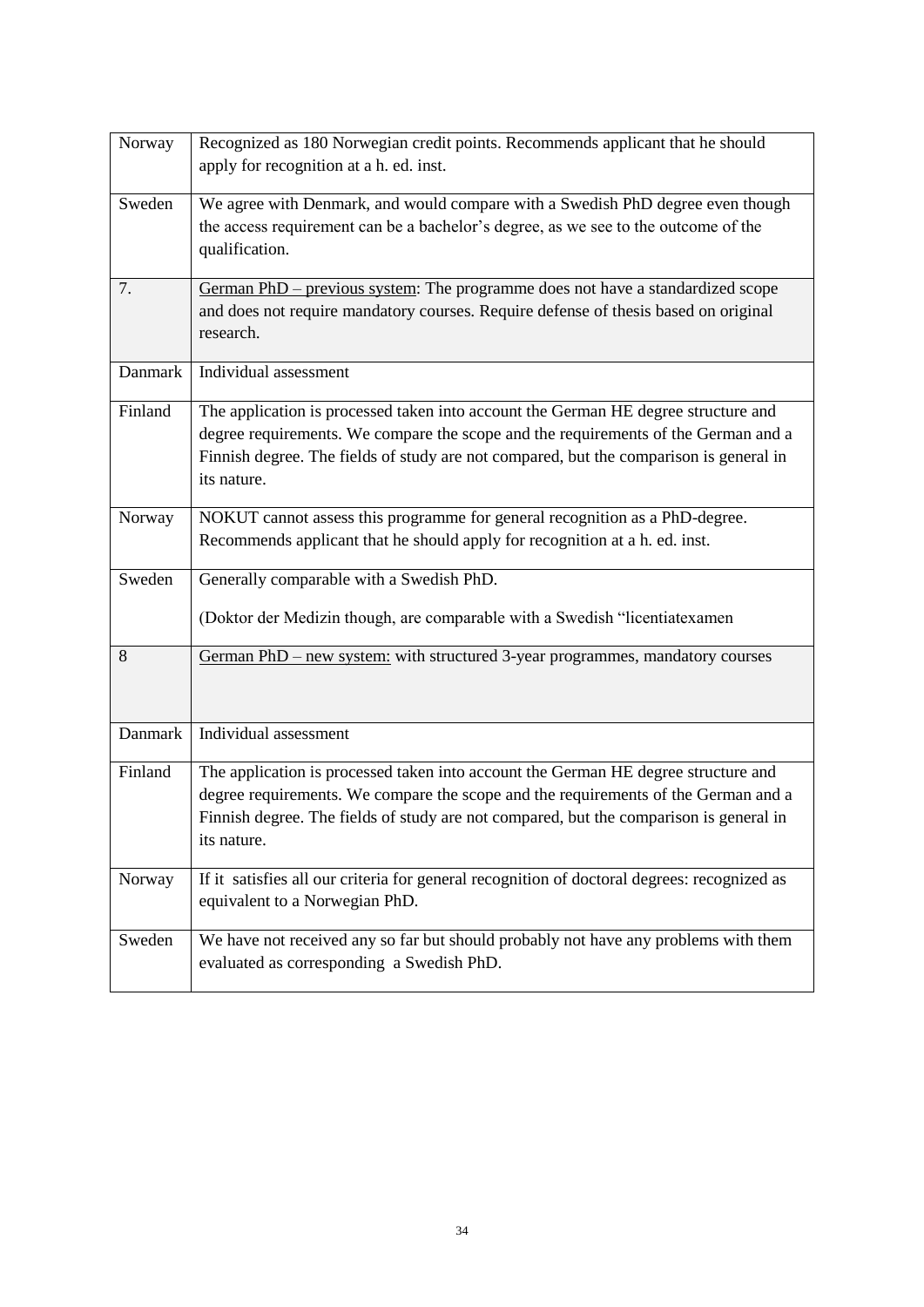| Norway | Recognized as 180 Norwegian credit points. Recommends applicant that he should apply for recognition at a h. ed. inst. |
|---|---|
| Sweden | We agree with Denmark, and would compare with a Swedish PhD degree even though the access requirement can be a bachelor's degree, as we see to the outcome of the qualification. |
| 7. | German PhD – previous system: The programme does not have a standardized scope and does not require mandatory courses. Require defense of thesis based on original research. |
| Danmark | Individual assessment |
| Finland | The application is processed taken into account the German HE degree structure and degree requirements. We compare the scope and the requirements of the German and a Finnish degree. The fields of study are not compared, but the comparison is general in its nature. |
| Norway | NOKUT cannot assess this programme for general recognition as a PhD-degree. Recommends applicant that he should apply for recognition at a h. ed. inst. |
| Sweden | Generally comparable with a Swedish PhD.<br><br>(Doktor der Medizin though, are comparable with a Swedish "licentiatexamen |
| 8 | German PhD – new system: with structured 3-year programmes, mandatory courses |
| Danmark | Individual assessment |
| Finland | The application is processed taken into account the German HE degree structure and degree requirements. We compare the scope and the requirements of the German and a Finnish degree. The fields of study are not compared, but the comparison is general in its nature. |
| Norway | If it satisfies all our criteria for general recognition of doctoral degrees: recognized as equivalent to a Norwegian PhD. |
| Sweden | We have not received any so far but should probably not have any problems with them evaluated as corresponding a Swedish PhD. |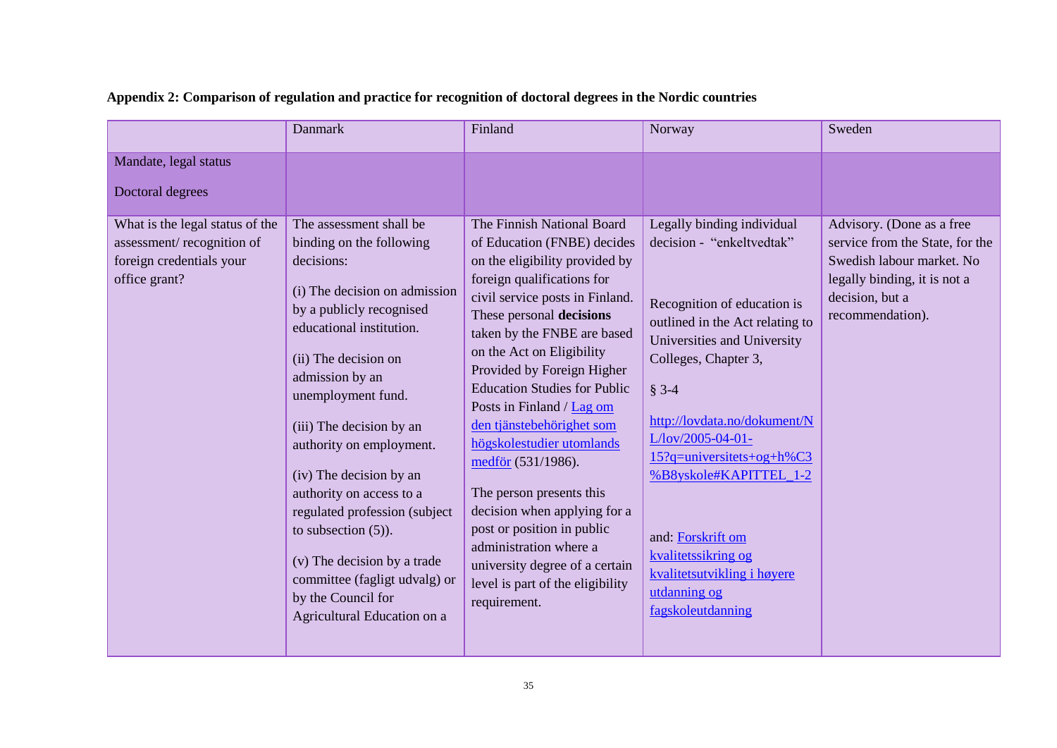**Appendix 2: Comparison of regulation and practice for recognition of doctoral degrees in the Nordic countries**

| | Danmark | Finland | Norway | Sweden |
|---|---|---|---|---|
| Mandate, legal status<br><br>Doctoral degrees | | | | |
| What is the legal status of the assessment/ recognition of foreign credentials your office grant? | The assessment shall be binding on the following decisions:<br><br>(i) The decision on admission by a publicly recognised educational institution.<br><br>(ii) The decision on admission by an unemployment fund.<br><br>(iii) The decision by an authority on employment.<br><br>(iv) The decision by an authority on access to a regulated profession (subject to subsection (5)).<br><br>(v) The decision by a trade committee (fagligt udvalg) or by the Council for Agricultural Education on a | The Finnish National Board of Education (FNBE) decides on the eligibility provided by foreign qualifications for civil service posts in Finland. These personal **decisions** taken by the FNBE are based on the Act on Eligibility Provided by Foreign Higher Education Studies for Public Posts in Finland / Lag om den tjänstebehörighet som högskolestudier utomlands medför (531/1986).<br><br>The person presents this decision when applying for a post or position in public administration where a university degree of a certain level is part of the eligibility requirement. | Legally binding individual decision - "enkeltvedtak"<br><br>Recognition of education is outlined in the Act relating to Universities and University Colleges, Chapter 3,<br><br>§ 3-4<br><br>http://lovdata.no/dokument/NL/lov/2005-04-01-15?q=universitets+og+h%C3%B8yskole#KAPITTEL_1-2<br><br>and: Forskrift om kvalitetssikring og kvalitetsutvikling i høyere utdanning og fagskoleutdanning | Advisory. (Done as a free service from the State, for the Swedish labour market. No legally binding, it is not a decision, but a recommendation). |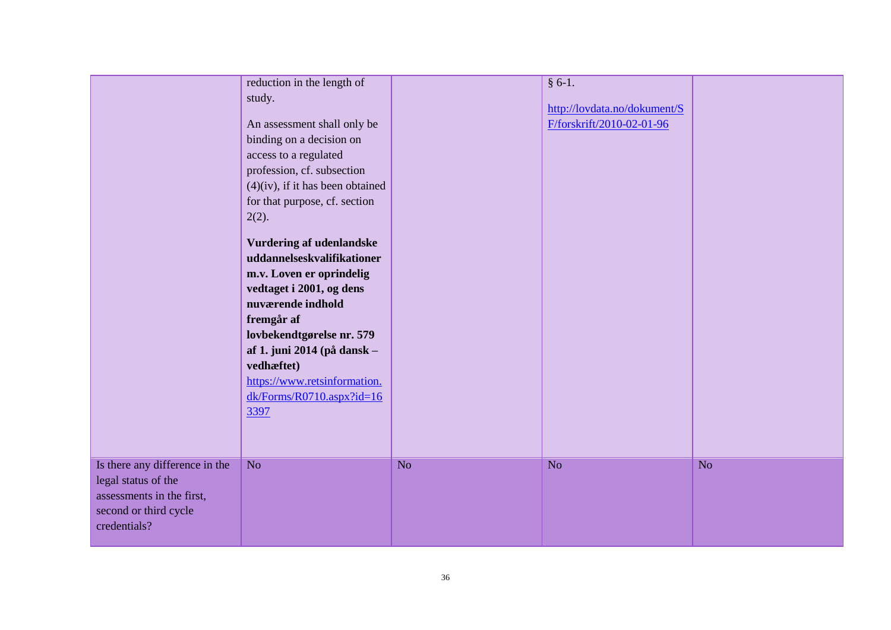| | | | | |
|---|---|---|---|---|
| | reduction in the length of study.<br><br>An assessment shall only be binding on a decision on access to a regulated profession, cf. subsection (4)(iv), if it has been obtained for that purpose, cf. section 2(2).<br><br>**Vurdering af udenlandske uddannelseskvalifikationer m.v. Loven er oprindelig vedtaget i 2001, og dens nuværende indhold fremgår af lovbekendtgørelse nr. 579 af 1. juni 2014 (på dansk – vedhæftet)** https://www.retsinformation.dk/Forms/R0710.aspx?id=163397 | | § 6-1.<br><br>http://lovdata.no/dokument/SF/forskrift/2010-02-01-96 | |
| Is there any difference in the legal status of the assessments in the first, second or third cycle credentials? | No | No | No | No |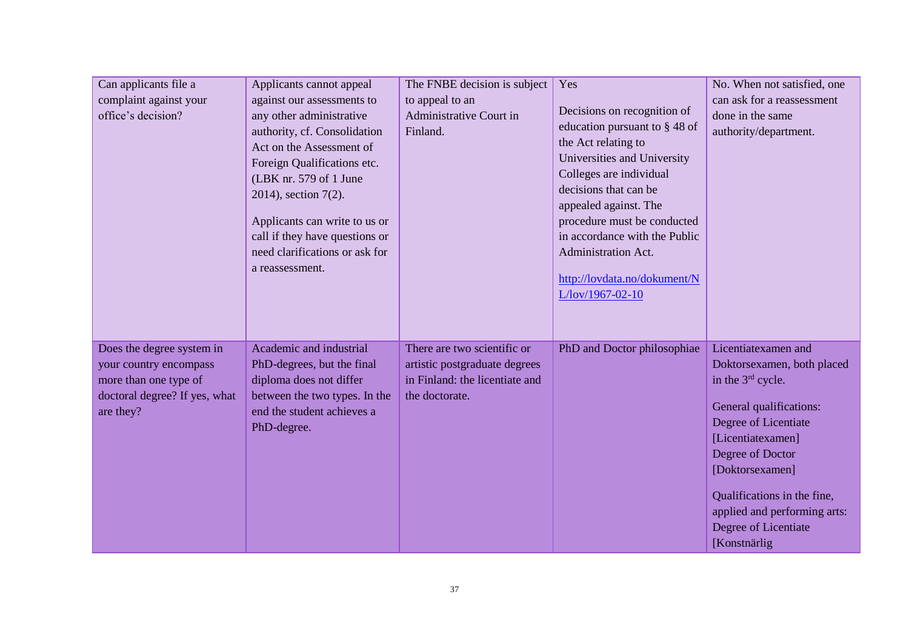| Can applicants file a complaint against your office's decision? | Applicants cannot appeal against our assessments to any other administrative authority, cf. Consolidation Act on the Assessment of Foreign Qualifications etc. (LBK nr. 579 of 1 June 2014), section 7(2).<br><br>Applicants can write to us or call if they have questions or need clarifications or ask for a reassessment. | The FNBE decision is subject to appeal to an Administrative Court in Finland. | Yes<br><br>Decisions on recognition of education pursuant to § 48 of the Act relating to Universities and University Colleges are individual decisions that can be appealed against. The procedure must be conducted in accordance with the Public Administration Act.<br><br>http://lovdata.no/dokument/NL/lov/1967-02-10 | No. When not satisfied, one can ask for a reassessment done in the same authority/department. |
|---|---|---|---|---|
| Does the degree system in your country encompass more than one type of doctoral degree? If yes, what are they? | Academic and industrial PhD-degrees, but the final diploma does not differ between the two types. In the end the student achieves a PhD-degree. | There are two scientific or artistic postgraduate degrees in Finland: the licentiate and the doctorate. | PhD and Doctor philosophiae | Licentiatexamen and Doktorsexamen, both placed in the 3rd cycle.<br><br>General qualifications:<br>Degree of Licentiate [Licentiatexamen]<br>Degree of Doctor [Doktorsexamen]<br><br>Qualifications in the fine, applied and performing arts:<br>Degree of Licentiate [Konstnärlig |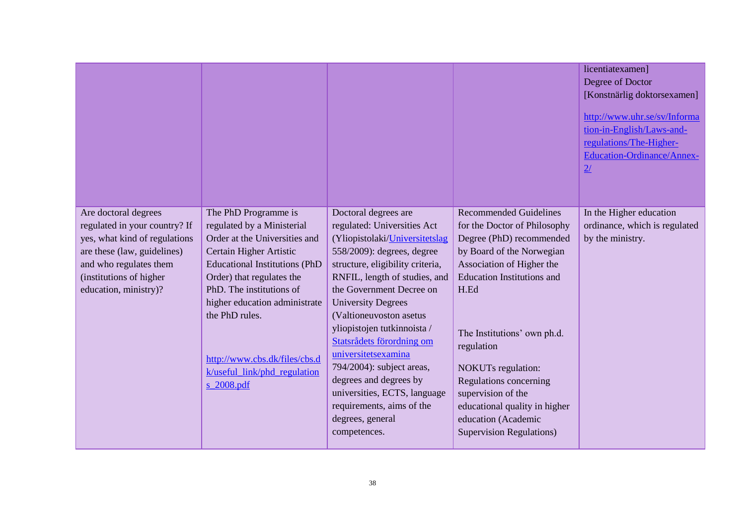| | | | | |
|---|---|---|---|---|
| | | | | licentiatexamen]<br>Degree of Doctor<br>[Konstnärlig doktorsexamen]<br><br>http://www.uhr.se/sv/Information-in-English/Laws-and-regulations/The-Higher-Education-Ordinance/Annex-2/ |
| Are doctoral degrees regulated in your country? If yes, what kind of regulations are these (law, guidelines) and who regulates them (institutions of higher education, ministry)? | The PhD Programme is regulated by a Ministerial Order at the Universities and Certain Higher Artistic Educational Institutions (PhD Order) that regulates the PhD. The institutions of higher education administrate the PhD rules.<br><br>http://www.cbs.dk/files/cbs.dk/useful_link/phd_regulations_2008.pdf | Doctoral degrees are regulated: Universities Act (Yliopistolaki/Universitetslag 558/2009): degrees, degree structure, eligibility criteria, RNFIL, length of studies, and the Government Decree on University Degrees (Valtioneuvoston asetus yliopistojen tutkinnoista / Statsrådets förordning om universitetsexamina 794/2004): subject areas, degrees and degrees by universities, ECTS, language requirements, aims of the degrees, general competences. | Recommended Guidelines for the Doctor of Philosophy Degree (PhD) recommended by Board of the Norwegian Association of Higher the Education Institutions and H.Ed<br><br>The Institutions' own ph.d. regulation<br><br>NOKUTs regulation: Regulations concerning supervision of the educational quality in higher education (Academic Supervision Regulations) | In the Higher education ordinance, which is regulated by the ministry. |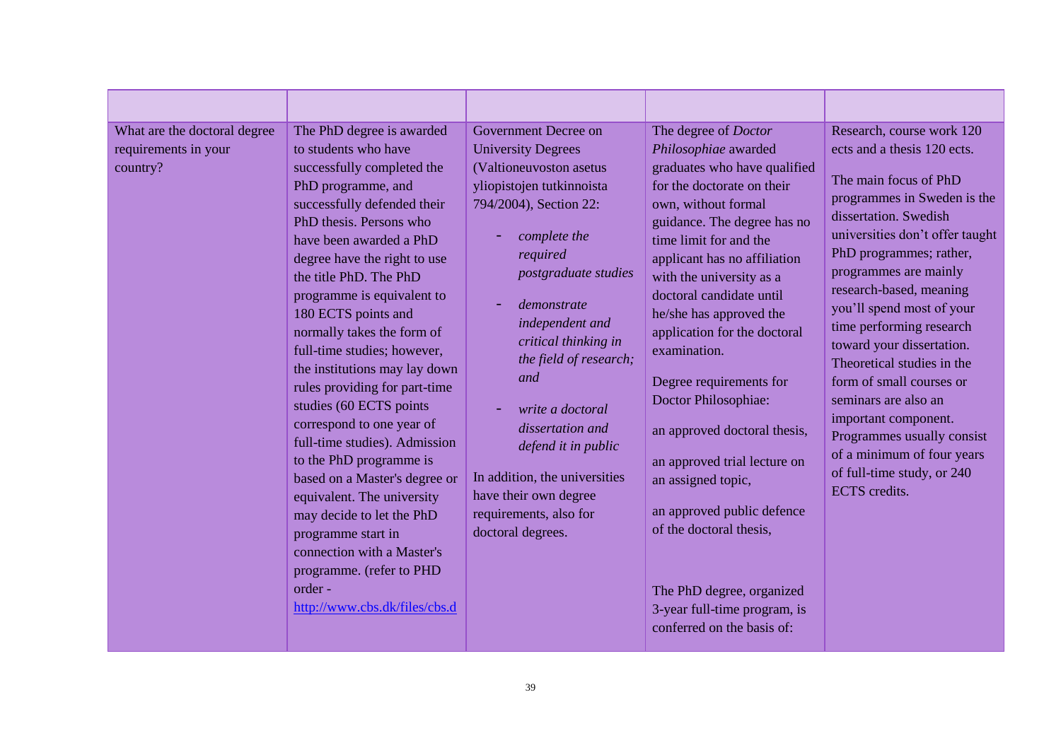| | | | | |
|---|---|---|---|---|
| What are the doctoral degree requirements in your country? | The PhD degree is awarded to students who have successfully completed the PhD programme, and successfully defended their PhD thesis. Persons who have been awarded a PhD degree have the right to use the title PhD. The PhD programme is equivalent to 180 ECTS points and normally takes the form of full-time studies; however, the institutions may lay down rules providing for part-time studies (60 ECTS points correspond to one year of full-time studies). Admission to the PhD programme is based on a Master's degree or equivalent. The university may decide to let the PhD programme start in connection with a Master's programme. (refer to PHD order - [http://www.cbs.dk/files/cbs.d](http://www.cbs.dk/files/cbs.d) | Government Decree on University Degrees (Valtioneuvoston asetus yliopistojen tutkinnoista 794/2004), Section 22:<br>- *complete the required postgraduate studies*<br>- *demonstrate independent and critical thinking in the field of research; and*<br>- *write a doctoral dissertation and defend it in public*<br><br>In addition, the universities have their own degree requirements, also for doctoral degrees. | The degree of *Doctor Philosophiae* awarded graduates who have qualified for the doctorate on their own, without formal guidance. The degree has no time limit for and the applicant has no affiliation with the university as a doctoral candidate until he/she has approved the application for the doctoral examination.<br><br>Degree requirements for Doctor Philosophiae:<br><br>an approved doctoral thesis,<br><br>an approved trial lecture on an assigned topic,<br><br>an approved public defence of the doctoral thesis,<br><br>The PhD degree, organized 3-year full-time program, is conferred on the basis of: | Research, course work 120 ects and a thesis 120 ects.<br><br>The main focus of PhD programmes in Sweden is the dissertation. Swedish universities don't offer taught PhD programmes; rather, programmes are mainly research-based, meaning you'll spend most of your time performing research toward your dissertation. Theoretical studies in the form of small courses or seminars are also an important component. Programmes usually consist of a minimum of four years of full-time study, or 240 ECTS credits. |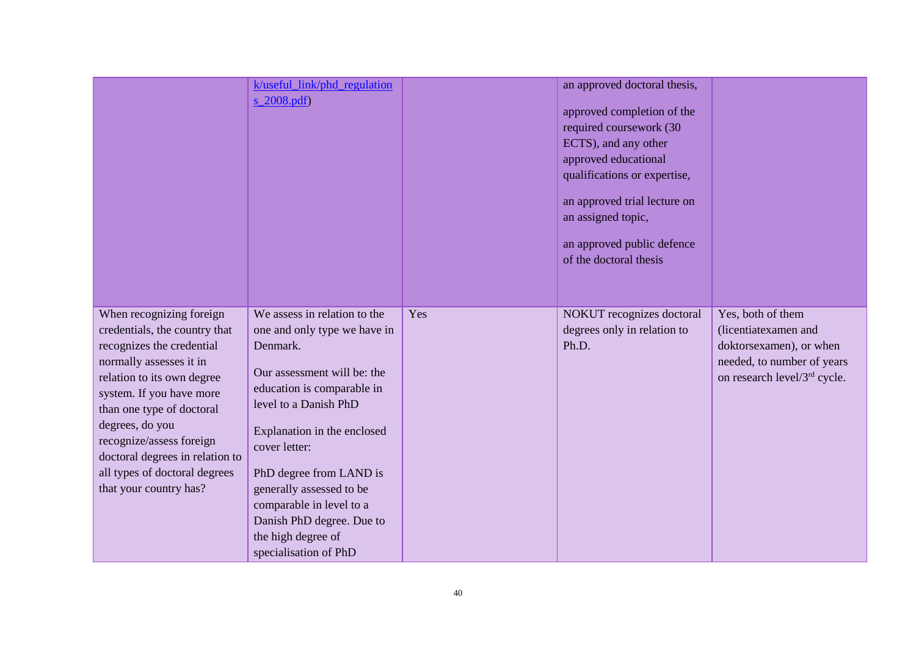| | | | | |
|---|---|---|---|---|
| | k/useful_link/phd_regulations_2008.pdf) | | an approved doctoral thesis,<br><br>approved completion of the required coursework (30 ECTS), and any other approved educational qualifications or expertise,<br><br>an approved trial lecture on an assigned topic,<br><br>an approved public defence of the doctoral thesis | |
| When recognizing foreign credentials, the country that recognizes the credential normally assesses it in relation to its own degree system. If you have more than one type of doctoral degrees, do you recognize/assess foreign doctoral degrees in relation to all types of doctoral degrees that your country has? | We assess in relation to the one and only type we have in Denmark.<br><br>Our assessment will be: the education is comparable in level to a Danish PhD<br><br>Explanation in the enclosed cover letter:<br><br>PhD degree from LAND is generally assessed to be comparable in level to a Danish PhD degree. Due to the high degree of specialisation of PhD | Yes | NOKUT recognizes doctoral degrees only in relation to Ph.D. | Yes, both of them (licentiatexamen and doktorsexamen), or when needed, to number of years on research level/3rd cycle. |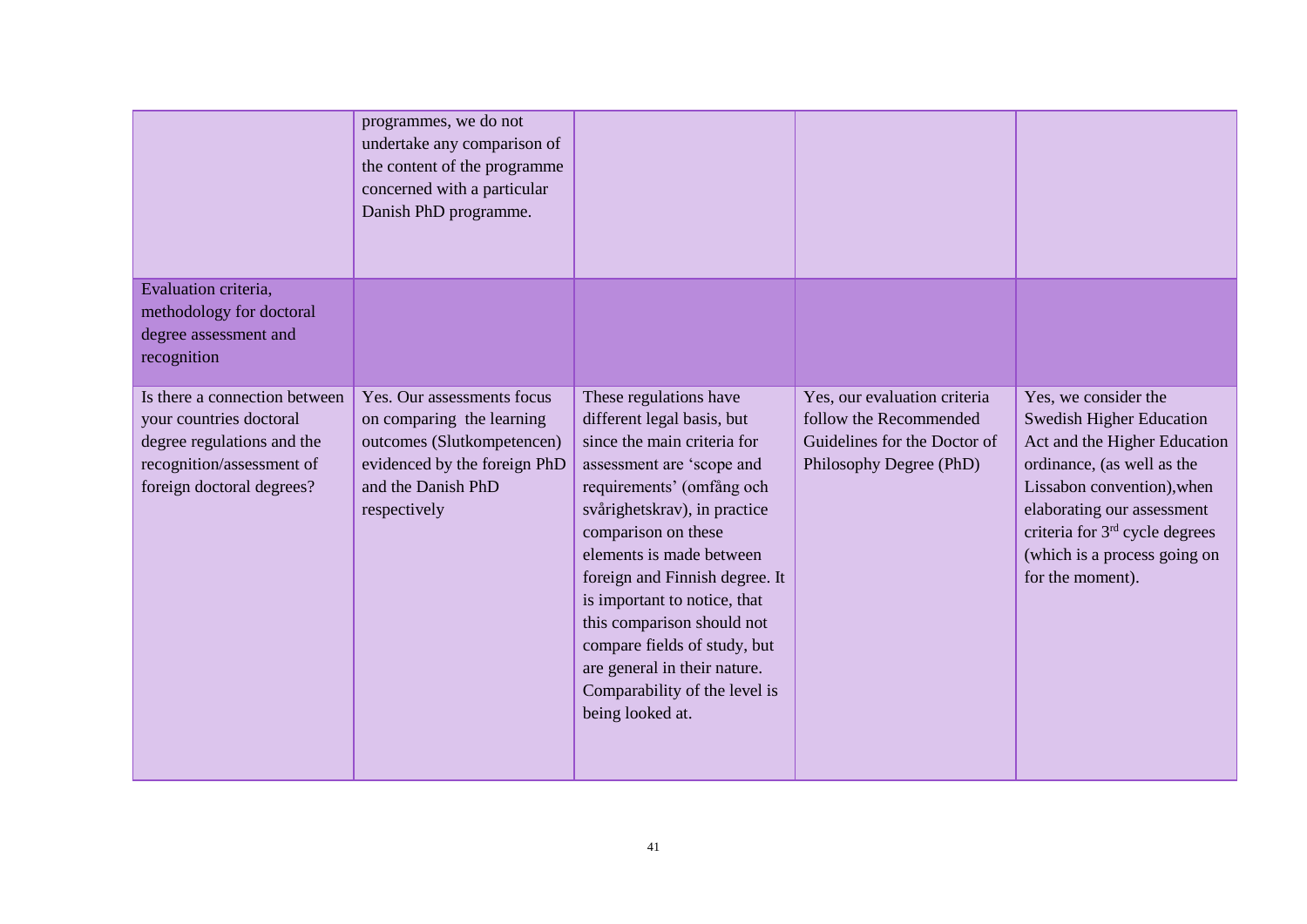| | | | | |
|---|---|---|---|---|
| | programmes, we do not undertake any comparison of the content of the programme concerned with a particular Danish PhD programme. | | | |
| Evaluation criteria, methodology for doctoral degree assessment and recognition | | | | |
| Is there a connection between your countries doctoral degree regulations and the recognition/assessment of foreign doctoral degrees? | Yes. Our assessments focus on comparing the learning outcomes (Slutkompetencen) evidenced by the foreign PhD and the Danish PhD respectively | These regulations have different legal basis, but since the main criteria for assessment are 'scope and requirements' (omfång och svårighetskrav), in practice comparison on these elements is made between foreign and Finnish degree. It is important to notice, that this comparison should not compare fields of study, but are general in their nature. Comparability of the level is being looked at. | Yes, our evaluation criteria follow the Recommended Guidelines for the Doctor of Philosophy Degree (PhD) | Yes, we consider the Swedish Higher Education Act and the Higher Education ordinance, (as well as the Lissabon convention),when elaborating our assessment criteria for 3rd cycle degrees (which is a process going on for the moment). |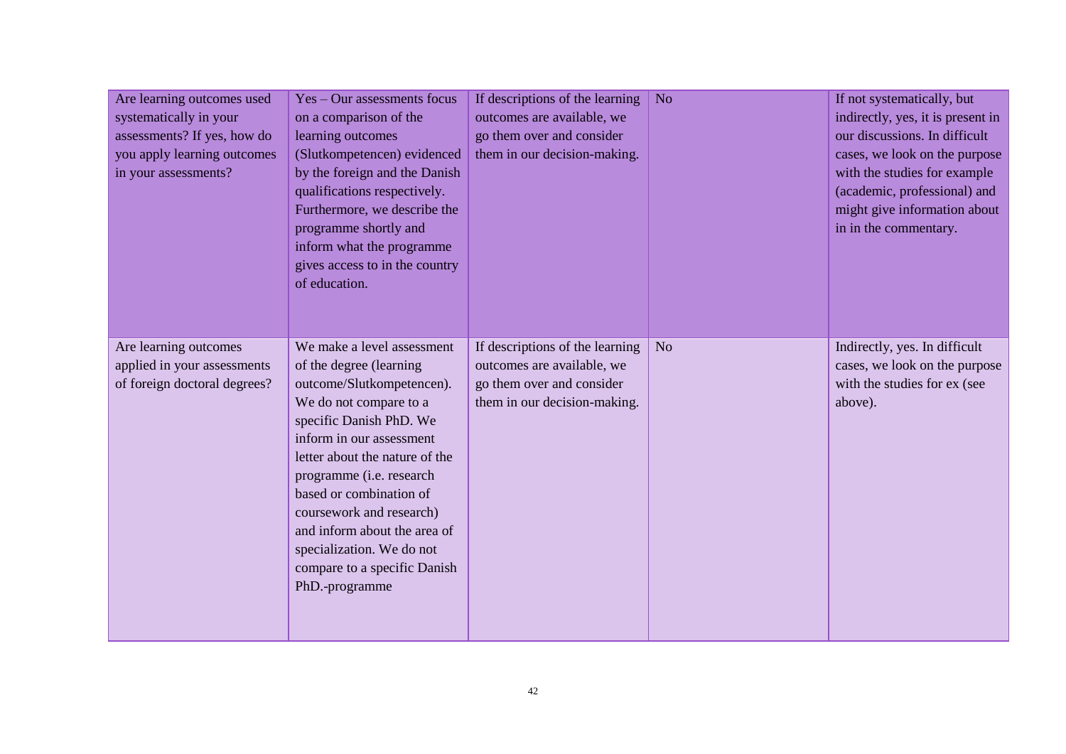| | | | | |
|---|---|---|---|---|
| Are learning outcomes used systematically in your assessments? If yes, how do you apply learning outcomes in your assessments? | Yes – Our assessments focus on a comparison of the learning outcomes (Slutkompetencen) evidenced by the foreign and the Danish qualifications respectively. Furthermore, we describe the programme shortly and inform what the programme gives access to in the country of education. | If descriptions of the learning outcomes are available, we go them over and consider them in our decision-making. | No | If not systematically, but indirectly, yes, it is present in our discussions. In difficult cases, we look on the purpose with the studies for example (academic, professional) and might give information about in in the commentary. |
| Are learning outcomes applied in your assessments of foreign doctoral degrees? | We make a level assessment of the degree (learning outcome/Slutkompetencen). We do not compare to a specific Danish PhD. We inform in our assessment letter about the nature of the programme (i.e. research based or combination of coursework and research) and inform about the area of specialization. We do not compare to a specific Danish PhD.-programme | If descriptions of the learning outcomes are available, we go them over and consider them in our decision-making. | No | Indirectly, yes. In difficult cases, we look on the purpose with the studies for ex (see above). |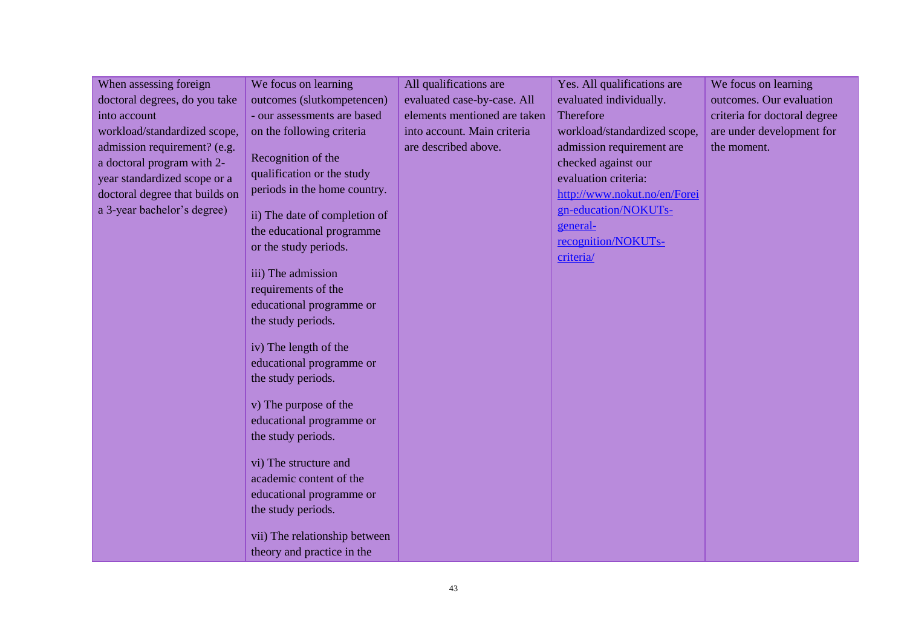| | | | | |
|---|---|---|---|---|
| When assessing foreign doctoral degrees, do you take into account workload/standardized scope, admission requirement? (e.g. a doctoral program with 2-year standardized scope or a doctoral degree that builds on a 3-year bachelor's degree) | We focus on learning outcomes (slutkompetencen) - our assessments are based on the following criteria<br><br>Recognition of the qualification or the study periods in the home country.<br><br>ii) The date of completion of the educational programme or the study periods.<br><br>iii) The admission requirements of the educational programme or the study periods.<br><br>iv) The length of the educational programme or the study periods.<br><br>v) The purpose of the educational programme or the study periods.<br><br>vi) The structure and academic content of the educational programme or the study periods.<br><br>vii) The relationship between theory and practice in the | All qualifications are evaluated case-by-case. All elements mentioned are taken into account. Main criteria are described above. | Yes. All qualifications are evaluated individually. Therefore workload/standardized scope, admission requirement are checked against our evaluation criteria: [http://www.nokut.no/en/Foreign-education/NOKUTs-general-recognition/NOKUTs-criteria/](http://www.nokut.no/en/Foreign-education/NOKUTs-general-recognition/NOKUTs-criteria/) | We focus on learning outcomes. Our evaluation criteria for doctoral degree are under development for the moment. |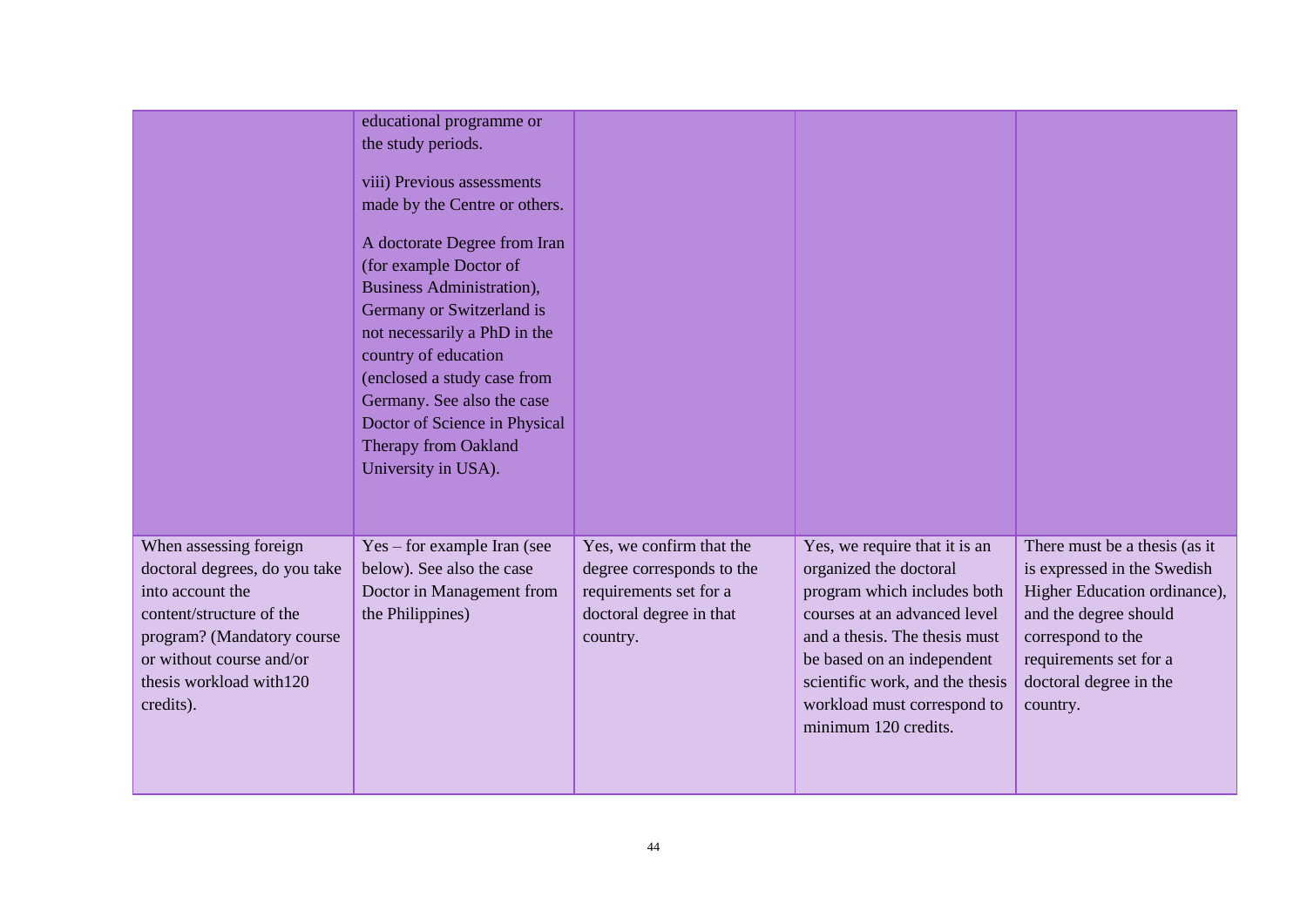| | | | | |
|---|---|---|---|---|
| | educational programme or the study periods.<br><br>viii) Previous assessments made by the Centre or others.<br><br>A doctorate Degree from Iran (for example Doctor of Business Administration), Germany or Switzerland is not necessarily a PhD in the country of education (enclosed a study case from Germany. See also the case Doctor of Science in Physical Therapy from Oakland University in USA). | | | |
| When assessing foreign doctoral degrees, do you take into account the content/structure of the program? (Mandatory course or without course and/or thesis workload with120 credits). | Yes – for example Iran (see below). See also the case Doctor in Management from the Philippines) | Yes, we confirm that the degree corresponds to the requirements set for a doctoral degree in that country. | Yes, we require that it is an organized the doctoral program which includes both courses at an advanced level and a thesis. The thesis must be based on an independent scientific work, and the thesis workload must correspond to minimum 120 credits. | There must be a thesis (as it is expressed in the Swedish Higher Education ordinance), and the degree should correspond to the requirements set for a doctoral degree in the country. |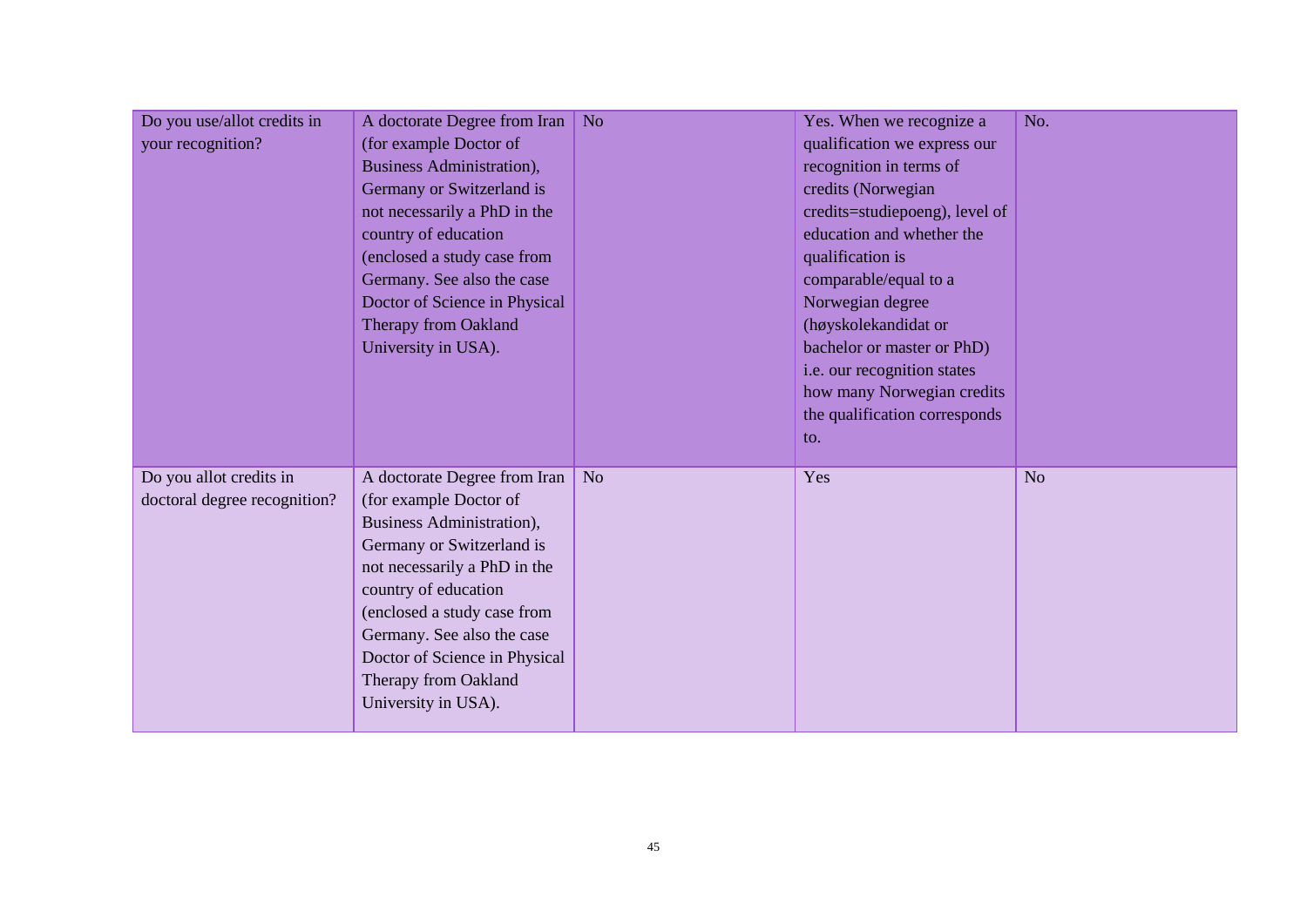| | | | | |
|---|---|---|---|---|
| Do you use/allot credits in your recognition? | A doctorate Degree from Iran (for example Doctor of Business Administration), Germany or Switzerland is not necessarily a PhD in the country of education (enclosed a study case from Germany. See also the case Doctor of Science in Physical Therapy from Oakland University in USA). | No | Yes. When we recognize a qualification we express our recognition in terms of credits (Norwegian credits=studiepoeng), level of education and whether the qualification is comparable/equal to a Norwegian degree (høyskolekandidat or bachelor or master or PhD) i.e. our recognition states how many Norwegian credits the qualification corresponds to. | No. |
| Do you allot credits in doctoral degree recognition? | A doctorate Degree from Iran (for example Doctor of Business Administration), Germany or Switzerland is not necessarily a PhD in the country of education (enclosed a study case from Germany. See also the case Doctor of Science in Physical Therapy from Oakland University in USA). | No | Yes | No |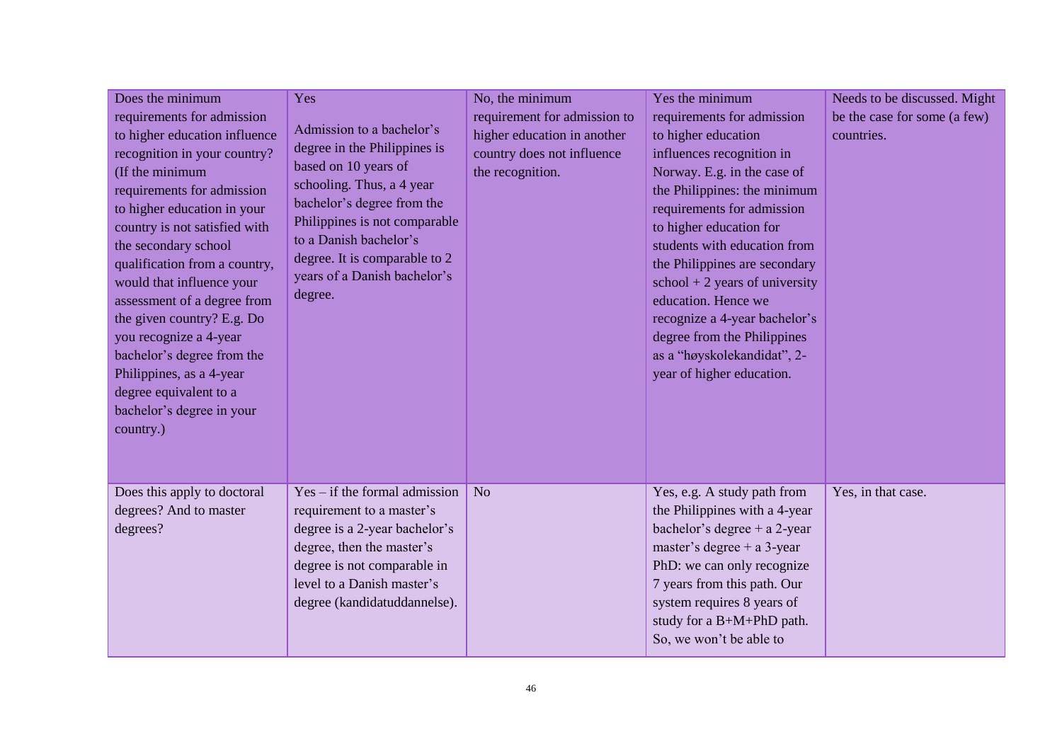| Does the minimum requirements for admission to higher education influence recognition in your country? (If the minimum requirements for admission to higher education in your country is not satisfied with the secondary school qualification from a country, would that influence your assessment of a degree from the given country? E.g. Do you recognize a 4-year bachelor's degree from the Philippines, as a 4-year degree equivalent to a bachelor's degree in your country.) | Yes<br><br>Admission to a bachelor's degree in the Philippines is based on 10 years of schooling. Thus, a 4 year bachelor's degree from the Philippines is not comparable to a Danish bachelor's degree. It is comparable to 2 years of a Danish bachelor's degree. | No, the minimum requirement for admission to higher education in another country does not influence the recognition. | Yes the minimum requirements for admission to higher education influences recognition in Norway. E.g. in the case of the Philippines: the minimum requirements for admission to higher education for students with education from the Philippines are secondary school + 2 years of university education. Hence we recognize a 4-year bachelor's degree from the Philippines as a "høyskolekandidat", 2-year of higher education. | Needs to be discussed. Might be the case for some (a few) countries. |
|---|---|---|---|---|
| Does this apply to doctoral degrees? And to master degrees? | Yes – if the formal admission requirement to a master's degree is a 2-year bachelor's degree, then the master's degree is not comparable in level to a Danish master's degree (kandidatuddannelse). | No | Yes, e.g. A study path from the Philippines with a 4-year bachelor's degree + a 2-year master's degree + a 3-year PhD: we can only recognize 7 years from this path. Our system requires 8 years of study for a B+M+PhD path. So, we won't be able to | Yes, in that case. |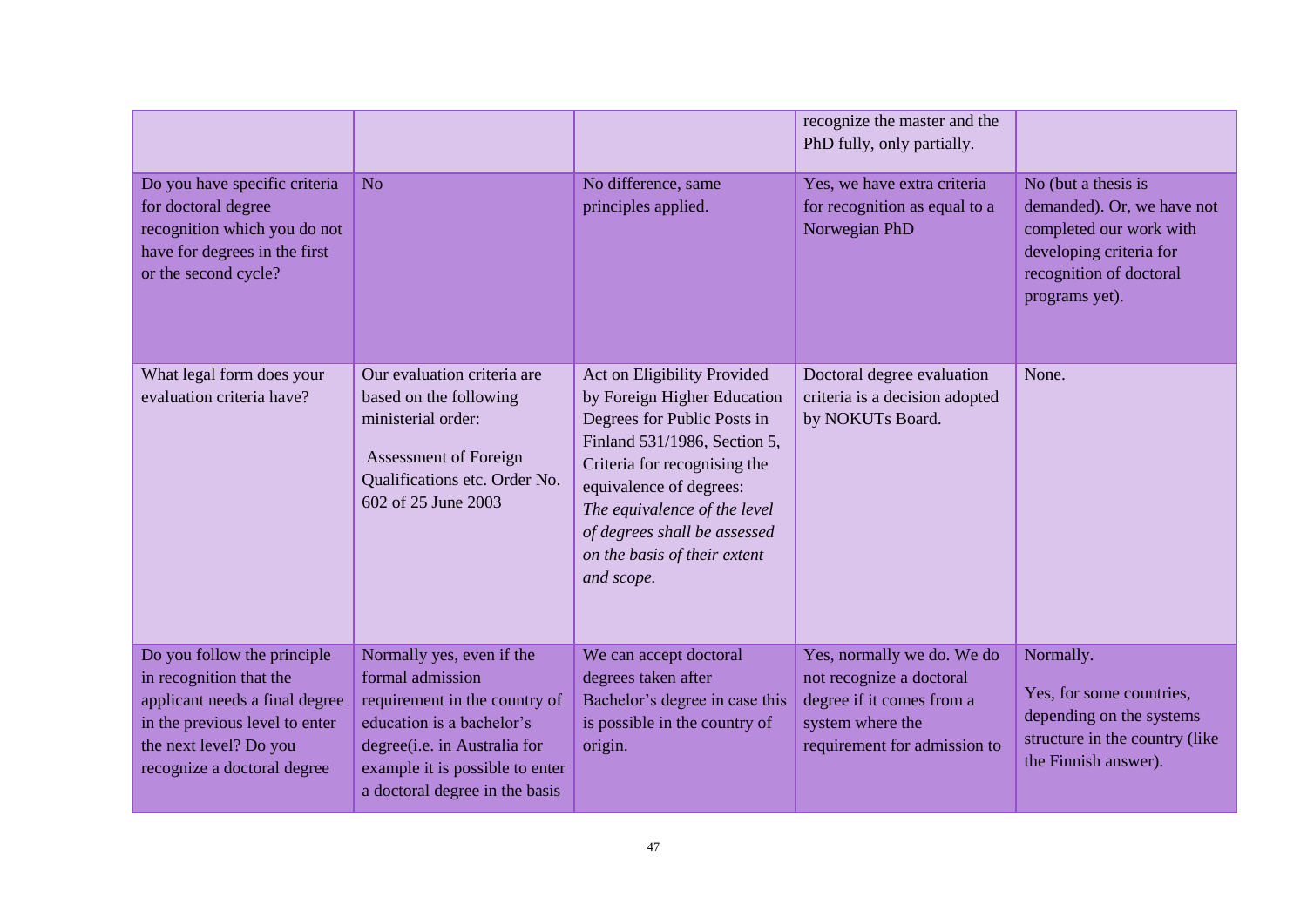| | | | recognize the master and the PhD fully, only partially. | |
|---|---|---|---|---|
| Do you have specific criteria for doctoral degree recognition which you do not have for degrees in the first or the second cycle? | No | No difference, same principles applied. | Yes, we have extra criteria for recognition as equal to a Norwegian PhD | No (but a thesis is demanded). Or, we have not completed our work with developing criteria for recognition of doctoral programs yet). |
| What legal form does your evaluation criteria have? | Our evaluation criteria are based on the following ministerial order: Assessment of Foreign Qualifications etc. Order No. 602 of 25 June 2003 | Act on Eligibility Provided by Foreign Higher Education Degrees for Public Posts in Finland 531/1986, Section 5, Criteria for recognising the equivalence of degrees: *The equivalence of the level of degrees shall be assessed on the basis of their extent and scope.* | Doctoral degree evaluation criteria is a decision adopted by NOKUTs Board. | None. |
| Do you follow the principle in recognition that the applicant needs a final degree in the previous level to enter the next level? Do you recognize a doctoral degree | Normally yes, even if the formal admission requirement in the country of education is a bachelor's degree(i.e. in Australia for example it is possible to enter a doctoral degree in the basis | We can accept doctoral degrees taken after Bachelor's degree in case this is possible in the country of origin. | Yes, normally we do. We do not recognize a doctoral degree if it comes from a system where the requirement for admission to | Normally. Yes, for some countries, depending on the systems structure in the country (like the Finnish answer). |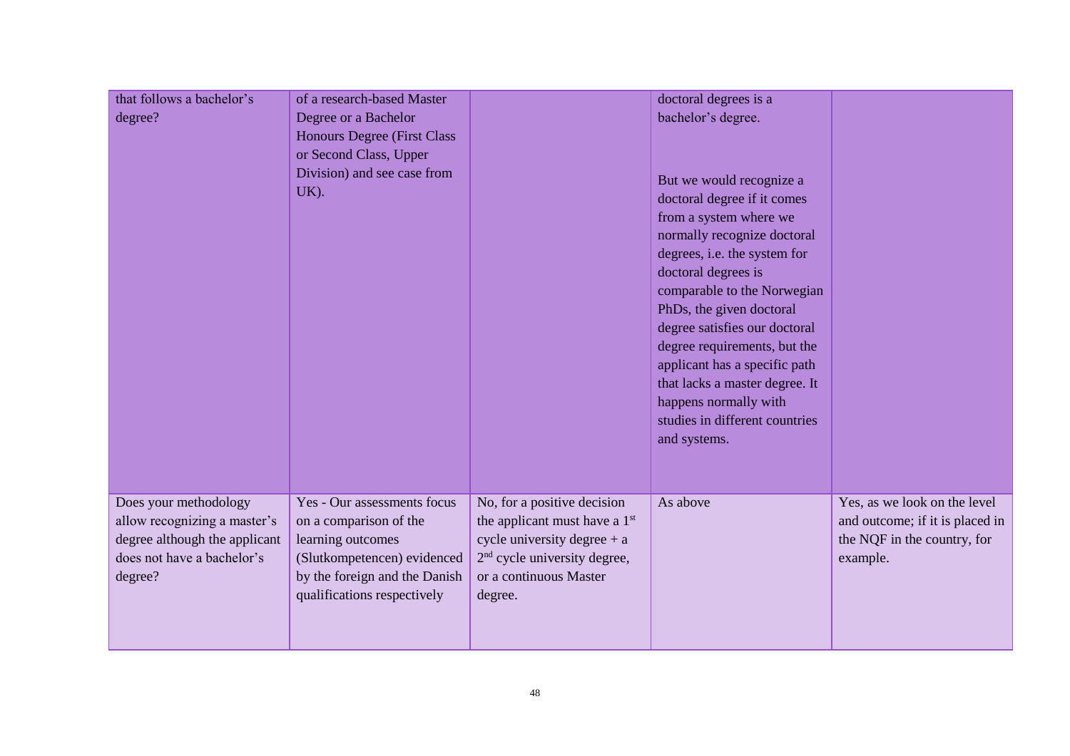| | | | | |
|---|---|---|---|---|
| that follows a bachelor's degree? | of a research-based Master Degree or a Bachelor Honours Degree (First Class or Second Class, Upper Division) and see case from UK). | | doctoral degrees is a bachelor's degree.<br><br>But we would recognize a doctoral degree if it comes from a system where we normally recognize doctoral degrees, i.e. the system for doctoral degrees is comparable to the Norwegian PhDs, the given doctoral degree satisfies our doctoral degree requirements, but the applicant has a specific path that lacks a master degree. It happens normally with studies in different countries and systems. | |
| Does your methodology allow recognizing a master's degree although the applicant does not have a bachelor's degree? | Yes - Our assessments focus on a comparison of the learning outcomes (Slutkompetencen) evidenced by the foreign and the Danish qualifications respectively | No, for a positive decision the applicant must have a 1st cycle university degree + a 2nd cycle university degree, or a continuous Master degree. | As above | Yes, as we look on the level and outcome; if it is placed in the NQF in the country, for example. |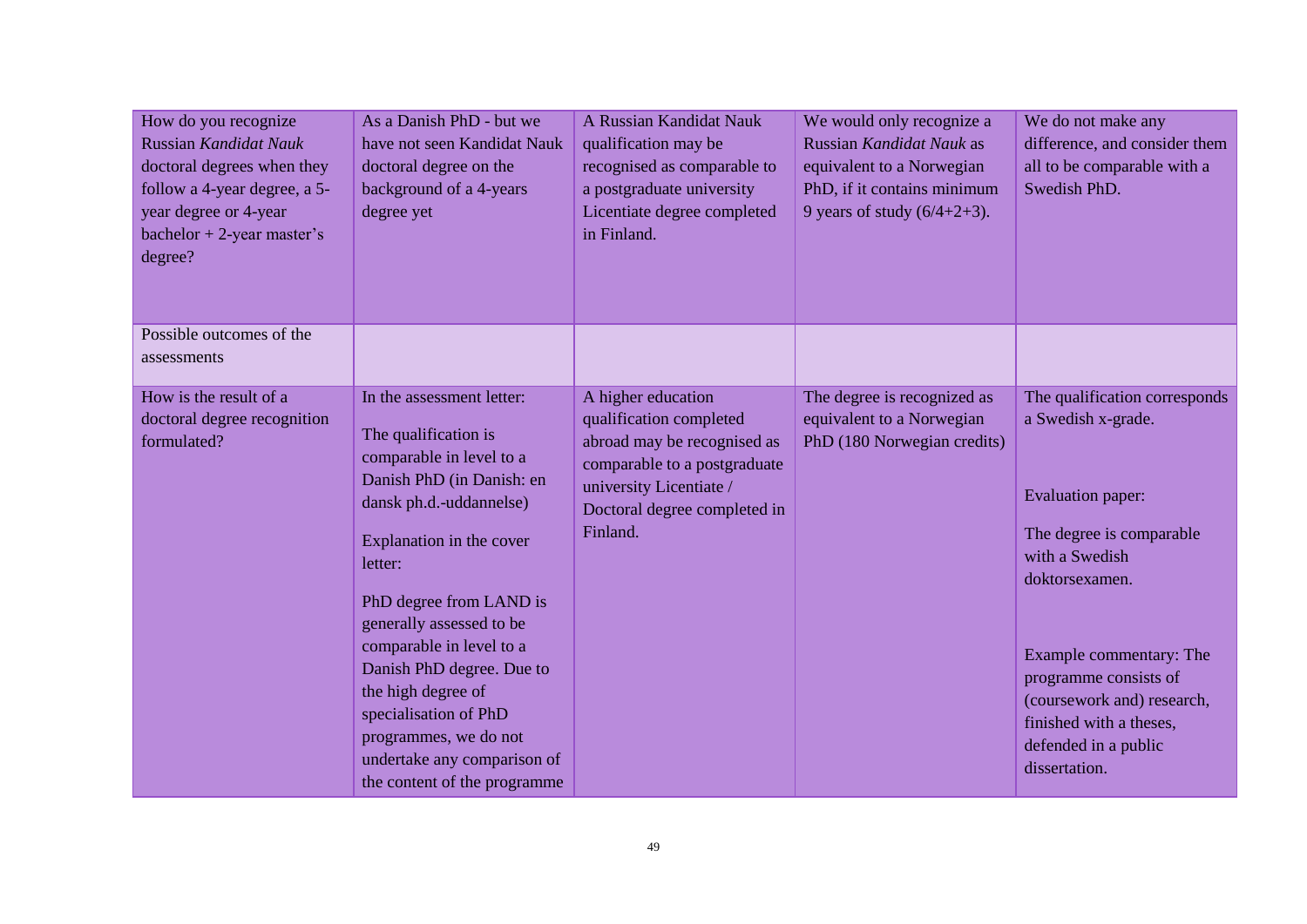| How do you recognize Russian *Kandidat Nauk* doctoral degrees when they follow a 4-year degree, a 5-year degree or 4-year bachelor + 2-year master's degree? | As a Danish PhD - but we have not seen Kandidat Nauk doctoral degree on the background of a 4-years degree yet | A Russian Kandidat Nauk qualification may be recognised as comparable to a postgraduate university Licentiate degree completed in Finland. | We would only recognize a Russian *Kandidat Nauk* as equivalent to a Norwegian PhD, if it contains minimum 9 years of study (6/4+2+3). | We do not make any difference, and consider them all to be comparable with a Swedish PhD. |
|---|---|---|---|---|
| Possible outcomes of the assessments | | | | |
| How is the result of a doctoral degree recognition formulated? | In the assessment letter:<br><br>The qualification is comparable in level to a Danish PhD (in Danish: en dansk ph.d.-uddannelse)<br><br>Explanation in the cover letter:<br><br>PhD degree from LAND is generally assessed to be comparable in level to a Danish PhD degree. Due to the high degree of specialisation of PhD programmes, we do not undertake any comparison of the content of the programme | A higher education qualification completed abroad may be recognised as comparable to a postgraduate university Licentiate / Doctoral degree completed in Finland. | The degree is recognized as equivalent to a Norwegian PhD (180 Norwegian credits) | The qualification corresponds a Swedish x-grade.<br><br>Evaluation paper:<br><br>The degree is comparable with a Swedish doktorsexamen.<br><br>Example commentary: The programme consists of (coursework and) research, finished with a theses, defended in a public dissertation. |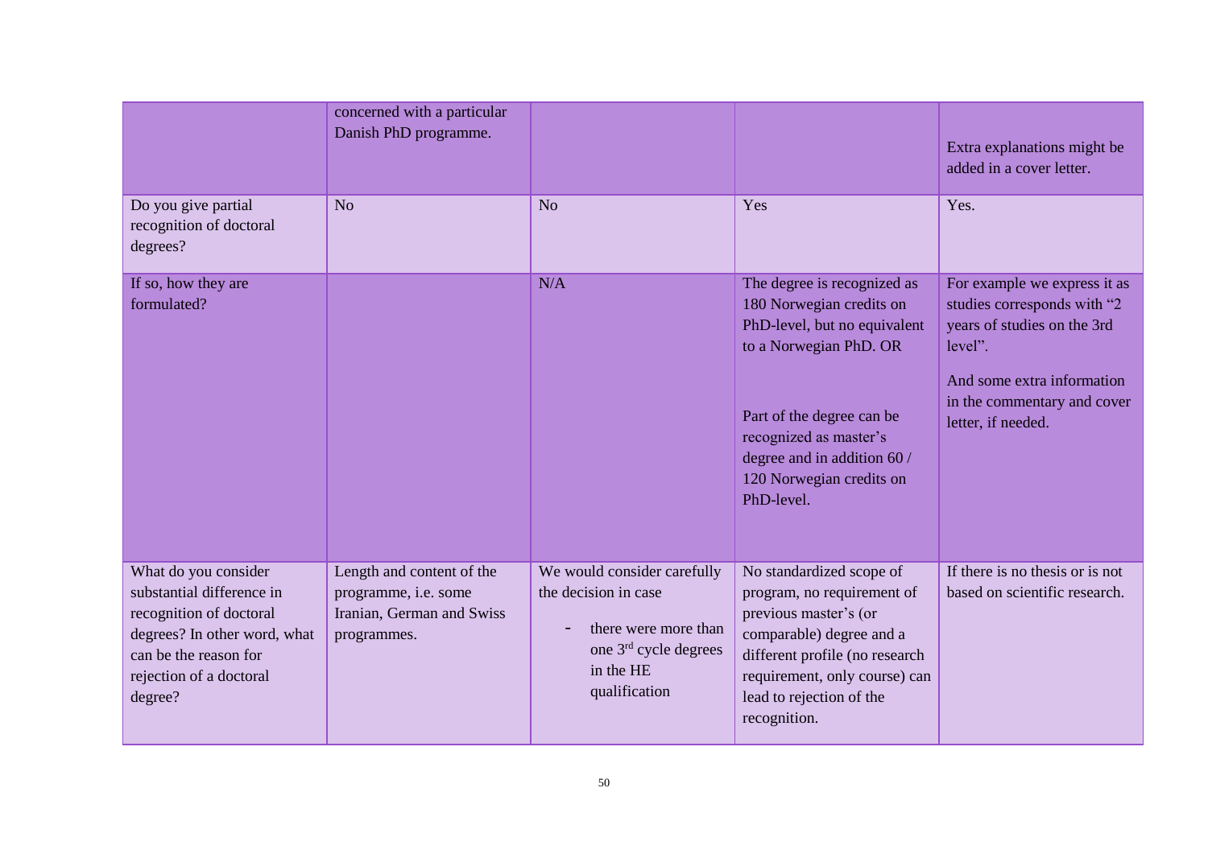| | | | | |
|---|---|---|---|---|
| | concerned with a particular Danish PhD programme. | | | Extra explanations might be added in a cover letter. |
| Do you give partial recognition of doctoral degrees? | No | No | Yes | Yes. |
| If so, how they are formulated? | | N/A | The degree is recognized as 180 Norwegian credits on PhD-level, but no equivalent to a Norwegian PhD. OR<br><br>Part of the degree can be recognized as master's degree and in addition 60 / 120 Norwegian credits on PhD-level. | For example we express it as studies corresponds with "2 years of studies on the 3rd level".<br><br>And some extra information in the commentary and cover letter, if needed. |
| What do you consider substantial difference in recognition of doctoral degrees? In other word, what can be the reason for rejection of a doctoral degree? | Length and content of the programme, i.e. some Iranian, German and Swiss programmes. | We would consider carefully the decision in case<br><br>- there were more than one 3rd cycle degrees in the HE qualification | No standardized scope of program, no requirement of previous master's (or comparable) degree and a different profile (no research requirement, only course) can lead to rejection of the recognition. | If there is no thesis or is not based on scientific research. |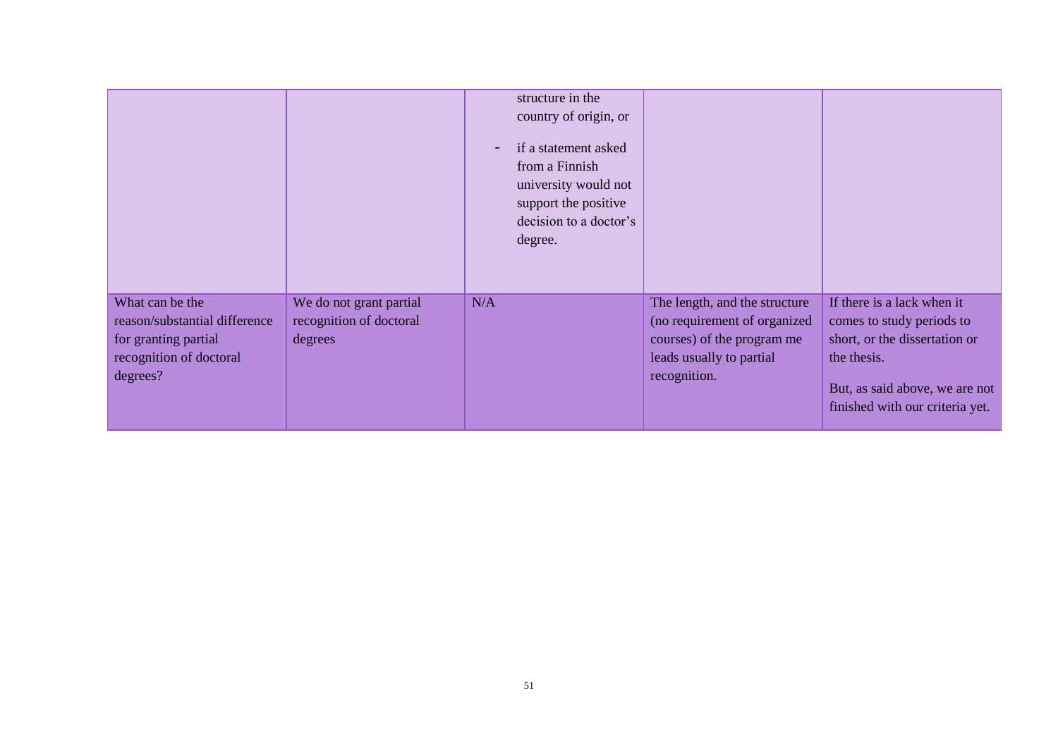| | | | | |
|---|---|---|---|---|
| | | structure in the country of origin, or<br>- if a statement asked from a Finnish university would not support the positive decision to a doctor's degree. | | |
| What can be the reason/substantial difference for granting partial recognition of doctoral degrees? | We do not grant partial recognition of doctoral degrees | N/A | The length, and the structure (no requirement of organized courses) of the program me leads usually to partial recognition. | If there is a lack when it comes to study periods to short, or the dissertation or the thesis.<br>But, as said above, we are not finished with our criteria yet. |